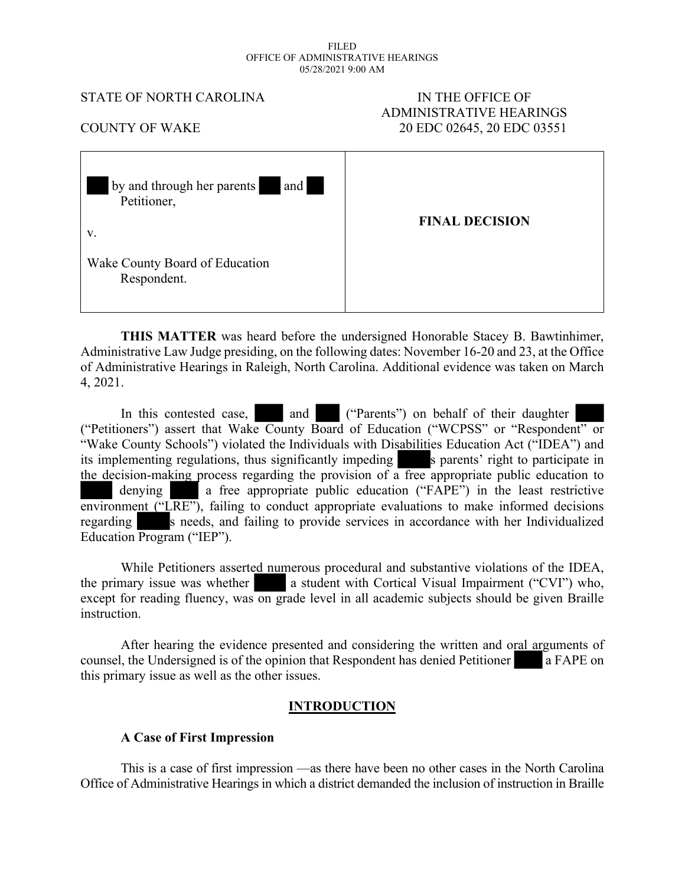FILED
OFFICE OF ADMINISTRATIVE HEARINGS
05/28/2021 9:00 AM

STATE OF NORTH CAROLINA

COUNTY OF WAKE

IN THE OFFICE OF
ADMINISTRATIVE HEARINGS
20 EDC 02645, 20 EDC 03551

| | |
|---|---|
| by and through her parents and<br>Petitioner,<br><br>v.<br><br>Wake County Board of Education<br>Respondent. | **FINAL DECISION** |

**THIS MATTER** was heard before the undersigned Honorable Stacey B. Bawtinhimer, Administrative Law Judge presiding, on the following dates: November 16-20 and 23, at the Office of Administrative Hearings in Raleigh, North Carolina. Additional evidence was taken on March 4, 2021.

In this contested case, and ("Parents") on behalf of their daughter ("Petitioners") assert that Wake County Board of Education ("WCPSS" or "Respondent" or "Wake County Schools") violated the Individuals with Disabilities Education Act ("IDEA") and its implementing regulations, thus significantly impeding s parents' right to participate in the decision-making process regarding the provision of a free appropriate public education to denying a free appropriate public education ("FAPE") in the least restrictive environment ("LRE"), failing to conduct appropriate evaluations to make informed decisions regarding s needs, and failing to provide services in accordance with her Individualized Education Program ("IEP").

While Petitioners asserted numerous procedural and substantive violations of the IDEA, the primary issue was whether a student with Cortical Visual Impairment ("CVI") who, except for reading fluency, was on grade level in all academic subjects should be given Braille instruction.

After hearing the evidence presented and considering the written and oral arguments of counsel, the Undersigned is of the opinion that Respondent has denied Petitioner a FAPE on this primary issue as well as the other issues.

## INTRODUCTION

### A Case of First Impression

This is a case of first impression —as there have been no other cases in the North Carolina Office of Administrative Hearings in which a district demanded the inclusion of instruction in Braille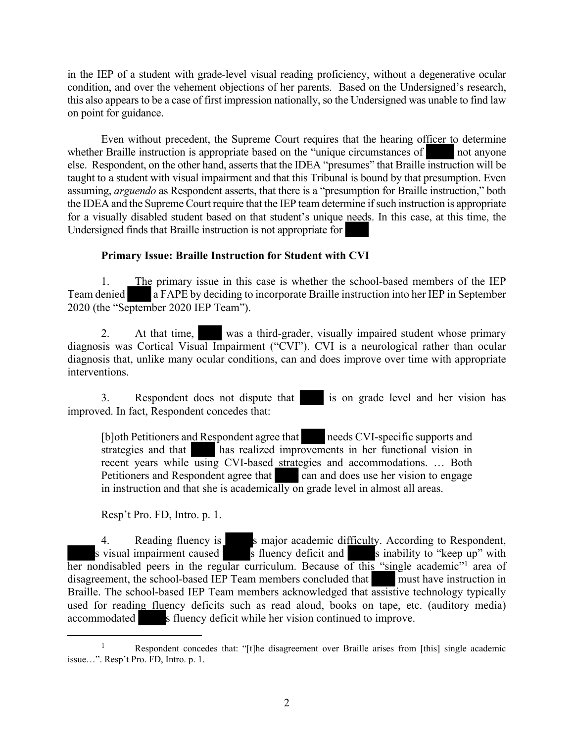in the IEP of a student with grade-level visual reading proficiency, without a degenerative ocular condition, and over the vehement objections of her parents. Based on the Undersigned's research, this also appears to be a case of first impression nationally, so the Undersigned was unable to find law on point for guidance.

Even without precedent, the Supreme Court requires that the hearing officer to determine whether Braille instruction is appropriate based on the "unique circumstances of ███ not anyone else. Respondent, on the other hand, asserts that the IDEA "presumes" that Braille instruction will be taught to a student with visual impairment and that this Tribunal is bound by that presumption. Even assuming, *arguendo* as Respondent asserts, that there is a "presumption for Braille instruction," both the IDEA and the Supreme Court require that the IEP team determine if such instruction is appropriate for a visually disabled student based on that student's unique needs. In this case, at this time, the Undersigned finds that Braille instruction is not appropriate for ███

**Primary Issue: Braille Instruction for Student with CVI**

1. The primary issue in this case is whether the school-based members of the IEP Team denied ███ a FAPE by deciding to incorporate Braille instruction into her IEP in September 2020 (the "September 2020 IEP Team").

2. At that time, ███ was a third-grader, visually impaired student whose primary diagnosis was Cortical Visual Impairment ("CVI"). CVI is a neurological rather than ocular diagnosis that, unlike many ocular conditions, can and does improve over time with appropriate interventions.

3. Respondent does not dispute that ███ is on grade level and her vision has improved. In fact, Respondent concedes that:

> [b]oth Petitioners and Respondent agree that ███ needs CVI-specific supports and strategies and that ███ has realized improvements in her functional vision in recent years while using CVI-based strategies and accommodations. … Both Petitioners and Respondent agree that ███ can and does use her vision to engage in instruction and that she is academically on grade level in almost all areas.

Resp't Pro. FD, Intro. p. 1.

4. Reading fluency is ███s major academic difficulty. According to Respondent, ███s visual impairment caused ███s fluency deficit and ███s inability to "keep up" with her nondisabled peers in the regular curriculum. Because of this "single academic"[1] area of disagreement, the school-based IEP Team members concluded that ███ must have instruction in Braille. The school-based IEP Team members acknowledged that assistive technology typically used for reading fluency deficits such as read aloud, books on tape, etc. (auditory media) accommodated ███s fluency deficit while her vision continued to improve.

[1] Respondent concedes that: "[t]he disagreement over Braille arises from [this] single academic issue…". Resp't Pro. FD, Intro. p. 1.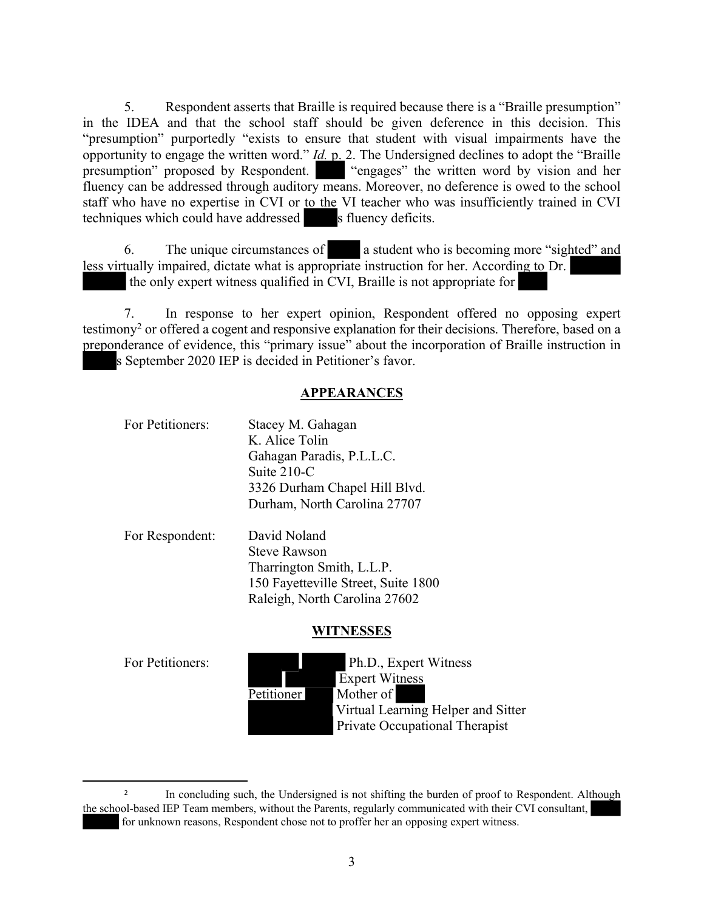5. Respondent asserts that Braille is required because there is a "Braille presumption" in the IDEA and that the school staff should be given deference in this decision. This "presumption" purportedly "exists to ensure that student with visual impairments have the opportunity to engage the written word." *Id.* p. 2. The Undersigned declines to adopt the "Braille presumption" proposed by Respondent. "engages" the written word by vision and her fluency can be addressed through auditory means. Moreover, no deference is owed to the school staff who have no expertise in CVI or to the VI teacher who was insufficiently trained in CVI techniques which could have addressed s fluency deficits.

6. The unique circumstances of a student who is becoming more "sighted" and less virtually impaired, dictate what is appropriate instruction for her. According to Dr. the only expert witness qualified in CVI, Braille is not appropriate for

7. In response to her expert opinion, Respondent offered no opposing expert testimony[2] or offered a cogent and responsive explanation for their decisions. Therefore, based on a preponderance of evidence, this "primary issue" about the incorporation of Braille instruction in s September 2020 IEP is decided in Petitioner's favor.

## APPEARANCES

For Petitioners:

Stacey M. Gahagan
K. Alice Tolin
Gahagan Paradis, P.L.L.C.
Suite 210-C
3326 Durham Chapel Hill Blvd.
Durham, North Carolina 27707

For Respondent:

David Noland
Steve Rawson
Tharrington Smith, L.L.P.
150 Fayetteville Street, Suite 1800
Raleigh, North Carolina 27602

## WITNESSES

For Petitioners:

Ph.D., Expert Witness
Expert Witness
Petitioner Mother of
Virtual Learning Helper and Sitter
Private Occupational Therapist

---

[2] In concluding such, the Undersigned is not shifting the burden of proof to Respondent. Although the school-based IEP Team members, without the Parents, regularly communicated with their CVI consultant, for unknown reasons, Respondent chose not to proffer her an opposing expert witness.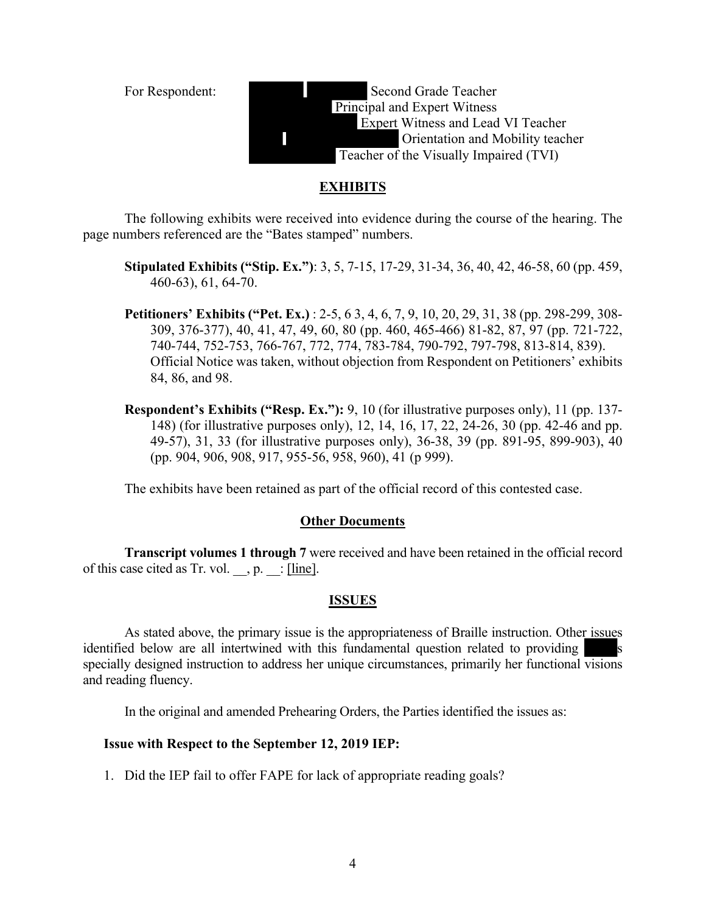For Respondent: Second Grade Teacher
Principal and Expert Witness
Expert Witness and Lead VI Teacher
Orientation and Mobility teacher
Teacher of the Visually Impaired (TVI)

## EXHIBITS

The following exhibits were received into evidence during the course of the hearing. The page numbers referenced are the "Bates stamped" numbers.

**Stipulated Exhibits ("Stip. Ex.")**: 3, 5, 7-15, 17-29, 31-34, 36, 40, 42, 46-58, 60 (pp. 459, 460-63), 61, 64-70.

**Petitioners' Exhibits ("Pet. Ex.)** : 2-5, 6 3, 4, 6, 7, 9, 10, 20, 29, 31, 38 (pp. 298-299, 308-309, 376-377), 40, 41, 47, 49, 60, 80 (pp. 460, 465-466) 81-82, 87, 97 (pp. 721-722, 740-744, 752-753, 766-767, 772, 774, 783-784, 790-792, 797-798, 813-814, 839). Official Notice was taken, without objection from Respondent on Petitioners' exhibits 84, 86, and 98.

**Respondent's Exhibits ("Resp. Ex."):** 9, 10 (for illustrative purposes only), 11 (pp. 137-148) (for illustrative purposes only), 12, 14, 16, 17, 22, 24-26, 30 (pp. 42-46 and pp. 49-57), 31, 33 (for illustrative purposes only), 36-38, 39 (pp. 891-95, 899-903), 40 (pp. 904, 906, 908, 917, 955-56, 958, 960), 41 (p 999).

The exhibits have been retained as part of the official record of this contested case.

## Other Documents

**Transcript volumes 1 through 7** were received and have been retained in the official record of this case cited as Tr. vol. __, p. __: [line].

## ISSUES

As stated above, the primary issue is the appropriateness of Braille instruction. Other issues identified below are all intertwined with this fundamental question related to providing s specially designed instruction to address her unique circumstances, primarily her functional visions and reading fluency.

In the original and amended Prehearing Orders, the Parties identified the issues as:

**Issue with Respect to the September 12, 2019 IEP:**

1. Did the IEP fail to offer FAPE for lack of appropriate reading goals?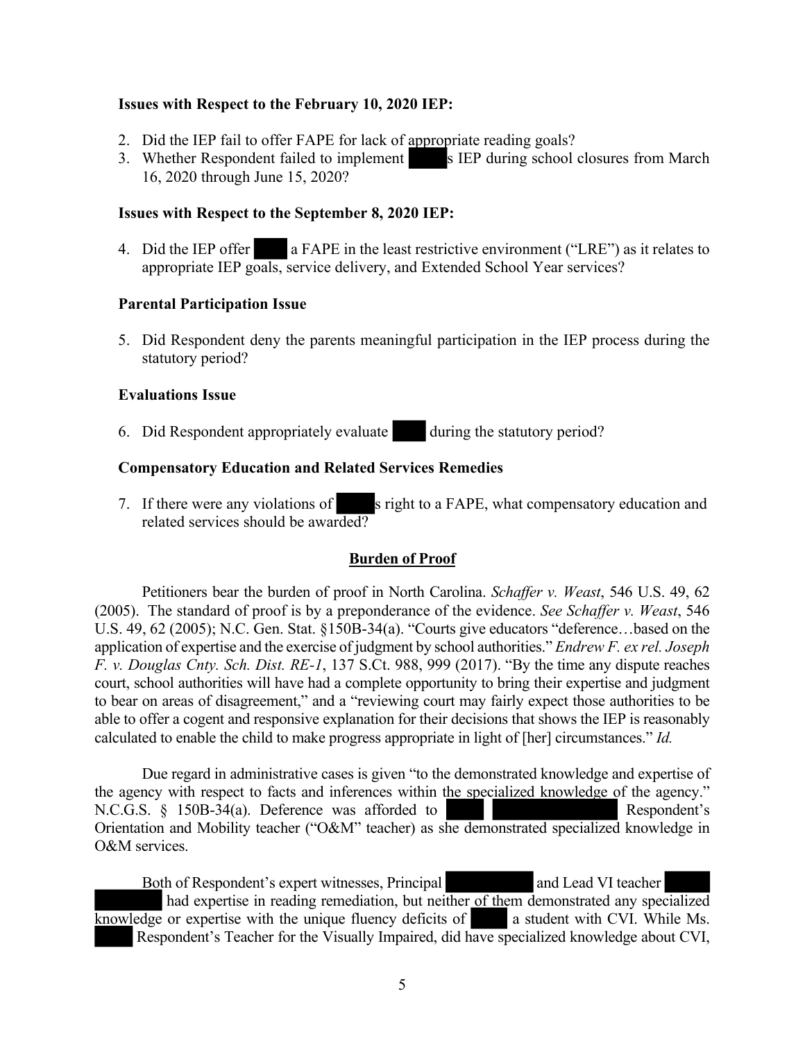**Issues with Respect to the February 10, 2020 IEP:**

2. Did the IEP fail to offer FAPE for lack of appropriate reading goals?
3. Whether Respondent failed to implement ███s IEP during school closures from March 16, 2020 through June 15, 2020?

**Issues with Respect to the September 8, 2020 IEP:**

4. Did the IEP offer ███ a FAPE in the least restrictive environment ("LRE") as it relates to appropriate IEP goals, service delivery, and Extended School Year services?

**Parental Participation Issue**

5. Did Respondent deny the parents meaningful participation in the IEP process during the statutory period?

**Evaluations Issue**

6. Did Respondent appropriately evaluate ███ during the statutory period?

**Compensatory Education and Related Services Remedies**

7. If there were any violations of ███s right to a FAPE, what compensatory education and related services should be awarded?

**Burden of Proof**

Petitioners bear the burden of proof in North Carolina. *Schaffer v. Weast*, 546 U.S. 49, 62 (2005). The standard of proof is by a preponderance of the evidence. *See Schaffer v. Weast*, 546 U.S. 49, 62 (2005); N.C. Gen. Stat. §150B-34(a). "Courts give educators "deference…based on the application of expertise and the exercise of judgment by school authorities." *Endrew F. ex rel. Joseph F. v. Douglas Cnty. Sch. Dist. RE-1*, 137 S.Ct. 988, 999 (2017). "By the time any dispute reaches court, school authorities will have had a complete opportunity to bring their expertise and judgment to bear on areas of disagreement," and a "reviewing court may fairly expect those authorities to be able to offer a cogent and responsive explanation for their decisions that shows the IEP is reasonably calculated to enable the child to make progress appropriate in light of [her] circumstances." *Id.*

Due regard in administrative cases is given "to the demonstrated knowledge and expertise of the agency with respect to facts and inferences within the specialized knowledge of the agency." N.C.G.S. § 150B-34(a). Deference was afforded to ███ ███ Respondent's Orientation and Mobility teacher ("O&M" teacher) as she demonstrated specialized knowledge in O&M services.

Both of Respondent's expert witnesses, Principal ███ and Lead VI teacher ███ ███ had expertise in reading remediation, but neither of them demonstrated any specialized knowledge or expertise with the unique fluency deficits of ███ a student with CVI. While Ms. ███ Respondent's Teacher for the Visually Impaired, did have specialized knowledge about CVI,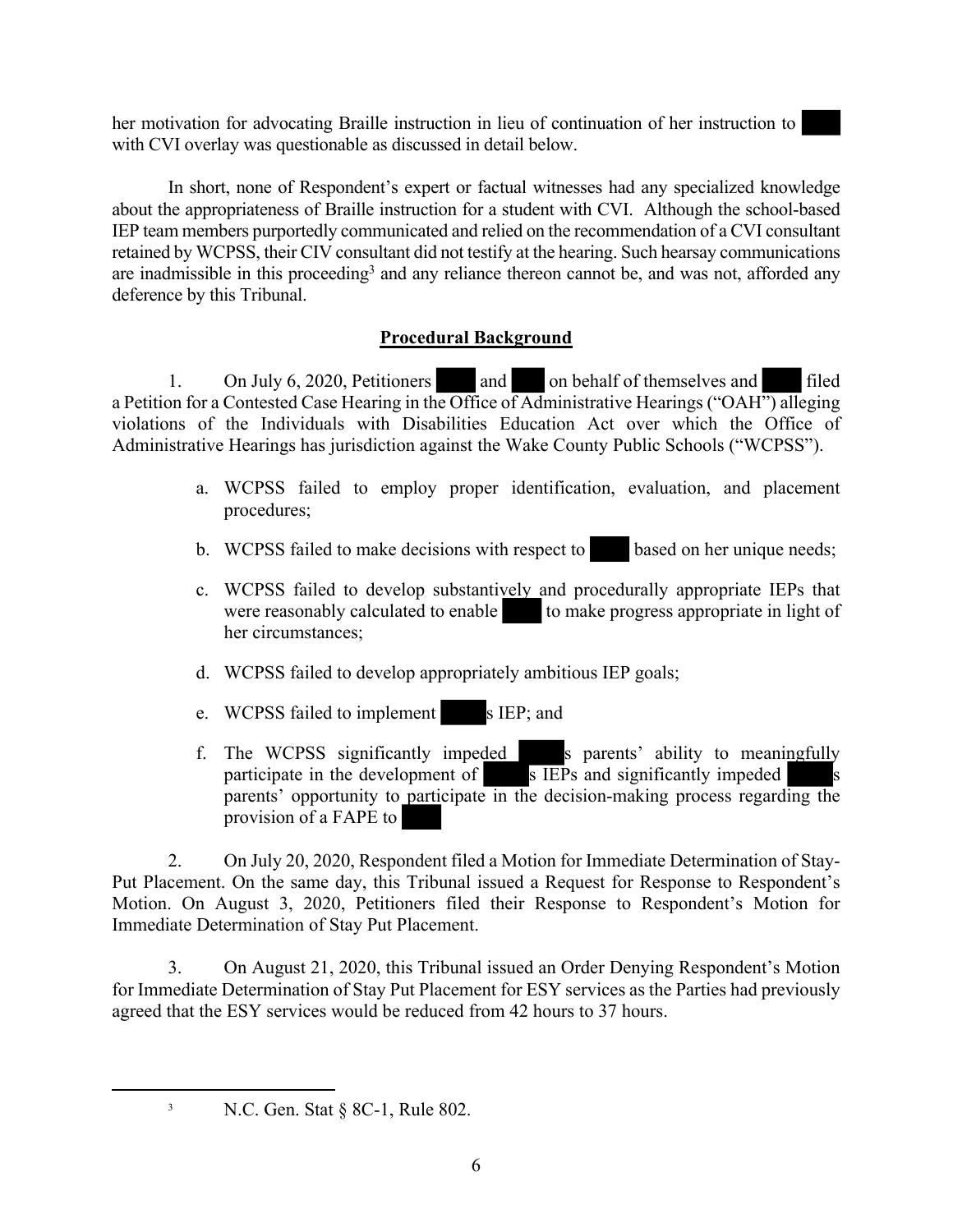her motivation for advocating Braille instruction in lieu of continuation of her instruction to ████ with CVI overlay was questionable as discussed in detail below.

In short, none of Respondent's expert or factual witnesses had any specialized knowledge about the appropriateness of Braille instruction for a student with CVI. Although the school-based IEP team members purportedly communicated and relied on the recommendation of a CVI consultant retained by WCPSS, their CIV consultant did not testify at the hearing. Such hearsay communications are inadmissible in this proceeding[3] and any reliance thereon cannot be, and was not, afforded any deference by this Tribunal.

## Procedural Background

1. On July 6, 2020, Petitioners ████ and ████ on behalf of themselves and ████ filed a Petition for a Contested Case Hearing in the Office of Administrative Hearings ("OAH") alleging violations of the Individuals with Disabilities Education Act over which the Office of Administrative Hearings has jurisdiction against the Wake County Public Schools ("WCPSS").

   a. WCPSS failed to employ proper identification, evaluation, and placement procedures;

   b. WCPSS failed to make decisions with respect to ████ based on her unique needs;

   c. WCPSS failed to develop substantively and procedurally appropriate IEPs that were reasonably calculated to enable ████ to make progress appropriate in light of her circumstances;

   d. WCPSS failed to develop appropriately ambitious IEP goals;

   e. WCPSS failed to implement ████s IEP; and

   f. The WCPSS significantly impeded ████s parents' ability to meaningfully participate in the development of ████s IEPs and significantly impeded ████s parents' opportunity to participate in the decision-making process regarding the provision of a FAPE to ████

2. On July 20, 2020, Respondent filed a Motion for Immediate Determination of Stay-Put Placement. On the same day, this Tribunal issued a Request for Response to Respondent's Motion. On August 3, 2020, Petitioners filed their Response to Respondent's Motion for Immediate Determination of Stay Put Placement.

3. On August 21, 2020, this Tribunal issued an Order Denying Respondent's Motion for Immediate Determination of Stay Put Placement for ESY services as the Parties had previously agreed that the ESY services would be reduced from 42 hours to 37 hours.

---

[3] N.C. Gen. Stat § 8C-1, Rule 802.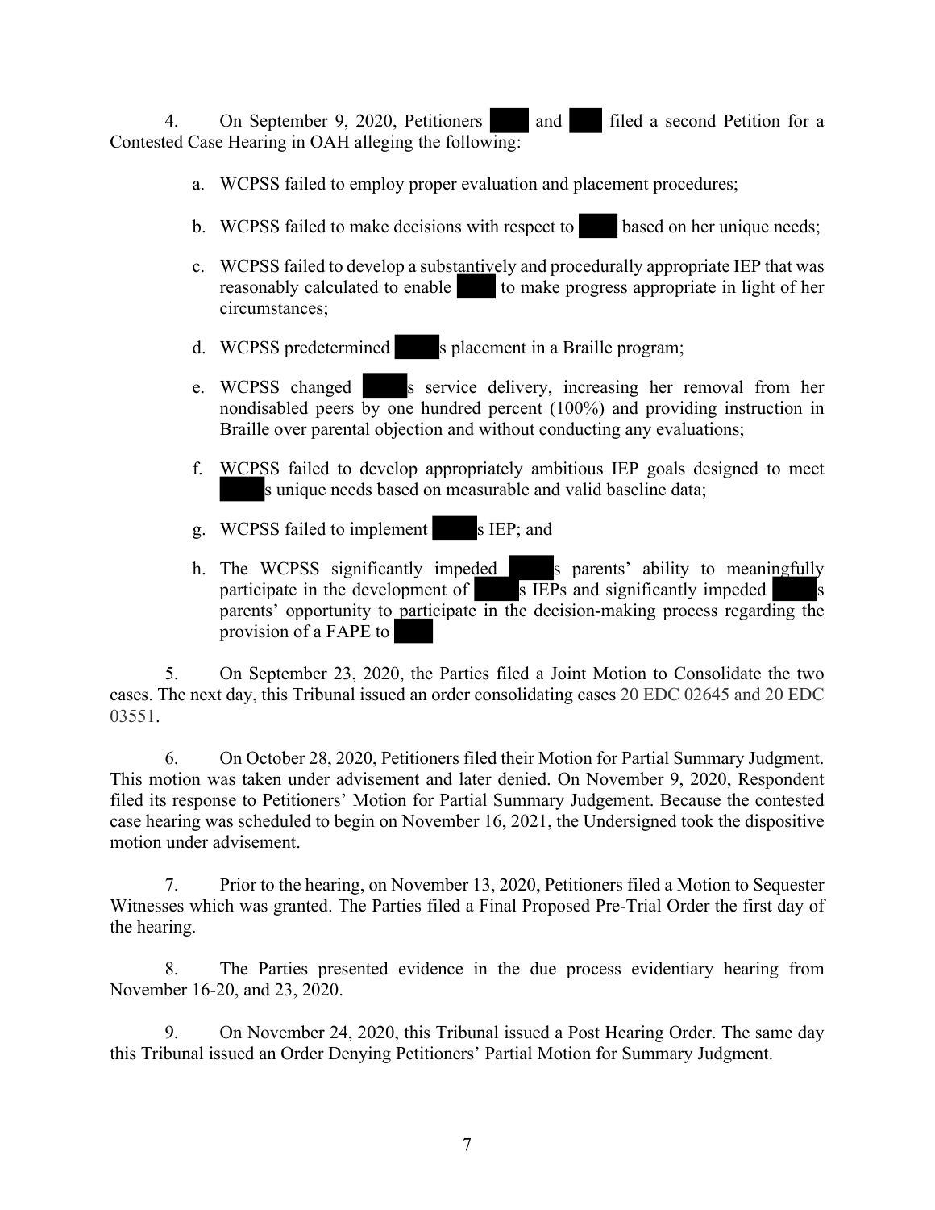4. On September 9, 2020, Petitioners ████ and ███ filed a second Petition for a Contested Case Hearing in OAH alleging the following:

a. WCPSS failed to employ proper evaluation and placement procedures;

b. WCPSS failed to make decisions with respect to ████ based on her unique needs;

c. WCPSS failed to develop a substantively and procedurally appropriate IEP that was reasonably calculated to enable ████ to make progress appropriate in light of her circumstances;

d. WCPSS predetermined ████s placement in a Braille program;

e. WCPSS changed ████s service delivery, increasing her removal from her nondisabled peers by one hundred percent (100%) and providing instruction in Braille over parental objection and without conducting any evaluations;

f. WCPSS failed to develop appropriately ambitious IEP goals designed to meet ████s unique needs based on measurable and valid baseline data;

g. WCPSS failed to implement ████s IEP; and

h. The WCPSS significantly impeded ████s parents' ability to meaningfully participate in the development of ████s IEPs and significantly impeded ████s parents' opportunity to participate in the decision-making process regarding the provision of a FAPE to ████

5. On September 23, 2020, the Parties filed a Joint Motion to Consolidate the two cases. The next day, this Tribunal issued an order consolidating cases 20 EDC 02645 and 20 EDC 03551.

6. On October 28, 2020, Petitioners filed their Motion for Partial Summary Judgment. This motion was taken under advisement and later denied. On November 9, 2020, Respondent filed its response to Petitioners' Motion for Partial Summary Judgement. Because the contested case hearing was scheduled to begin on November 16, 2021, the Undersigned took the dispositive motion under advisement.

7. Prior to the hearing, on November 13, 2020, Petitioners filed a Motion to Sequester Witnesses which was granted. The Parties filed a Final Proposed Pre-Trial Order the first day of the hearing.

8. The Parties presented evidence in the due process evidentiary hearing from November 16-20, and 23, 2020.

9. On November 24, 2020, this Tribunal issued a Post Hearing Order. The same day this Tribunal issued an Order Denying Petitioners' Partial Motion for Summary Judgment.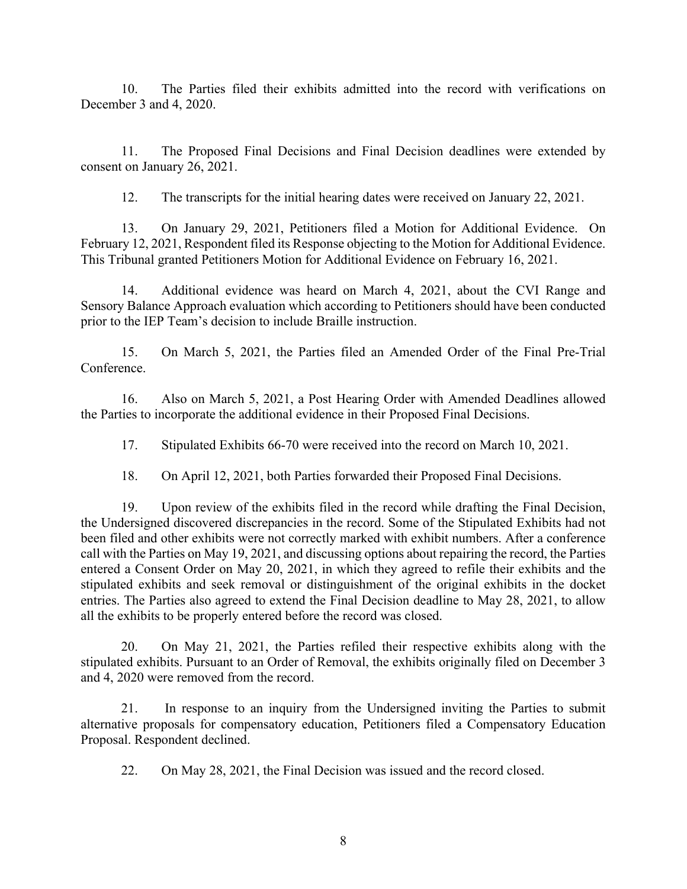10. The Parties filed their exhibits admitted into the record with verifications on December 3 and 4, 2020.

11. The Proposed Final Decisions and Final Decision deadlines were extended by consent on January 26, 2021.

12. The transcripts for the initial hearing dates were received on January 22, 2021.

13. On January 29, 2021, Petitioners filed a Motion for Additional Evidence. On February 12, 2021, Respondent filed its Response objecting to the Motion for Additional Evidence. This Tribunal granted Petitioners Motion for Additional Evidence on February 16, 2021.

14. Additional evidence was heard on March 4, 2021, about the CVI Range and Sensory Balance Approach evaluation which according to Petitioners should have been conducted prior to the IEP Team's decision to include Braille instruction.

15. On March 5, 2021, the Parties filed an Amended Order of the Final Pre-Trial Conference.

16. Also on March 5, 2021, a Post Hearing Order with Amended Deadlines allowed the Parties to incorporate the additional evidence in their Proposed Final Decisions.

17. Stipulated Exhibits 66-70 were received into the record on March 10, 2021.

18. On April 12, 2021, both Parties forwarded their Proposed Final Decisions.

19. Upon review of the exhibits filed in the record while drafting the Final Decision, the Undersigned discovered discrepancies in the record. Some of the Stipulated Exhibits had not been filed and other exhibits were not correctly marked with exhibit numbers. After a conference call with the Parties on May 19, 2021, and discussing options about repairing the record, the Parties entered a Consent Order on May 20, 2021, in which they agreed to refile their exhibits and the stipulated exhibits and seek removal or distinguishment of the original exhibits in the docket entries. The Parties also agreed to extend the Final Decision deadline to May 28, 2021, to allow all the exhibits to be properly entered before the record was closed.

20. On May 21, 2021, the Parties refiled their respective exhibits along with the stipulated exhibits. Pursuant to an Order of Removal, the exhibits originally filed on December 3 and 4, 2020 were removed from the record.

21. In response to an inquiry from the Undersigned inviting the Parties to submit alternative proposals for compensatory education, Petitioners filed a Compensatory Education Proposal. Respondent declined.

22. On May 28, 2021, the Final Decision was issued and the record closed.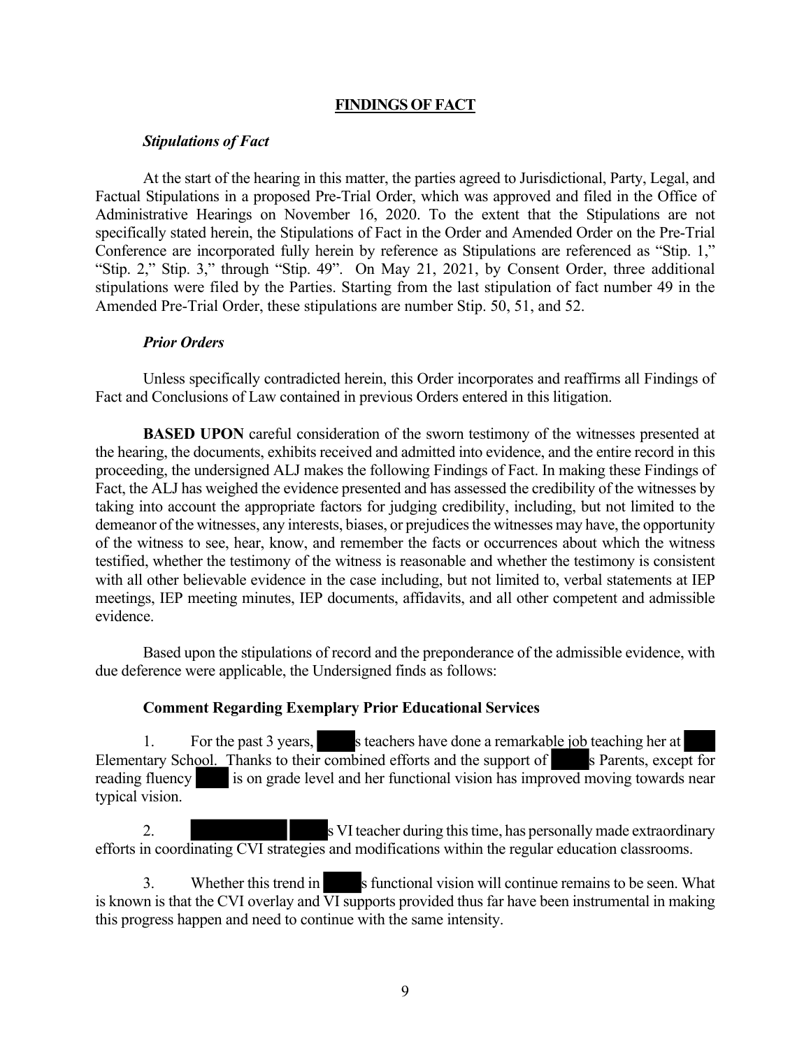## FINDINGS OF FACT

### *Stipulations of Fact*

At the start of the hearing in this matter, the parties agreed to Jurisdictional, Party, Legal, and Factual Stipulations in a proposed Pre-Trial Order, which was approved and filed in the Office of Administrative Hearings on November 16, 2020. To the extent that the Stipulations are not specifically stated herein, the Stipulations of Fact in the Order and Amended Order on the Pre-Trial Conference are incorporated fully herein by reference as Stipulations are referenced as "Stip. 1," "Stip. 2," Stip. 3," through "Stip. 49". On May 21, 2021, by Consent Order, three additional stipulations were filed by the Parties. Starting from the last stipulation of fact number 49 in the Amended Pre-Trial Order, these stipulations are number Stip. 50, 51, and 52.

### *Prior Orders*

Unless specifically contradicted herein, this Order incorporates and reaffirms all Findings of Fact and Conclusions of Law contained in previous Orders entered in this litigation.

**BASED UPON** careful consideration of the sworn testimony of the witnesses presented at the hearing, the documents, exhibits received and admitted into evidence, and the entire record in this proceeding, the undersigned ALJ makes the following Findings of Fact. In making these Findings of Fact, the ALJ has weighed the evidence presented and has assessed the credibility of the witnesses by taking into account the appropriate factors for judging credibility, including, but not limited to the demeanor of the witnesses, any interests, biases, or prejudices the witnesses may have, the opportunity of the witness to see, hear, know, and remember the facts or occurrences about which the witness testified, whether the testimony of the witness is reasonable and whether the testimony is consistent with all other believable evidence in the case including, but not limited to, verbal statements at IEP meetings, IEP meeting minutes, IEP documents, affidavits, and all other competent and admissible evidence.

Based upon the stipulations of record and the preponderance of the admissible evidence, with due deference were applicable, the Undersigned finds as follows:

**Comment Regarding Exemplary Prior Educational Services**

1. For the past 3 years, ███s teachers have done a remarkable job teaching her at ███ Elementary School. Thanks to their combined efforts and the support of ███s Parents, except for reading fluency ███ is on grade level and her functional vision has improved moving towards near typical vision.

2. ███ ███s VI teacher during this time, has personally made extraordinary efforts in coordinating CVI strategies and modifications within the regular education classrooms.

3. Whether this trend in ███s functional vision will continue remains to be seen. What is known is that the CVI overlay and VI supports provided thus far have been instrumental in making this progress happen and need to continue with the same intensity.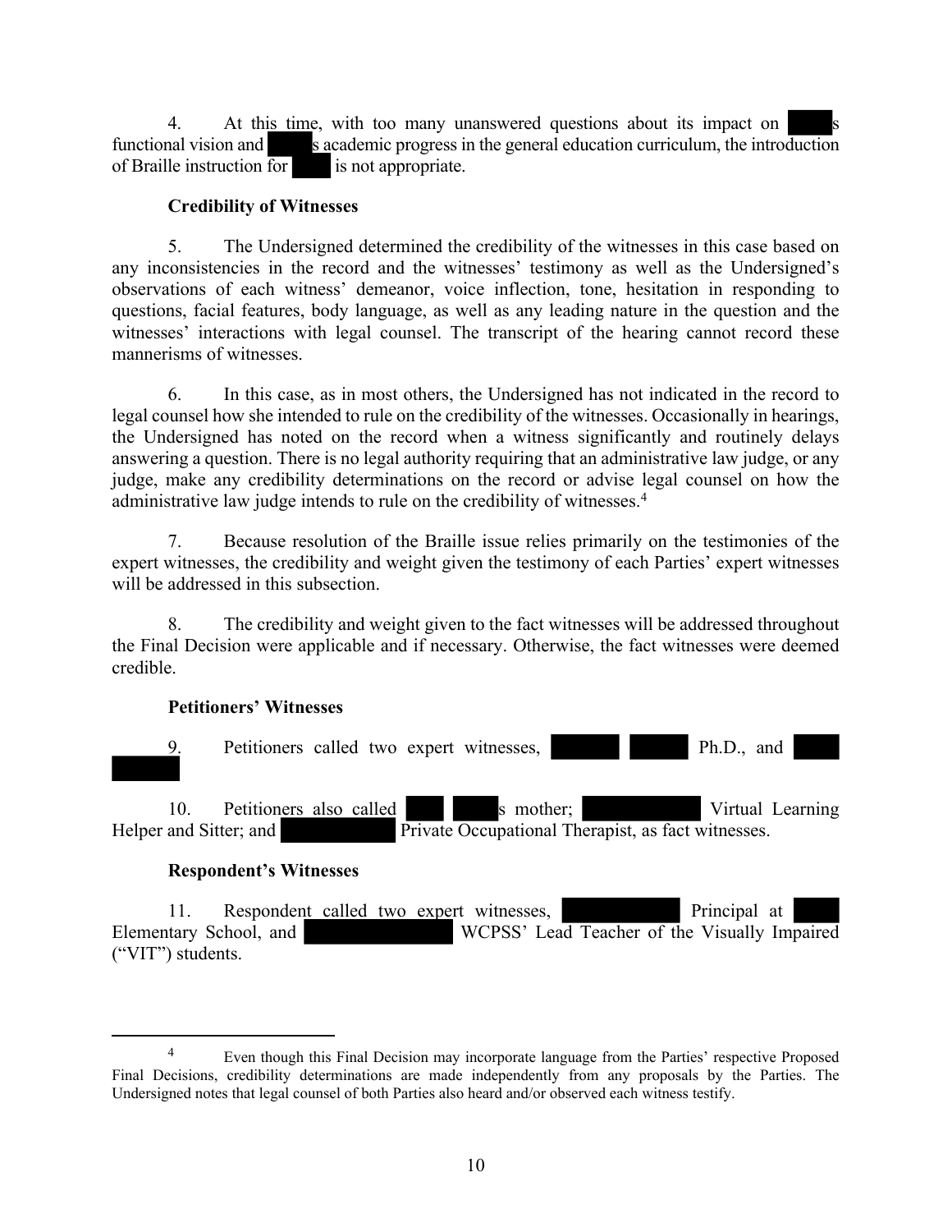4. At this time, with too many unanswered questions about its impact on s functional vision and s academic progress in the general education curriculum, the introduction of Braille instruction for is not appropriate.

**Credibility of Witnesses**

5. The Undersigned determined the credibility of the witnesses in this case based on any inconsistencies in the record and the witnesses' testimony as well as the Undersigned's observations of each witness' demeanor, voice inflection, tone, hesitation in responding to questions, facial features, body language, as well as any leading nature in the question and the witnesses' interactions with legal counsel. The transcript of the hearing cannot record these mannerisms of witnesses.

6. In this case, as in most others, the Undersigned has not indicated in the record to legal counsel how she intended to rule on the credibility of the witnesses. Occasionally in hearings, the Undersigned has noted on the record when a witness significantly and routinely delays answering a question. There is no legal authority requiring that an administrative law judge, or any judge, make any credibility determinations on the record or advise legal counsel on how the administrative law judge intends to rule on the credibility of witnesses.[4]

7. Because resolution of the Braille issue relies primarily on the testimonies of the expert witnesses, the credibility and weight given the testimony of each Parties' expert witnesses will be addressed in this subsection.

8. The credibility and weight given to the fact witnesses will be addressed throughout the Final Decision were applicable and if necessary. Otherwise, the fact witnesses were deemed credible.

**Petitioners' Witnesses**

9. Petitioners called two expert witnesses, Ph.D., and

10. Petitioners also called s mother; Virtual Learning Helper and Sitter; and Private Occupational Therapist, as fact witnesses.

**Respondent's Witnesses**

11. Respondent called two expert witnesses, Principal at Elementary School, and WCPSS' Lead Teacher of the Visually Impaired ("VIT") students.

---

[4] Even though this Final Decision may incorporate language from the Parties' respective Proposed Final Decisions, credibility determinations are made independently from any proposals by the Parties. The Undersigned notes that legal counsel of both Parties also heard and/or observed each witness testify.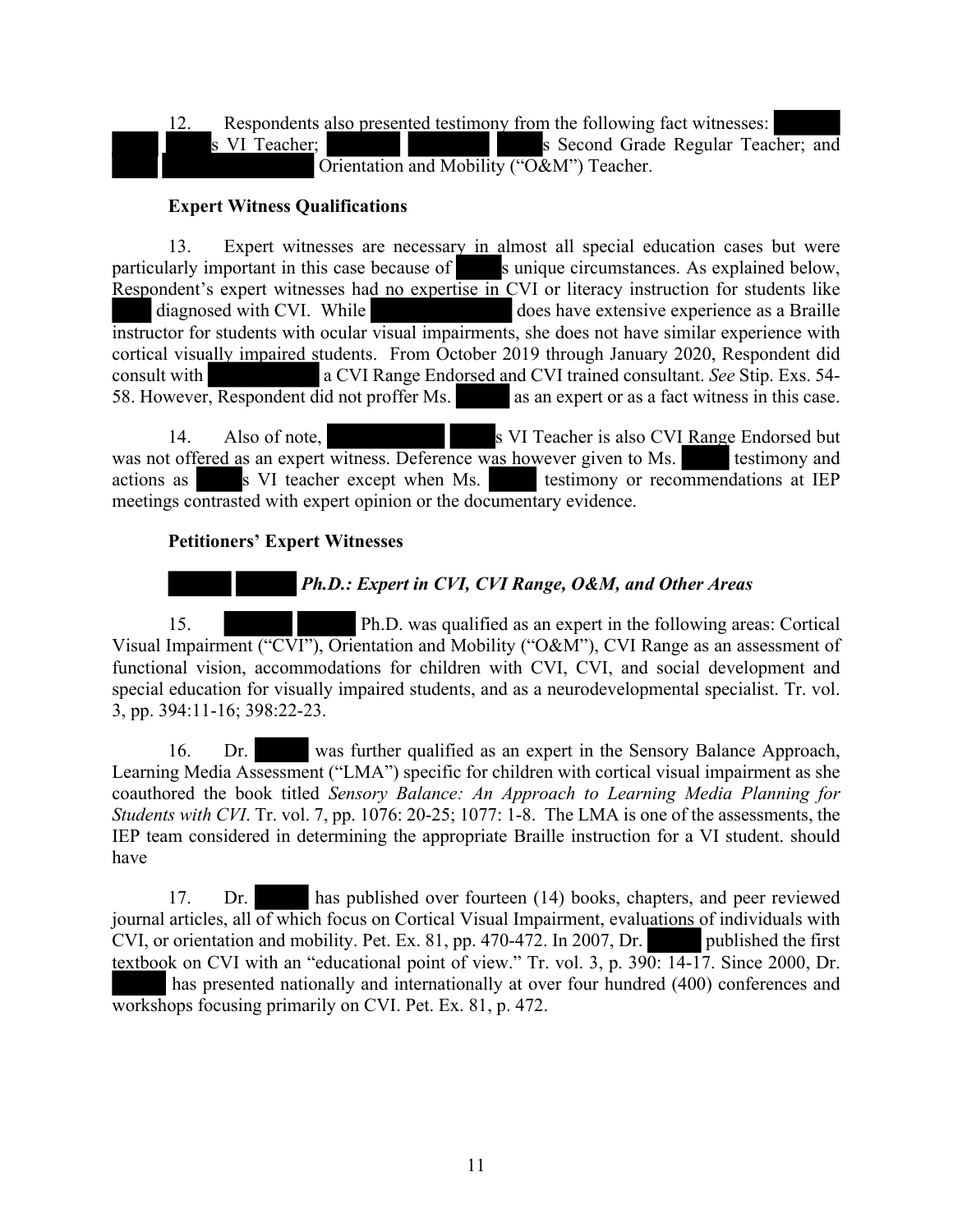12. Respondents also presented testimony from the following fact witnesses: s VI Teacher; s Second Grade Regular Teacher; and Orientation and Mobility ("O&M") Teacher.

**Expert Witness Qualifications**

13. Expert witnesses are necessary in almost all special education cases but were particularly important in this case because of s unique circumstances. As explained below, Respondent's expert witnesses had no expertise in CVI or literacy instruction for students like diagnosed with CVI. While does have extensive experience as a Braille instructor for students with ocular visual impairments, she does not have similar experience with cortical visually impaired students. From October 2019 through January 2020, Respondent did consult with a CVI Range Endorsed and CVI trained consultant. *See* Stip. Exs. 54-58. However, Respondent did not proffer Ms. as an expert or as a fact witness in this case.

14. Also of note, s VI Teacher is also CVI Range Endorsed but was not offered as an expert witness. Deference was however given to Ms. testimony and actions as s VI teacher except when Ms. testimony or recommendations at IEP meetings contrasted with expert opinion or the documentary evidence.

**Petitioners' Expert Witnesses**

***Ph.D.: Expert in CVI, CVI Range, O&M, and Other Areas***

15. Ph.D. was qualified as an expert in the following areas: Cortical Visual Impairment ("CVI"), Orientation and Mobility ("O&M"), CVI Range as an assessment of functional vision, accommodations for children with CVI, CVI, and social development and special education for visually impaired students, and as a neurodevelopmental specialist. Tr. vol. 3, pp. 394:11-16; 398:22-23.

16. Dr. was further qualified as an expert in the Sensory Balance Approach, Learning Media Assessment ("LMA") specific for children with cortical visual impairment as she coauthored the book titled *Sensory Balance: An Approach to Learning Media Planning for Students with CVI*. Tr. vol. 7, pp. 1076: 20-25; 1077: 1-8. The LMA is one of the assessments, the IEP team considered in determining the appropriate Braille instruction for a VI student. should have

17. Dr. has published over fourteen (14) books, chapters, and peer reviewed journal articles, all of which focus on Cortical Visual Impairment, evaluations of individuals with CVI, or orientation and mobility. Pet. Ex. 81, pp. 470-472. In 2007, Dr. published the first textbook on CVI with an "educational point of view." Tr. vol. 3, p. 390: 14-17. Since 2000, Dr. has presented nationally and internationally at over four hundred (400) conferences and workshops focusing primarily on CVI. Pet. Ex. 81, p. 472.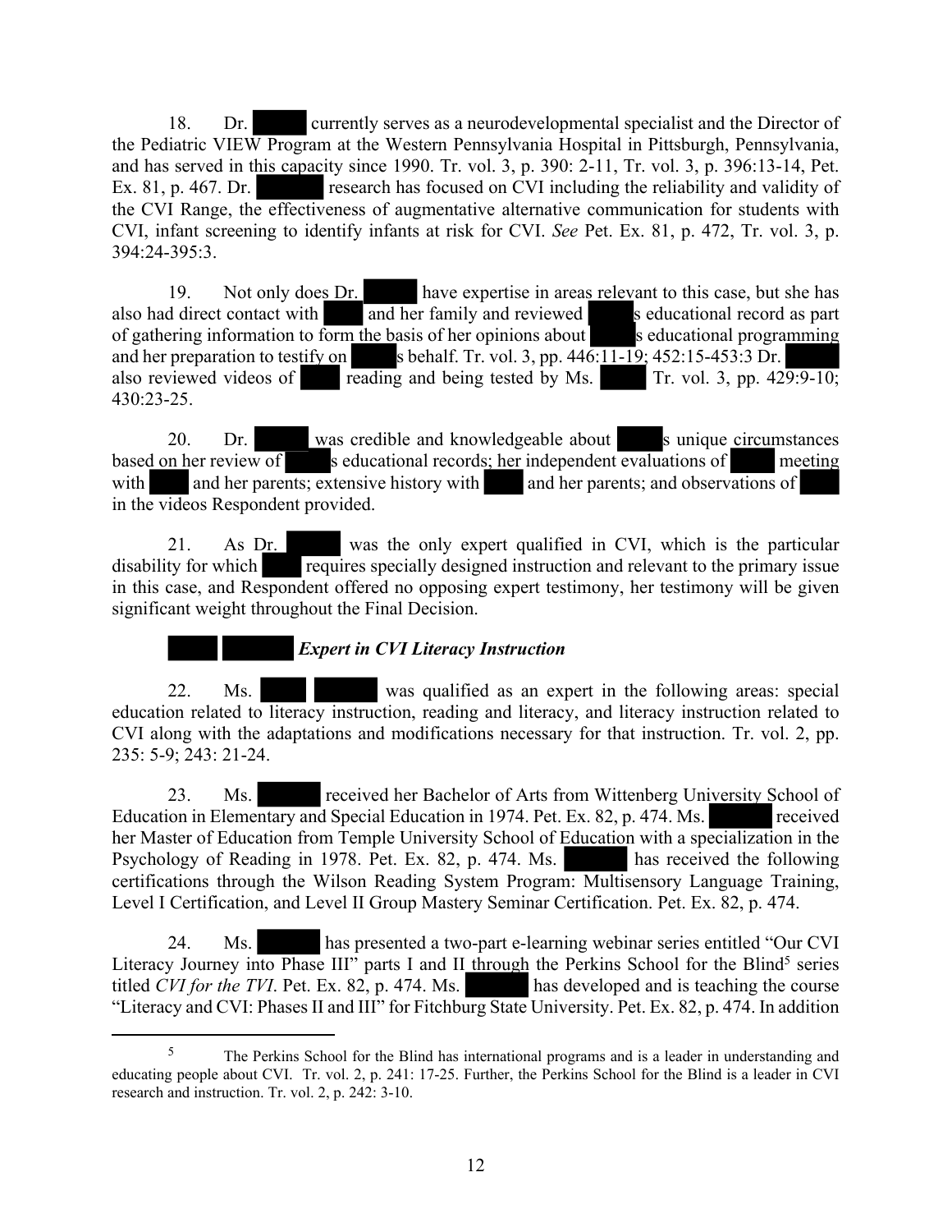18. Dr. ██████ currently serves as a neurodevelopmental specialist and the Director of the Pediatric VIEW Program at the Western Pennsylvania Hospital in Pittsburgh, Pennsylvania, and has served in this capacity since 1990. Tr. vol. 3, p. 390: 2-11, Tr. vol. 3, p. 396:13-14, Pet. Ex. 81, p. 467. Dr. ██████ research has focused on CVI including the reliability and validity of the CVI Range, the effectiveness of augmentative alternative communication for students with CVI, infant screening to identify infants at risk for CVI. *See* Pet. Ex. 81, p. 472, Tr. vol. 3, p. 394:24-395:3.

19. Not only does Dr. ██████ have expertise in areas relevant to this case, but she has also had direct contact with ████ and her family and reviewed █████s educational record as part of gathering information to form the basis of her opinions about █████s educational programming and her preparation to testify on █████s behalf. Tr. vol. 3, pp. 446:11-19; 452:15-453:3 Dr. ██████ also reviewed videos of ████ reading and being tested by Ms. █████ Tr. vol. 3, pp. 429:9-10; 430:23-25.

20. Dr. ██████ was credible and knowledgeable about █████s unique circumstances based on her review of █████s educational records; her independent evaluations of ████ meeting with ████ and her parents; extensive history with ████ and her parents; and observations of ████ in the videos Respondent provided.

21. As Dr. ██████ was the only expert qualified in CVI, which is the particular disability for which ████ requires specially designed instruction and relevant to the primary issue in this case, and Respondent offered no opposing expert testimony, her testimony will be given significant weight throughout the Final Decision.

***████ ██████ Expert in CVI Literacy Instruction***

22. Ms. ████ ██████ was qualified as an expert in the following areas: special education related to literacy instruction, reading and literacy, and literacy instruction related to CVI along with the adaptations and modifications necessary for that instruction. Tr. vol. 2, pp. 235: 5-9; 243: 21-24.

23. Ms. ██████ received her Bachelor of Arts from Wittenberg University School of Education in Elementary and Special Education in 1974. Pet. Ex. 82, p. 474. Ms. ██████ received her Master of Education from Temple University School of Education with a specialization in the Psychology of Reading in 1978. Pet. Ex. 82, p. 474. Ms. ██████ has received the following certifications through the Wilson Reading System Program: Multisensory Language Training, Level I Certification, and Level II Group Mastery Seminar Certification. Pet. Ex. 82, p. 474.

24. Ms. ██████ has presented a two-part e-learning webinar series entitled "Our CVI Literacy Journey into Phase III" parts I and II through the Perkins School for the Blind[5] series titled *CVI for the TVI*. Pet. Ex. 82, p. 474. Ms. ██████ has developed and is teaching the course "Literacy and CVI: Phases II and III" for Fitchburg State University. Pet. Ex. 82, p. 474. In addition

---

[5] The Perkins School for the Blind has international programs and is a leader in understanding and educating people about CVI. Tr. vol. 2, p. 241: 17-25. Further, the Perkins School for the Blind is a leader in CVI research and instruction. Tr. vol. 2, p. 242: 3-10.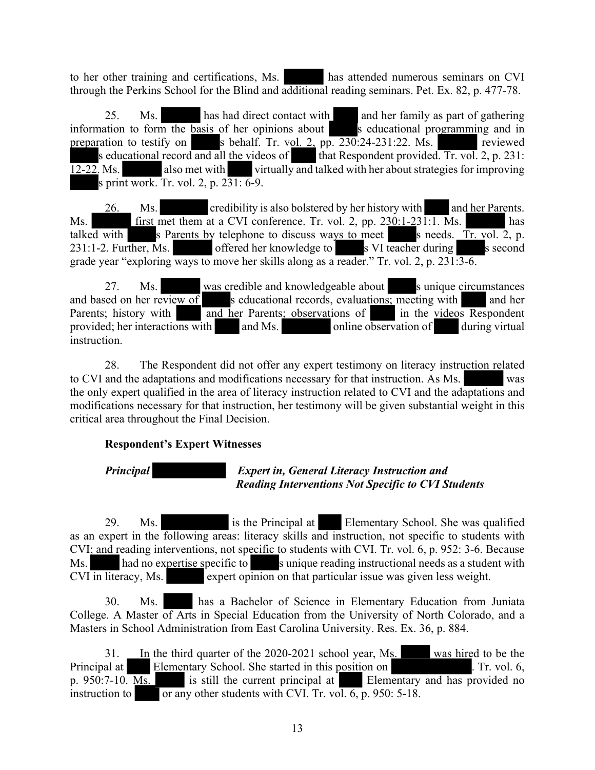to her other training and certifications, Ms. ██████ has attended numerous seminars on CVI through the Perkins School for the Blind and additional reading seminars. Pet. Ex. 82, p. 477-78.

25. Ms. ██████ has had direct contact with ████ and her family as part of gathering information to form the basis of her opinions about ████s educational programming and in preparation to testify on ████s behalf. Tr. vol. 2, pp. 230:24-231:22. Ms. ██████ reviewed ████s educational record and all the videos of ████ that Respondent provided. Tr. vol. 2, p. 231: 12-22. Ms. ██████ also met with ████ virtually and talked with her about strategies for improving ████s print work. Tr. vol. 2, p. 231: 6-9.

26. Ms. ██████ credibility is also bolstered by her history with ████ and her Parents. Ms. ██████ first met them at a CVI conference. Tr. vol. 2, pp. 230:1-231:1. Ms. ██████ has talked with ████s Parents by telephone to discuss ways to meet ████s needs. Tr. vol. 2, p. 231:1-2. Further, Ms. ██████ offered her knowledge to ████s VI teacher during ████s second grade year "exploring ways to move her skills along as a reader." Tr. vol. 2, p. 231:3-6.

27. Ms. ██████ was credible and knowledgeable about ████s unique circumstances and based on her review of ████s educational records, evaluations; meeting with ████ and her Parents; history with ████ and her Parents; observations of ████ in the videos Respondent provided; her interactions with ████ and Ms. ██████ online observation of ████ during virtual instruction.

28. The Respondent did not offer any expert testimony on literacy instruction related to CVI and the adaptations and modifications necessary for that instruction. As Ms. ██████ was the only expert qualified in the area of literacy instruction related to CVI and the adaptations and modifications necessary for that instruction, her testimony will be given substantial weight in this critical area throughout the Final Decision.

**Respondent's Expert Witnesses**

***Principal ██████ Expert in, General Literacy Instruction and Reading Interventions Not Specific to CVI Students***

29. Ms. ██████ is the Principal at ████ Elementary School. She was qualified as an expert in the following areas: literacy skills and instruction, not specific to students with CVI; and reading interventions, not specific to students with CVI. Tr. vol. 6, p. 952: 3-6. Because Ms. ████ had no expertise specific to ████s unique reading instructional needs as a student with CVI in literacy, Ms. ██████ expert opinion on that particular issue was given less weight.

30. Ms. ████ has a Bachelor of Science in Elementary Education from Juniata College. A Master of Arts in Special Education from the University of North Colorado, and a Masters in School Administration from East Carolina University. Res. Ex. 36, p. 884.

31. In the third quarter of the 2020-2021 school year, Ms. ████ was hired to be the Principal at ████ Elementary School. She started in this position on ██████████. Tr. vol. 6, p. 950:7-10. Ms. ████ is still the current principal at ████ Elementary and has provided no instruction to ████ or any other students with CVI. Tr. vol. 6, p. 950: 5-18.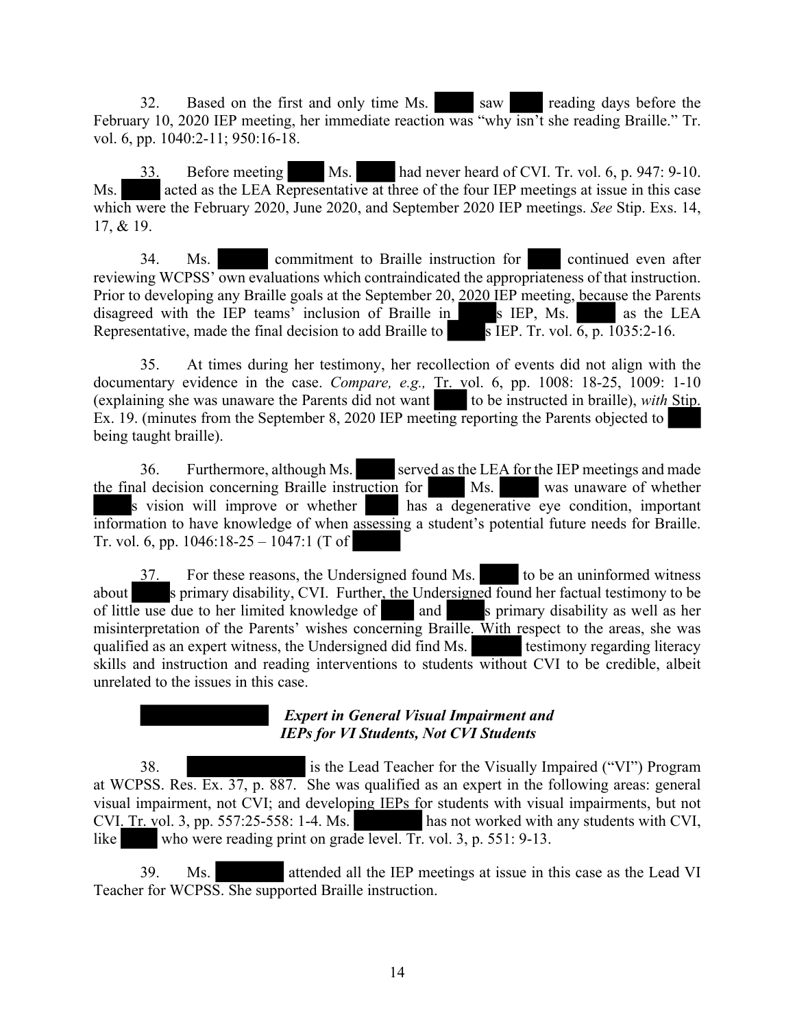32. Based on the first and only time Ms. ███ saw ███ reading days before the February 10, 2020 IEP meeting, her immediate reaction was "why isn't she reading Braille." Tr. vol. 6, pp. 1040:2-11; 950:16-18.

33. Before meeting ███ Ms. ███ had never heard of CVI. Tr. vol. 6, p. 947: 9-10. Ms. ███ acted as the LEA Representative at three of the four IEP meetings at issue in this case which were the February 2020, June 2020, and September 2020 IEP meetings. *See* Stip. Exs. 14, 17, & 19.

34. Ms. ███ commitment to Braille instruction for ███ continued even after reviewing WCPSS' own evaluations which contraindicated the appropriateness of that instruction. Prior to developing any Braille goals at the September 20, 2020 IEP meeting, because the Parents disagreed with the IEP teams' inclusion of Braille in ███s IEP, Ms. ███ as the LEA Representative, made the final decision to add Braille to ███s IEP. Tr. vol. 6, p. 1035:2-16.

35. At times during her testimony, her recollection of events did not align with the documentary evidence in the case. *Compare, e.g.,* Tr. vol. 6, pp. 1008: 18-25, 1009: 1-10 (explaining she was unaware the Parents did not want ███ to be instructed in braille), *with* Stip. Ex. 19. (minutes from the September 8, 2020 IEP meeting reporting the Parents objected to ███ being taught braille).

36. Furthermore, although Ms. ███ served as the LEA for the IEP meetings and made the final decision concerning Braille instruction for ███ Ms. ███ was unaware of whether ███s vision will improve or whether ███ has a degenerative eye condition, important information to have knowledge of when assessing a student's potential future needs for Braille. Tr. vol. 6, pp. 1046:18-25 – 1047:1 (T of ███

37. For these reasons, the Undersigned found Ms. ███ to be an uninformed witness about ███s primary disability, CVI. Further, the Undersigned found her factual testimony to be of little use due to her limited knowledge of ███ and ███s primary disability as well as her misinterpretation of the Parents' wishes concerning Braille. With respect to the areas, she was qualified as an expert witness, the Undersigned did find Ms. ███ testimony regarding literacy skills and instruction and reading interventions to students without CVI to be credible, albeit unrelated to the issues in this case.

### ███ *Expert in General Visual Impairment and IEPs for VI Students, Not CVI Students*

38. ███ is the Lead Teacher for the Visually Impaired ("VI") Program at WCPSS. Res. Ex. 37, p. 887. She was qualified as an expert in the following areas: general visual impairment, not CVI; and developing IEPs for students with visual impairments, but not CVI. Tr. vol. 3, pp. 557:25-558: 1-4. Ms. ███ has not worked with any students with CVI, like ███ who were reading print on grade level. Tr. vol. 3, p. 551: 9-13.

39. Ms. ███ attended all the IEP meetings at issue in this case as the Lead VI Teacher for WCPSS. She supported Braille instruction.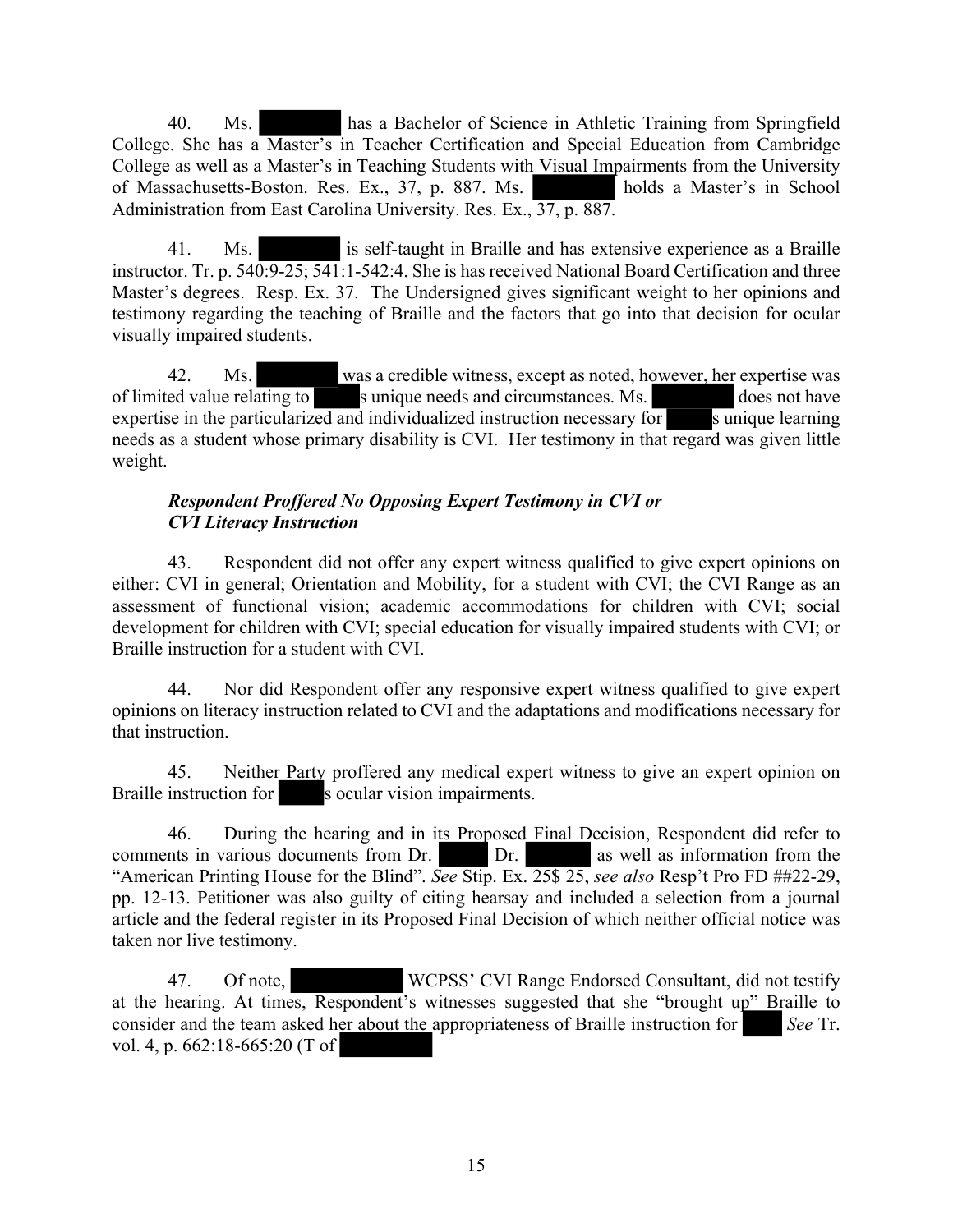40. Ms. [REDACTED] has a Bachelor of Science in Athletic Training from Springfield College. She has a Master's in Teacher Certification and Special Education from Cambridge College as well as a Master's in Teaching Students with Visual Impairments from the University of Massachusetts-Boston. Res. Ex., 37, p. 887. Ms. [REDACTED] holds a Master's in School Administration from East Carolina University. Res. Ex., 37, p. 887.

41. Ms. [REDACTED] is self-taught in Braille and has extensive experience as a Braille instructor. Tr. p. 540:9-25; 541:1-542:4. She is has received National Board Certification and three Master's degrees. Resp. Ex. 37. The Undersigned gives significant weight to her opinions and testimony regarding the teaching of Braille and the factors that go into that decision for ocular visually impaired students.

42. Ms. [REDACTED] was a credible witness, except as noted, however, her expertise was of limited value relating to [REDACTED]s unique needs and circumstances. Ms. [REDACTED] does not have expertise in the particularized and individualized instruction necessary for [REDACTED]s unique learning needs as a student whose primary disability is CVI. Her testimony in that regard was given little weight.

***Respondent Proffered No Opposing Expert Testimony in CVI or CVI Literacy Instruction***

43. Respondent did not offer any expert witness qualified to give expert opinions on either: CVI in general; Orientation and Mobility, for a student with CVI; the CVI Range as an assessment of functional vision; academic accommodations for children with CVI; social development for children with CVI; special education for visually impaired students with CVI; or Braille instruction for a student with CVI.

44. Nor did Respondent offer any responsive expert witness qualified to give expert opinions on literacy instruction related to CVI and the adaptations and modifications necessary for that instruction.

45. Neither Party proffered any medical expert witness to give an expert opinion on Braille instruction for [REDACTED]s ocular vision impairments.

46. During the hearing and in its Proposed Final Decision, Respondent did refer to comments in various documents from Dr. [REDACTED] Dr. [REDACTED] as well as information from the "American Printing House for the Blind". *See* Stip. Ex. 25$ 25, *see also* Resp't Pro FD ##22-29, pp. 12-13. Petitioner was also guilty of citing hearsay and included a selection from a journal article and the federal register in its Proposed Final Decision of which neither official notice was taken nor live testimony.

47. Of note, [REDACTED] WCPSS' CVI Range Endorsed Consultant, did not testify at the hearing. At times, Respondent's witnesses suggested that she "brought up" Braille to consider and the team asked her about the appropriateness of Braille instruction for [REDACTED] *See* Tr. vol. 4, p. 662:18-665:20 (T of [REDACTED]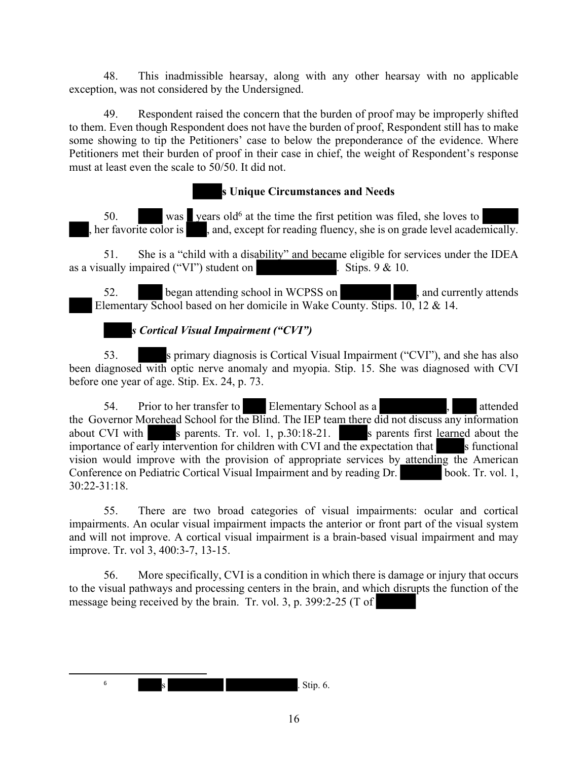48. This inadmissible hearsay, along with any other hearsay with no applicable exception, was not considered by the Undersigned.

49. Respondent raised the concern that the burden of proof may be improperly shifted to them. Even though Respondent does not have the burden of proof, Respondent still has to make some showing to tip the Petitioners' case to below the preponderance of the evidence. Where Petitioners met their burden of proof in their case in chief, the weight of Respondent's response must at least even the scale to 50/50. It did not.

## s Unique Circumstances and Needs

50. was years old[6] at the time the first petition was filed, she loves to , her favorite color is , and, except for reading fluency, she is on grade level academically.

51. She is a "child with a disability" and became eligible for services under the IDEA as a visually impaired ("VI") student on . Stips. 9 & 10.

52. began attending school in WCPSS on , and currently attends Elementary School based on her domicile in Wake County. Stips. 10, 12 & 14.

### *s Cortical Visual Impairment ("CVI")*

53. s primary diagnosis is Cortical Visual Impairment ("CVI"), and she has also been diagnosed with optic nerve anomaly and myopia. Stip. 15. She was diagnosed with CVI before one year of age. Stip. Ex. 24, p. 73.

54. Prior to her transfer to Elementary School as a , attended the Governor Morehead School for the Blind. The IEP team there did not discuss any information about CVI with s parents. Tr. vol. 1, p.30:18-21. s parents first learned about the importance of early intervention for children with CVI and the expectation that s functional vision would improve with the provision of appropriate services by attending the American Conference on Pediatric Cortical Visual Impairment and by reading Dr. book. Tr. vol. 1, 30:22-31:18.

55. There are two broad categories of visual impairments: ocular and cortical impairments. An ocular visual impairment impacts the anterior or front part of the visual system and will not improve. A cortical visual impairment is a brain-based visual impairment and may improve. Tr. vol 3, 400:3-7, 13-15.

56. More specifically, CVI is a condition in which there is damage or injury that occurs to the visual pathways and processing centers in the brain, and which disrupts the function of the message being received by the brain. Tr. vol. 3, p. 399:2-25 (T of

---

[6] s . Stip. 6.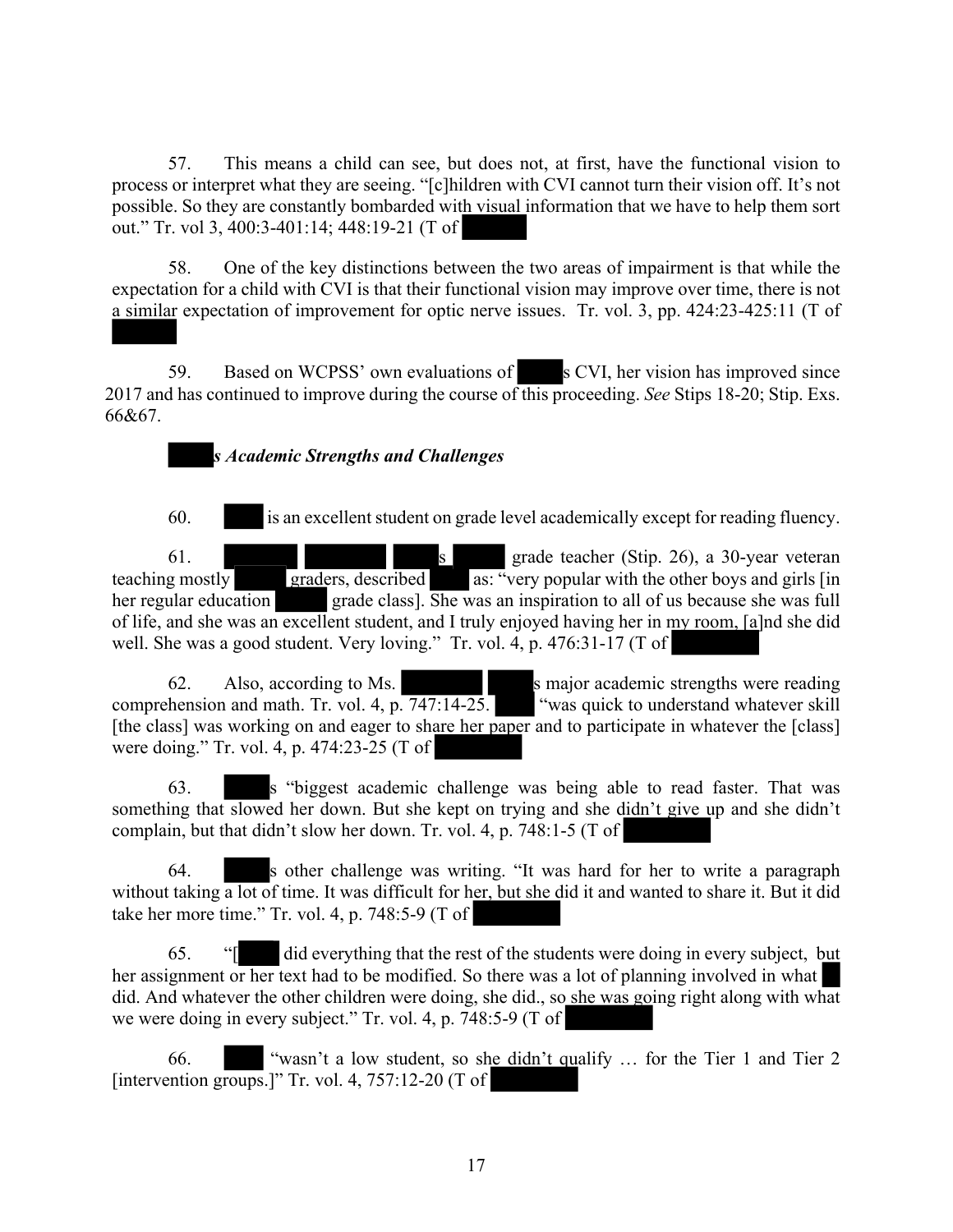57. This means a child can see, but does not, at first, have the functional vision to process or interpret what they are seeing. "[c]hildren with CVI cannot turn their vision off. It's not possible. So they are constantly bombarded with visual information that we have to help them sort out." Tr. vol 3, 400:3-401:14; 448:19-21 (T of

58. One of the key distinctions between the two areas of impairment is that while the expectation for a child with CVI is that their functional vision may improve over time, there is not a similar expectation of improvement for optic nerve issues. Tr. vol. 3, pp. 424:23-425:11 (T of

59. Based on WCPSS' own evaluations of s CVI, her vision has improved since 2017 and has continued to improve during the course of this proceeding. *See* Stips 18-20; Stip. Exs. 66&67.

***s Academic Strengths and Challenges***

60. is an excellent student on grade level academically except for reading fluency.

61. s grade teacher (Stip. 26), a 30-year veteran teaching mostly graders, described as: "very popular with the other boys and girls [in her regular education grade class]. She was an inspiration to all of us because she was full of life, and she was an excellent student, and I truly enjoyed having her in my room, [a]nd she did well. She was a good student. Very loving." Tr. vol. 4, p. 476:31-17 (T of

62. Also, according to Ms. s major academic strengths were reading comprehension and math. Tr. vol. 4, p. 747:14-25. "was quick to understand whatever skill [the class] was working on and eager to share her paper and to participate in whatever the [class] were doing." Tr. vol. 4, p. 474:23-25 (T of

63. s "biggest academic challenge was being able to read faster. That was something that slowed her down. But she kept on trying and she didn't give up and she didn't complain, but that didn't slow her down. Tr. vol. 4, p. 748:1-5 (T of

64. s other challenge was writing. "It was hard for her to write a paragraph without taking a lot of time. It was difficult for her, but she did it and wanted to share it. But it did take her more time." Tr. vol. 4, p. 748:5-9 (T of

65. "[ did everything that the rest of the students were doing in every subject, but her assignment or her text had to be modified. So there was a lot of planning involved in what did. And whatever the other children were doing, she did., so she was going right along with what we were doing in every subject." Tr. vol. 4, p. 748:5-9 (T of

66. "wasn't a low student, so she didn't qualify … for the Tier 1 and Tier 2 [intervention groups.]" Tr. vol. 4, 757:12-20 (T of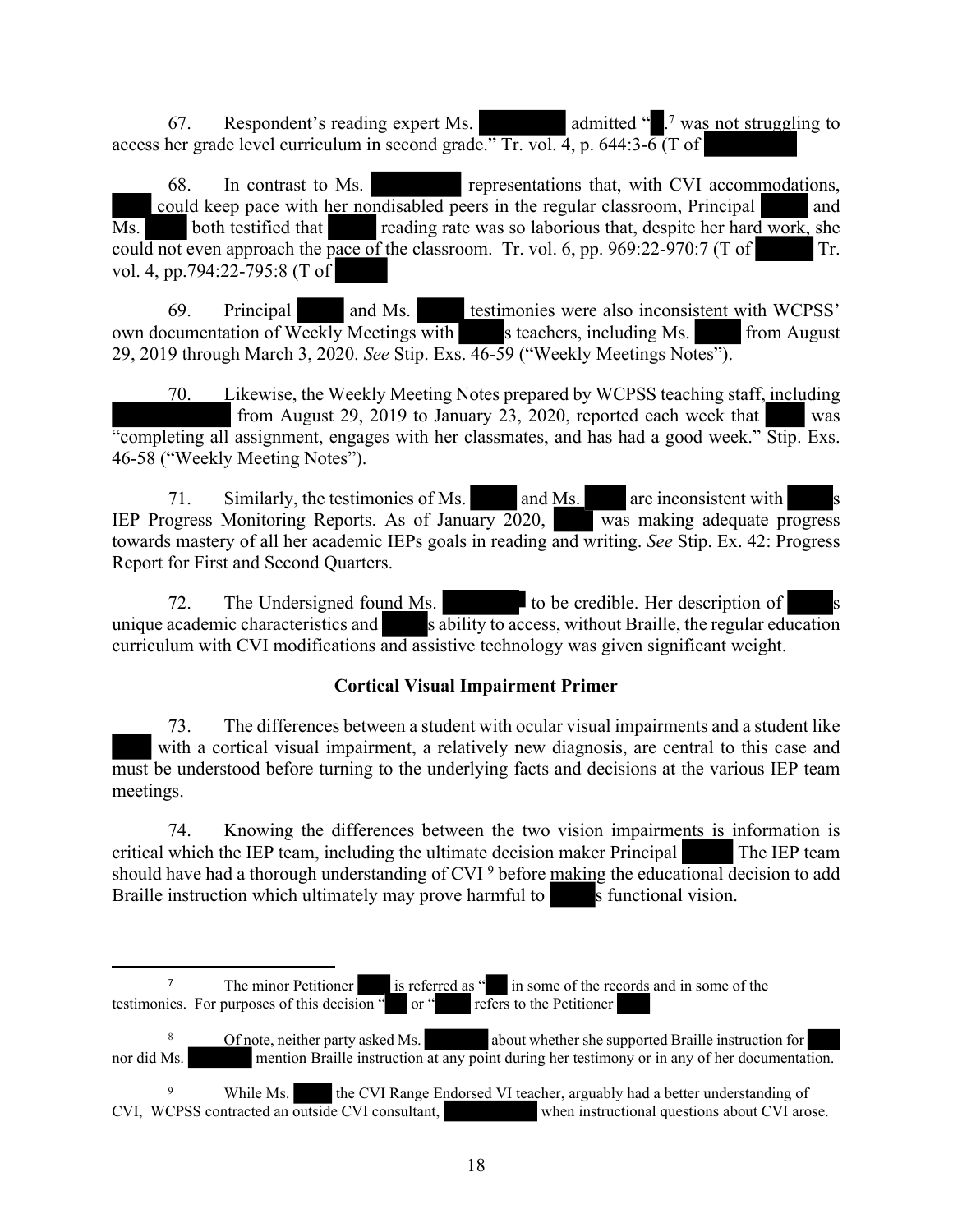67. Respondent's reading expert Ms. admitted " .[7] was not struggling to access her grade level curriculum in second grade." Tr. vol. 4, p. 644:3-6 (T of

68. In contrast to Ms. representations that, with CVI accommodations, could keep pace with her nondisabled peers in the regular classroom, Principal and Ms. both testified that reading rate was so laborious that, despite her hard work, she could not even approach the pace of the classroom. Tr. vol. 6, pp. 969:22-970:7 (T of Tr. vol. 4, pp.794:22-795:8 (T of

69. Principal and Ms. testimonies were also inconsistent with WCPSS' own documentation of Weekly Meetings with s teachers, including Ms. from August 29, 2019 through March 3, 2020. *See* Stip. Exs. 46-59 ("Weekly Meetings Notes").

70. Likewise, the Weekly Meeting Notes prepared by WCPSS teaching staff, including from August 29, 2019 to January 23, 2020, reported each week that was "completing all assignment, engages with her classmates, and has had a good week." Stip. Exs. 46-58 ("Weekly Meeting Notes").

71. Similarly, the testimonies of Ms. and Ms. are inconsistent with s IEP Progress Monitoring Reports. As of January 2020, was making adequate progress towards mastery of all her academic IEPs goals in reading and writing. *See* Stip. Ex. 42: Progress Report for First and Second Quarters.

72. The Undersigned found Ms. to be credible. Her description of s unique academic characteristics and s ability to access, without Braille, the regular education curriculum with CVI modifications and assistive technology was given significant weight.

### Cortical Visual Impairment Primer

73. The differences between a student with ocular visual impairments and a student like with a cortical visual impairment, a relatively new diagnosis, are central to this case and must be understood before turning to the underlying facts and decisions at the various IEP team meetings.

74. Knowing the differences between the two vision impairments is information is critical which the IEP team, including the ultimate decision maker Principal The IEP team should have had a thorough understanding of CVI [9] before making the educational decision to add Braille instruction which ultimately may prove harmful to s functional vision.

---

[7] The minor Petitioner is referred as " in some of the records and in some of the testimonies. For purposes of this decision " or " refers to the Petitioner

[8] Of note, neither party asked Ms. about whether she supported Braille instruction for nor did Ms. mention Braille instruction at any point during her testimony or in any of her documentation.

[9] While Ms. the CVI Range Endorsed VI teacher, arguably had a better understanding of CVI, WCPSS contracted an outside CVI consultant, when instructional questions about CVI arose.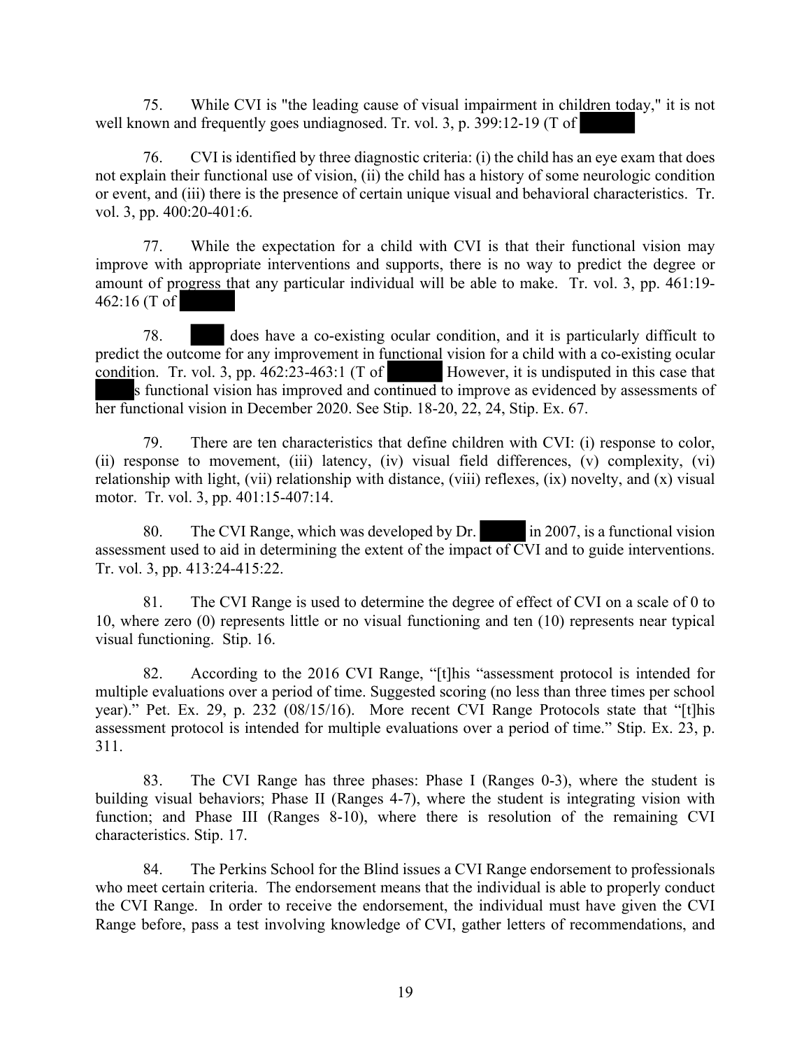75. While CVI is "the leading cause of visual impairment in children today," it is not well known and frequently goes undiagnosed. Tr. vol. 3, p. 399:12-19 (T of

76. CVI is identified by three diagnostic criteria: (i) the child has an eye exam that does not explain their functional use of vision, (ii) the child has a history of some neurologic condition or event, and (iii) there is the presence of certain unique visual and behavioral characteristics. Tr. vol. 3, pp. 400:20-401:6.

77. While the expectation for a child with CVI is that their functional vision may improve with appropriate interventions and supports, there is no way to predict the degree or amount of progress that any particular individual will be able to make. Tr. vol. 3, pp. 461:19-462:16 (T of

78. does have a co-existing ocular condition, and it is particularly difficult to predict the outcome for any improvement in functional vision for a child with a co-existing ocular condition. Tr. vol. 3, pp. 462:23-463:1 (T of However, it is undisputed in this case that s functional vision has improved and continued to improve as evidenced by assessments of her functional vision in December 2020. See Stip. 18-20, 22, 24, Stip. Ex. 67.

79. There are ten characteristics that define children with CVI: (i) response to color, (ii) response to movement, (iii) latency, (iv) visual field differences, (v) complexity, (vi) relationship with light, (vii) relationship with distance, (viii) reflexes, (ix) novelty, and (x) visual motor. Tr. vol. 3, pp. 401:15-407:14.

80. The CVI Range, which was developed by Dr. in 2007, is a functional vision assessment used to aid in determining the extent of the impact of CVI and to guide interventions. Tr. vol. 3, pp. 413:24-415:22.

81. The CVI Range is used to determine the degree of effect of CVI on a scale of 0 to 10, where zero (0) represents little or no visual functioning and ten (10) represents near typical visual functioning. Stip. 16.

82. According to the 2016 CVI Range, "[t]his "assessment protocol is intended for multiple evaluations over a period of time. Suggested scoring (no less than three times per school year)." Pet. Ex. 29, p. 232 (08/15/16). More recent CVI Range Protocols state that "[t]his assessment protocol is intended for multiple evaluations over a period of time." Stip. Ex. 23, p. 311.

83. The CVI Range has three phases: Phase I (Ranges 0-3), where the student is building visual behaviors; Phase II (Ranges 4-7), where the student is integrating vision with function; and Phase III (Ranges 8-10), where there is resolution of the remaining CVI characteristics. Stip. 17.

84. The Perkins School for the Blind issues a CVI Range endorsement to professionals who meet certain criteria. The endorsement means that the individual is able to properly conduct the CVI Range. In order to receive the endorsement, the individual must have given the CVI Range before, pass a test involving knowledge of CVI, gather letters of recommendations, and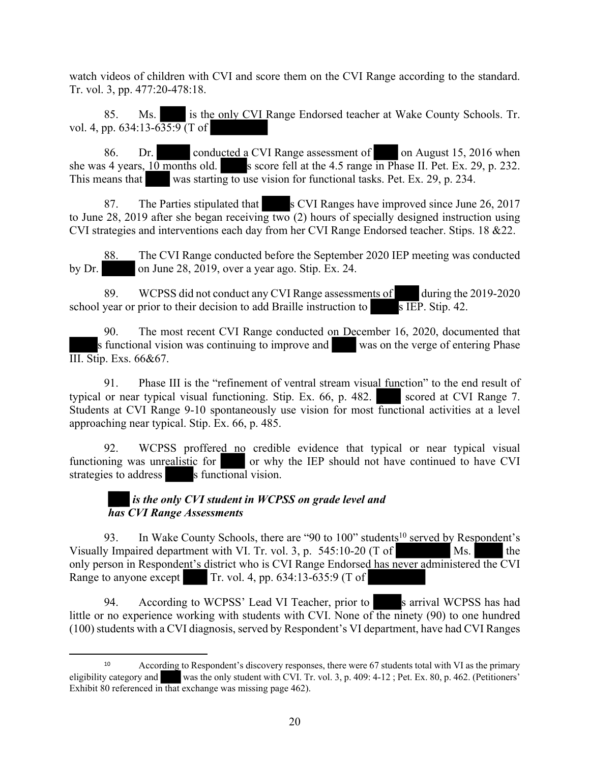watch videos of children with CVI and score them on the CVI Range according to the standard. Tr. vol. 3, pp. 477:20-478:18.

85. Ms. is the only CVI Range Endorsed teacher at Wake County Schools. Tr. vol. 4, pp. 634:13-635:9 (T of

86. Dr. conducted a CVI Range assessment of on August 15, 2016 when she was 4 years, 10 months old. s score fell at the 4.5 range in Phase II. Pet. Ex. 29, p. 232. This means that was starting to use vision for functional tasks. Pet. Ex. 29, p. 234.

87. The Parties stipulated that s CVI Ranges have improved since June 26, 2017 to June 28, 2019 after she began receiving two (2) hours of specially designed instruction using CVI strategies and interventions each day from her CVI Range Endorsed teacher. Stips. 18 &22.

88. The CVI Range conducted before the September 2020 IEP meeting was conducted by Dr. on June 28, 2019, over a year ago. Stip. Ex. 24.

89. WCPSS did not conduct any CVI Range assessments of during the 2019-2020 school year or prior to their decision to add Braille instruction to s IEP. Stip. 42.

90. The most recent CVI Range conducted on December 16, 2020, documented that s functional vision was continuing to improve and was on the verge of entering Phase III. Stip. Exs. 66&67.

91. Phase III is the "refinement of ventral stream visual function" to the end result of typical or near typical visual functioning. Stip. Ex. 66, p. 482. scored at CVI Range 7. Students at CVI Range 9-10 spontaneously use vision for most functional activities at a level approaching near typical. Stip. Ex. 66, p. 485.

92. WCPSS proffered no credible evidence that typical or near typical visual functioning was unrealistic for or why the IEP should not have continued to have CVI strategies to address s functional vision.

***is the only CVI student in WCPSS on grade level and has CVI Range Assessments***

93. In Wake County Schools, there are "90 to 100" students[10] served by Respondent's Visually Impaired department with VI. Tr. vol. 3, p. 545:10-20 (T of Ms. the only person in Respondent's district who is CVI Range Endorsed has never administered the CVI Range to anyone except Tr. vol. 4, pp. 634:13-635:9 (T of

94. According to WCPSS' Lead VI Teacher, prior to s arrival WCPSS has had little or no experience working with students with CVI. None of the ninety (90) to one hundred (100) students with a CVI diagnosis, served by Respondent's VI department, have had CVI Ranges

[10] According to Respondent's discovery responses, there were 67 students total with VI as the primary eligibility category and was the only student with CVI. Tr. vol. 3, p. 409: 4-12 ; Pet. Ex. 80, p. 462. (Petitioners' Exhibit 80 referenced in that exchange was missing page 462).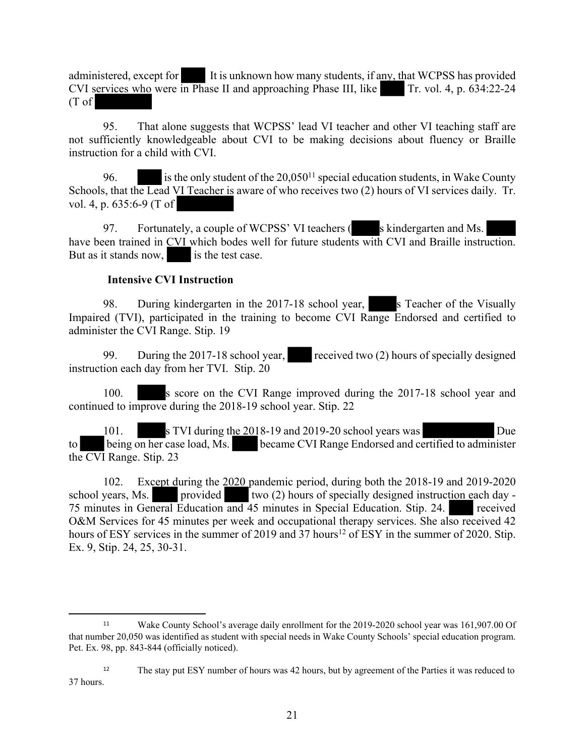administered, except for [redacted] It is unknown how many students, if any, that WCPSS has provided CVI services who were in Phase II and approaching Phase III, like [redacted] Tr. vol. 4, p. 634:22-24 (T of [redacted]

95. That alone suggests that WCPSS' lead VI teacher and other VI teaching staff are not sufficiently knowledgeable about CVI to be making decisions about fluency or Braille instruction for a child with CVI.

96. [redacted] is the only student of the 20,050[11] special education students, in Wake County Schools, that the Lead VI Teacher is aware of who receives two (2) hours of VI services daily. Tr. vol. 4, p. 635:6-9 (T of [redacted]

97. Fortunately, a couple of WCPSS' VI teachers ([redacted]s kindergarten and Ms. [redacted] have been trained in CVI which bodes well for future students with CVI and Braille instruction. But as it stands now, [redacted] is the test case.

**Intensive CVI Instruction**

98. During kindergarten in the 2017-18 school year, [redacted]s Teacher of the Visually Impaired (TVI), participated in the training to become CVI Range Endorsed and certified to administer the CVI Range. Stip. 19

99. During the 2017-18 school year, [redacted] received two (2) hours of specially designed instruction each day from her TVI. Stip. 20

100. [redacted]s score on the CVI Range improved during the 2017-18 school year and continued to improve during the 2018-19 school year. Stip. 22

101. [redacted]s TVI during the 2018-19 and 2019-20 school years was [redacted] Due to [redacted] being on her case load, Ms. [redacted] became CVI Range Endorsed and certified to administer the CVI Range. Stip. 23

102. Except during the 2020 pandemic period, during both the 2018-19 and 2019-2020 school years, Ms. [redacted] provided [redacted] two (2) hours of specially designed instruction each day - 75 minutes in General Education and 45 minutes in Special Education. Stip. 24. [redacted] received O&M Services for 45 minutes per week and occupational therapy services. She also received 42 hours of ESY services in the summer of 2019 and 37 hours[12] of ESY in the summer of 2020. Stip. Ex. 9, Stip. 24, 25, 30-31.

---

[11] Wake County School's average daily enrollment for the 2019-2020 school year was 161,907.00 Of that number 20,050 was identified as student with special needs in Wake County Schools' special education program. Pet. Ex. 98, pp. 843-844 (officially noticed).

[12] The stay put ESY number of hours was 42 hours, but by agreement of the Parties it was reduced to 37 hours.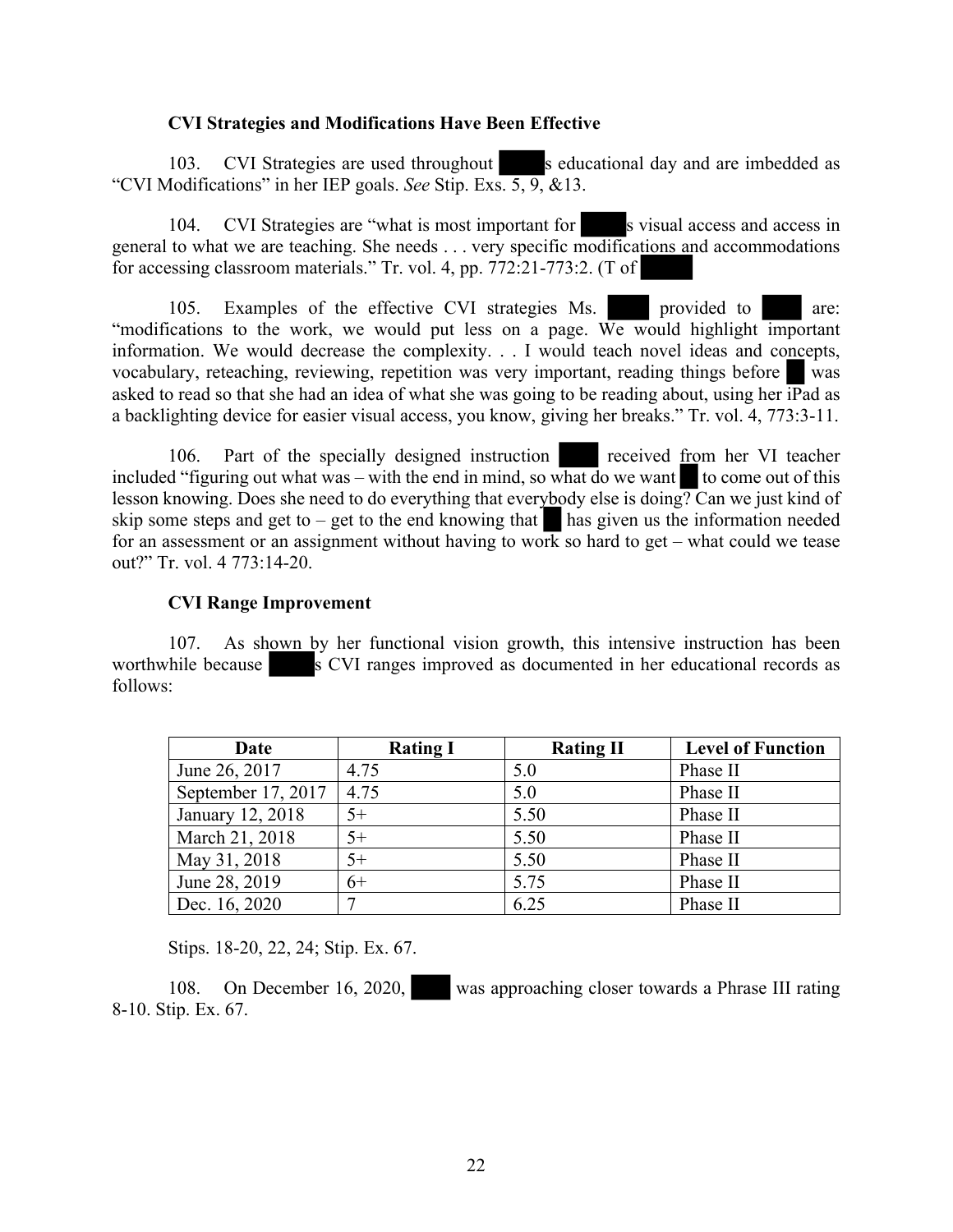**CVI Strategies and Modifications Have Been Effective**

103. CVI Strategies are used throughout s educational day and are imbedded as "CVI Modifications" in her IEP goals. *See* Stip. Exs. 5, 9, &13.

104. CVI Strategies are "what is most important for s visual access and access in general to what we are teaching. She needs . . . very specific modifications and accommodations for accessing classroom materials." Tr. vol. 4, pp. 772:21-773:2. (T of

105. Examples of the effective CVI strategies Ms. provided to are: "modifications to the work, we would put less on a page. We would highlight important information. We would decrease the complexity. . . I would teach novel ideas and concepts, vocabulary, reteaching, reviewing, repetition was very important, reading things before was asked to read so that she had an idea of what she was going to be reading about, using her iPad as a backlighting device for easier visual access, you know, giving her breaks." Tr. vol. 4, 773:3-11.

106. Part of the specially designed instruction received from her VI teacher included "figuring out what was – with the end in mind, so what do we want to come out of this lesson knowing. Does she need to do everything that everybody else is doing? Can we just kind of skip some steps and get to – get to the end knowing that has given us the information needed for an assessment or an assignment without having to work so hard to get – what could we tease out?" Tr. vol. 4 773:14-20.

**CVI Range Improvement**

107. As shown by her functional vision growth, this intensive instruction has been worthwhile because s CVI ranges improved as documented in her educational records as follows:

| Date | Rating I | Rating II | Level of Function |
|---|---|---|---|
| June 26, 2017 | 4.75 | 5.0 | Phase II |
| September 17, 2017 | 4.75 | 5.0 | Phase II |
| January 12, 2018 | 5+ | 5.50 | Phase II |
| March 21, 2018 | 5+ | 5.50 | Phase II |
| May 31, 2018 | 5+ | 5.50 | Phase II |
| June 28, 2019 | 6+ | 5.75 | Phase II |
| Dec. 16, 2020 | 7 | 6.25 | Phase II |

Stips. 18-20, 22, 24; Stip. Ex. 67.

108. On December 16, 2020, was approaching closer towards a Phrase III rating 8-10. Stip. Ex. 67.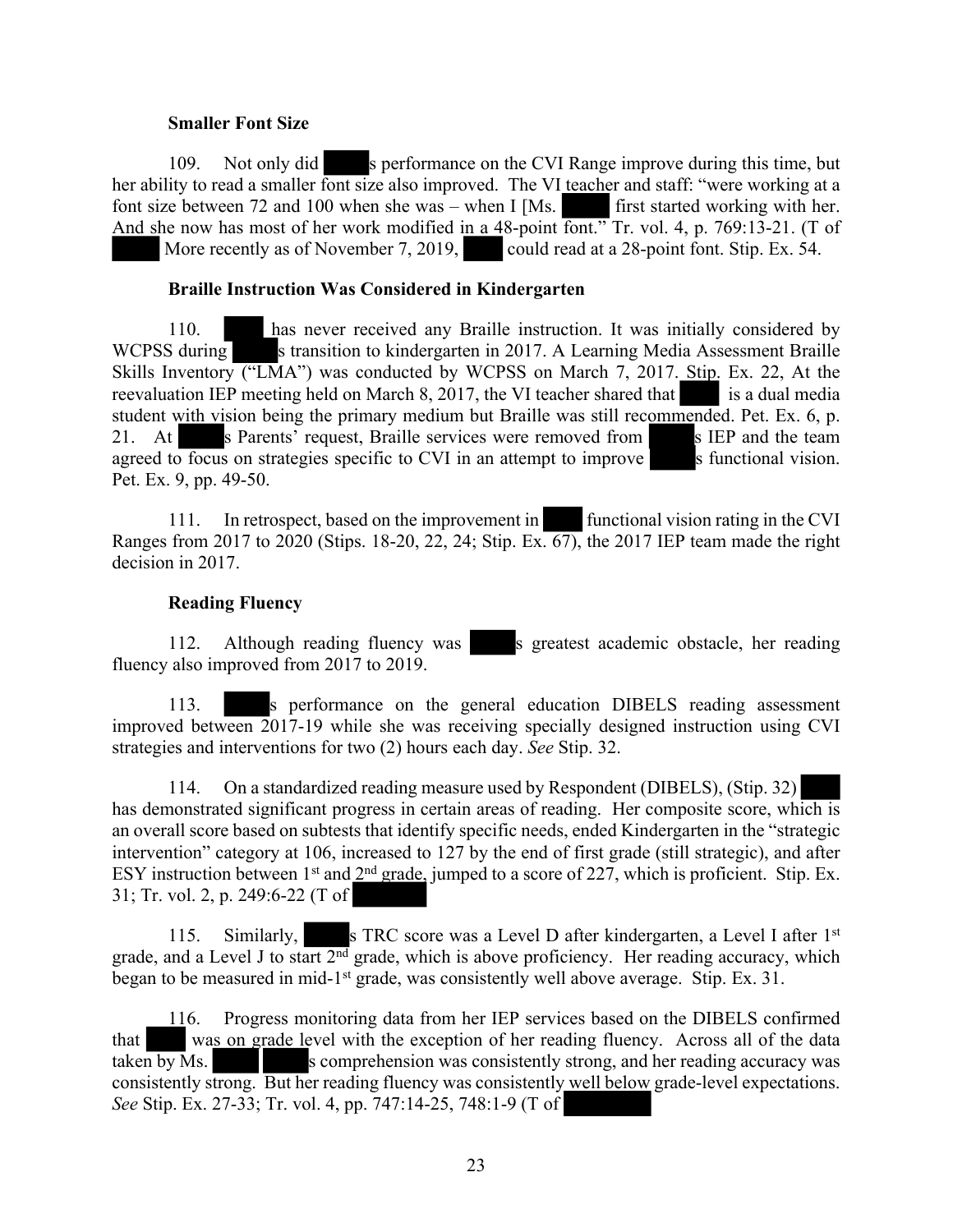**Smaller Font Size**

109. Not only did s performance on the CVI Range improve during this time, but her ability to read a smaller font size also improved. The VI teacher and staff: "were working at a font size between 72 and 100 when she was – when I [Ms. first started working with her. And she now has most of her work modified in a 48-point font." Tr. vol. 4, p. 769:13-21. (T of More recently as of November 7, 2019, could read at a 28-point font. Stip. Ex. 54.

**Braille Instruction Was Considered in Kindergarten**

110. has never received any Braille instruction. It was initially considered by WCPSS during s transition to kindergarten in 2017. A Learning Media Assessment Braille Skills Inventory ("LMA") was conducted by WCPSS on March 7, 2017. Stip. Ex. 22, At the reevaluation IEP meeting held on March 8, 2017, the VI teacher shared that is a dual media student with vision being the primary medium but Braille was still recommended. Pet. Ex. 6, p. 21. At s Parents' request, Braille services were removed from s IEP and the team agreed to focus on strategies specific to CVI in an attempt to improve s functional vision. Pet. Ex. 9, pp. 49-50.

111. In retrospect, based on the improvement in functional vision rating in the CVI Ranges from 2017 to 2020 (Stips. 18-20, 22, 24; Stip. Ex. 67), the 2017 IEP team made the right decision in 2017.

**Reading Fluency**

112. Although reading fluency was s greatest academic obstacle, her reading fluency also improved from 2017 to 2019.

113. s performance on the general education DIBELS reading assessment improved between 2017-19 while she was receiving specially designed instruction using CVI strategies and interventions for two (2) hours each day. *See* Stip. 32.

114. On a standardized reading measure used by Respondent (DIBELS), (Stip. 32) has demonstrated significant progress in certain areas of reading. Her composite score, which is an overall score based on subtests that identify specific needs, ended Kindergarten in the "strategic intervention" category at 106, increased to 127 by the end of first grade (still strategic), and after ESY instruction between 1st and 2nd grade, jumped to a score of 227, which is proficient. Stip. Ex. 31; Tr. vol. 2, p. 249:6-22 (T of

115. Similarly, s TRC score was a Level D after kindergarten, a Level I after 1st grade, and a Level J to start 2nd grade, which is above proficiency. Her reading accuracy, which began to be measured in mid-1st grade, was consistently well above average. Stip. Ex. 31.

116. Progress monitoring data from her IEP services based on the DIBELS confirmed that was on grade level with the exception of her reading fluency. Across all of the data taken by Ms. s comprehension was consistently strong, and her reading accuracy was consistently strong. But her reading fluency was consistently well below grade-level expectations. *See* Stip. Ex. 27-33; Tr. vol. 4, pp. 747:14-25, 748:1-9 (T of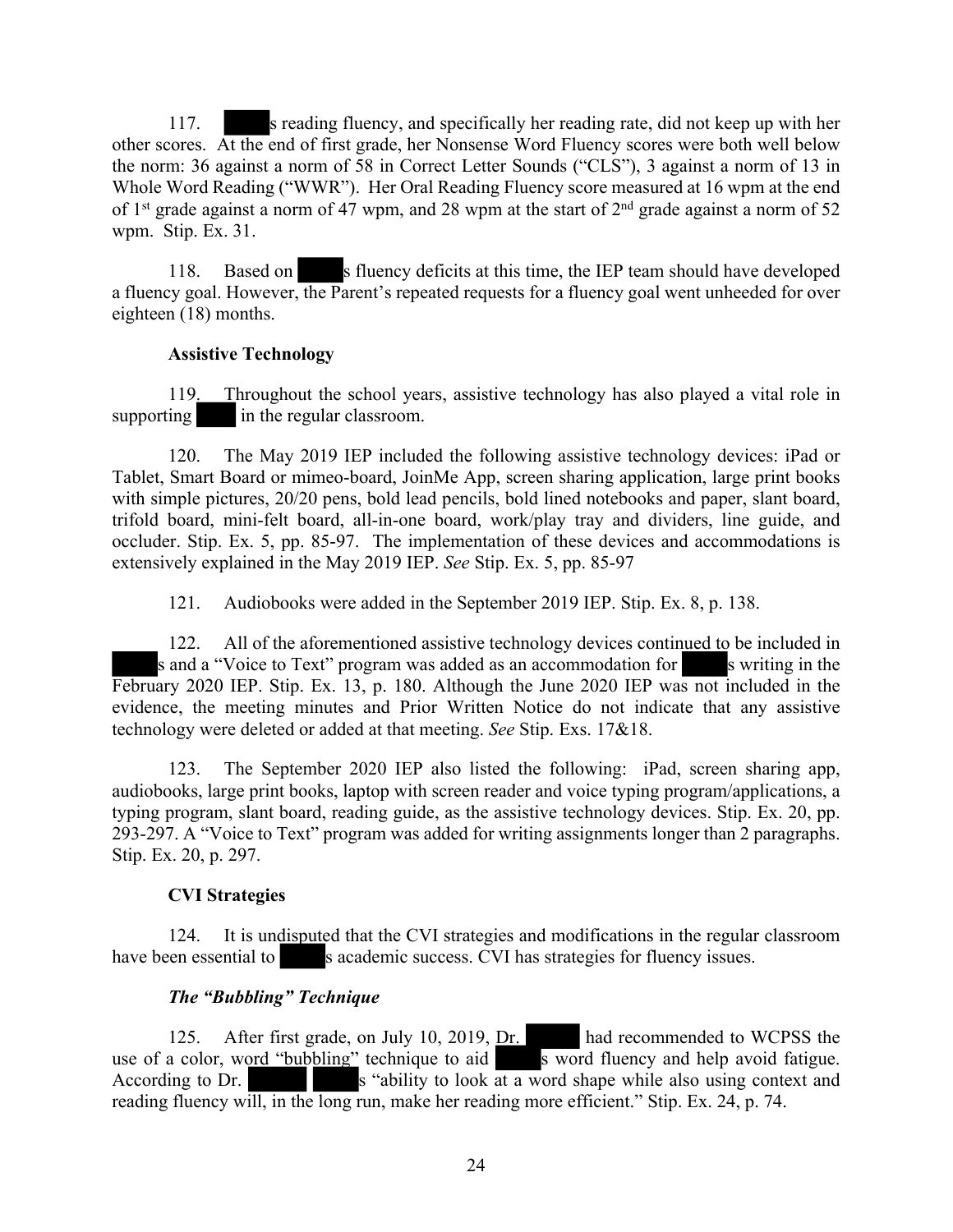117. ███s reading fluency, and specifically her reading rate, did not keep up with her other scores. At the end of first grade, her Nonsense Word Fluency scores were both well below the norm: 36 against a norm of 58 in Correct Letter Sounds ("CLS"), 3 against a norm of 13 in Whole Word Reading ("WWR"). Her Oral Reading Fluency score measured at 16 wpm at the end of 1st grade against a norm of 47 wpm, and 28 wpm at the start of 2nd grade against a norm of 52 wpm. Stip. Ex. 31.

118. Based on ███s fluency deficits at this time, the IEP team should have developed a fluency goal. However, the Parent's repeated requests for a fluency goal went unheeded for over eighteen (18) months.

**Assistive Technology**

119. Throughout the school years, assistive technology has also played a vital role in supporting ███ in the regular classroom.

120. The May 2019 IEP included the following assistive technology devices: iPad or Tablet, Smart Board or mimeo-board, JoinMe App, screen sharing application, large print books with simple pictures, 20/20 pens, bold lead pencils, bold lined notebooks and paper, slant board, trifold board, mini-felt board, all-in-one board, work/play tray and dividers, line guide, and occluder. Stip. Ex. 5, pp. 85-97. The implementation of these devices and accommodations is extensively explained in the May 2019 IEP. *See* Stip. Ex. 5, pp. 85-97

121. Audiobooks were added in the September 2019 IEP. Stip. Ex. 8, p. 138.

122. All of the aforementioned assistive technology devices continued to be included in ███s and a "Voice to Text" program was added as an accommodation for ███s writing in the February 2020 IEP. Stip. Ex. 13, p. 180. Although the June 2020 IEP was not included in the evidence, the meeting minutes and Prior Written Notice do not indicate that any assistive technology were deleted or added at that meeting. *See* Stip. Exs. 17&18.

123. The September 2020 IEP also listed the following: iPad, screen sharing app, audiobooks, large print books, laptop with screen reader and voice typing program/applications, a typing program, slant board, reading guide, as the assistive technology devices. Stip. Ex. 20, pp. 293-297. A "Voice to Text" program was added for writing assignments longer than 2 paragraphs. Stip. Ex. 20, p. 297.

**CVI Strategies**

124. It is undisputed that the CVI strategies and modifications in the regular classroom have been essential to ███s academic success. CVI has strategies for fluency issues.

***The "Bubbling" Technique***

125. After first grade, on July 10, 2019, Dr. ███ had recommended to WCPSS the use of a color, word "bubbling" technique to aid ███s word fluency and help avoid fatigue. According to Dr. ███ ███s "ability to look at a word shape while also using context and reading fluency will, in the long run, make her reading more efficient." Stip. Ex. 24, p. 74.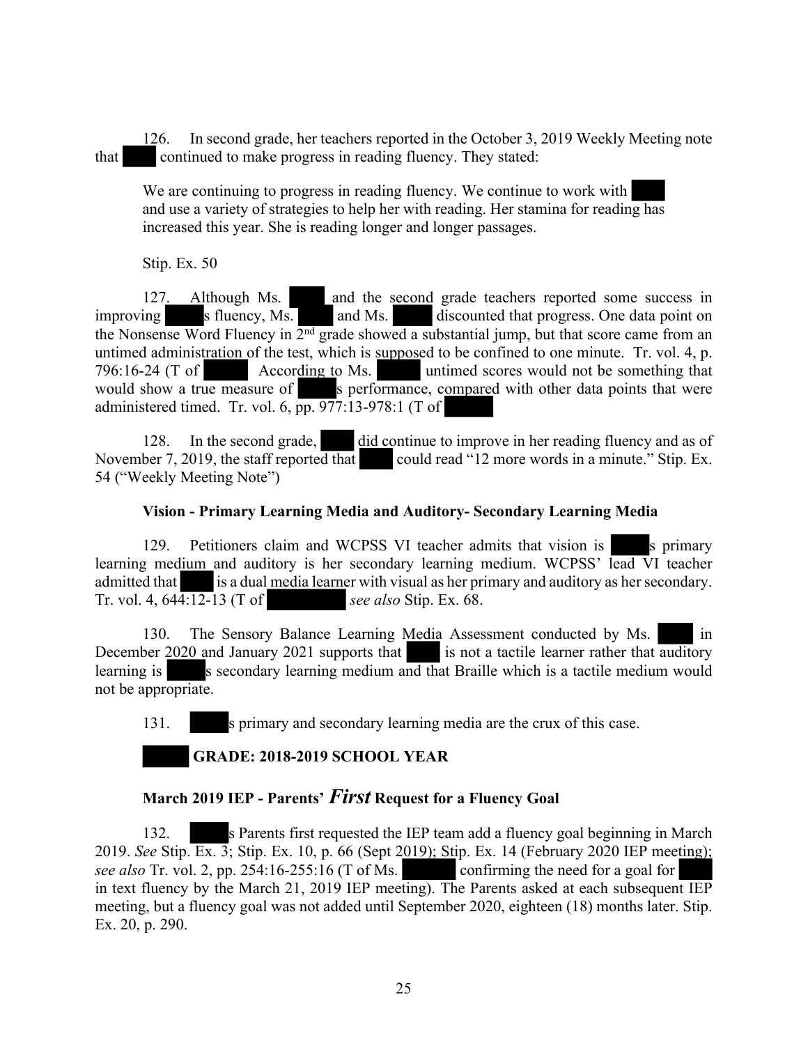126. In second grade, her teachers reported in the October 3, 2019 Weekly Meeting note that continued to make progress in reading fluency. They stated:

> We are continuing to progress in reading fluency. We continue to work with and use a variety of strategies to help her with reading. Her stamina for reading has increased this year. She is reading longer and longer passages.
>
> Stip. Ex. 50

127. Although Ms. and the second grade teachers reported some success in improving s fluency, Ms. and Ms. discounted that progress. One data point on the Nonsense Word Fluency in 2nd grade showed a substantial jump, but that score came from an untimed administration of the test, which is supposed to be confined to one minute. Tr. vol. 4, p. 796:16-24 (T of According to Ms. untimed scores would not be something that would show a true measure of s performance, compared with other data points that were administered timed. Tr. vol. 6, pp. 977:13-978:1 (T of

128. In the second grade, did continue to improve in her reading fluency and as of November 7, 2019, the staff reported that could read "12 more words in a minute." Stip. Ex. 54 ("Weekly Meeting Note")

### Vision - Primary Learning Media and Auditory- Secondary Learning Media

129. Petitioners claim and WCPSS VI teacher admits that vision is s primary learning medium and auditory is her secondary learning medium. WCPSS' lead VI teacher admitted that is a dual media learner with visual as her primary and auditory as her secondary. Tr. vol. 4, 644:12-13 (T of *see also* Stip. Ex. 68.

130. The Sensory Balance Learning Media Assessment conducted by Ms. in December 2020 and January 2021 supports that is not a tactile learner rather that auditory learning is s secondary learning medium and that Braille which is a tactile medium would not be appropriate.

131. s primary and secondary learning media are the crux of this case.

### GRADE: 2018-2019 SCHOOL YEAR

### March 2019 IEP - Parents' *First* Request for a Fluency Goal

132. s Parents first requested the IEP team add a fluency goal beginning in March 2019. *See* Stip. Ex. 3; Stip. Ex. 10, p. 66 (Sept 2019); Stip. Ex. 14 (February 2020 IEP meeting); *see also* Tr. vol. 2, pp. 254:16-255:16 (T of Ms. confirming the need for a goal for in text fluency by the March 21, 2019 IEP meeting). The Parents asked at each subsequent IEP meeting, but a fluency goal was not added until September 2020, eighteen (18) months later. Stip. Ex. 20, p. 290.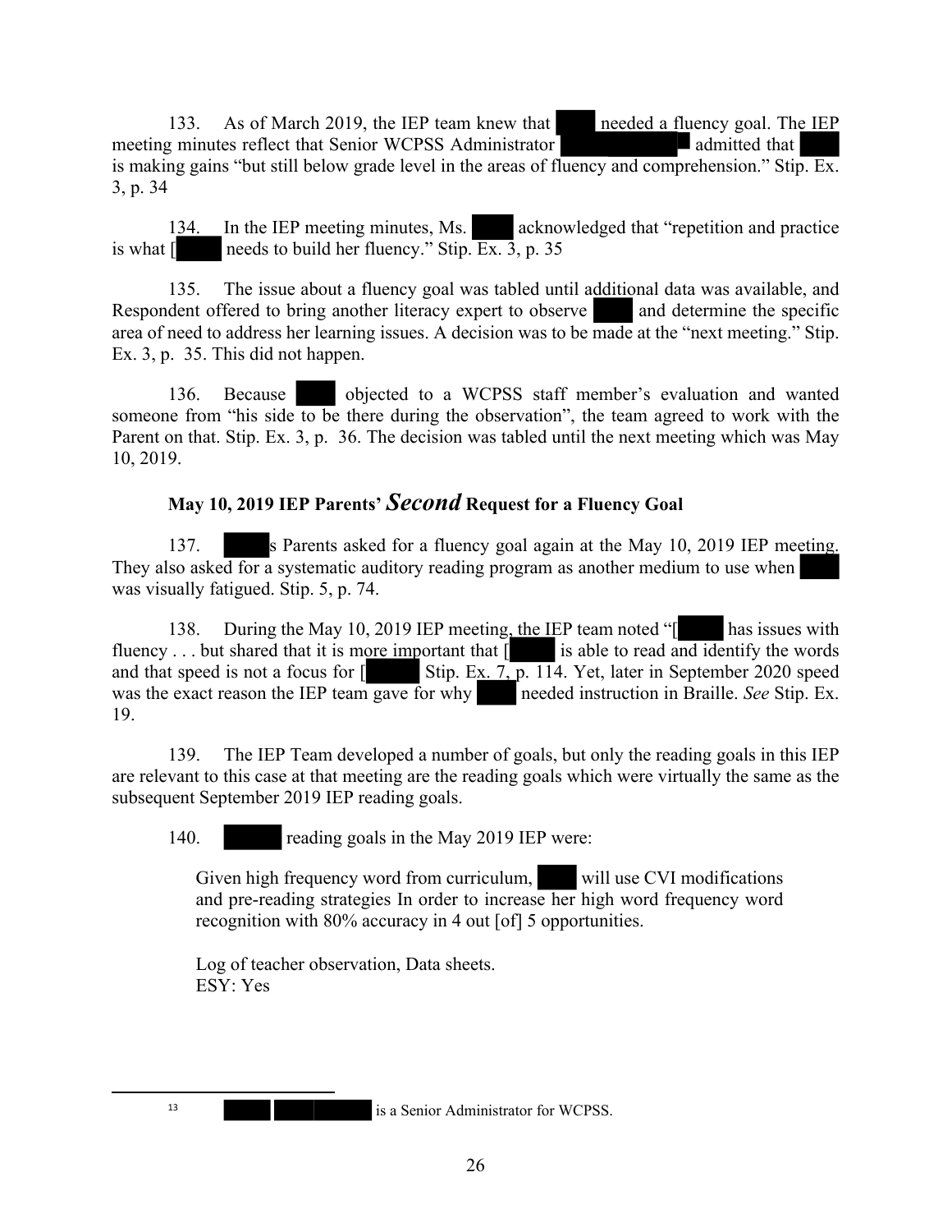133. As of March 2019, the IEP team knew that [REDACTED] needed a fluency goal. The IEP meeting minutes reflect that Senior WCPSS Administrator [REDACTED][13] admitted that [REDACTED] is making gains "but still below grade level in the areas of fluency and comprehension." Stip. Ex. 3, p. 34

134. In the IEP meeting minutes, Ms. [REDACTED] acknowledged that "repetition and practice is what [[REDACTED] needs to build her fluency." Stip. Ex. 3, p. 35

135. The issue about a fluency goal was tabled until additional data was available, and Respondent offered to bring another literacy expert to observe [REDACTED] and determine the specific area of need to address her learning issues. A decision was to be made at the "next meeting." Stip. Ex. 3, p. 35. This did not happen.

136. Because [REDACTED] objected to a WCPSS staff member's evaluation and wanted someone from "his side to be there during the observation", the team agreed to work with the Parent on that. Stip. Ex. 3, p. 36. The decision was tabled until the next meeting which was May 10, 2019.

### May 10, 2019 IEP Parents' *Second* Request for a Fluency Goal

137. [REDACTED]s Parents asked for a fluency goal again at the May 10, 2019 IEP meeting. They also asked for a systematic auditory reading program as another medium to use when [REDACTED] was visually fatigued. Stip. 5, p. 74.

138. During the May 10, 2019 IEP meeting, the IEP team noted "[[REDACTED] has issues with fluency . . . but shared that it is more important that [[REDACTED] is able to read and identify the words and that speed is not a focus for [[REDACTED] Stip. Ex. 7, p. 114. Yet, later in September 2020 speed was the exact reason the IEP team gave for why [REDACTED] needed instruction in Braille. *See* Stip. Ex. 19.

139. The IEP Team developed a number of goals, but only the reading goals in this IEP are relevant to this case at that meeting are the reading goals which were virtually the same as the subsequent September 2019 IEP reading goals.

140. [REDACTED] reading goals in the May 2019 IEP were:

> Given high frequency word from curriculum, [REDACTED] will use CVI modifications and pre-reading strategies In order to increase her high word frequency word recognition with 80% accuracy in 4 out [of] 5 opportunities.
>
> Log of teacher observation, Data sheets.
> ESY: Yes

---

[13] [REDACTED] is a Senior Administrator for WCPSS.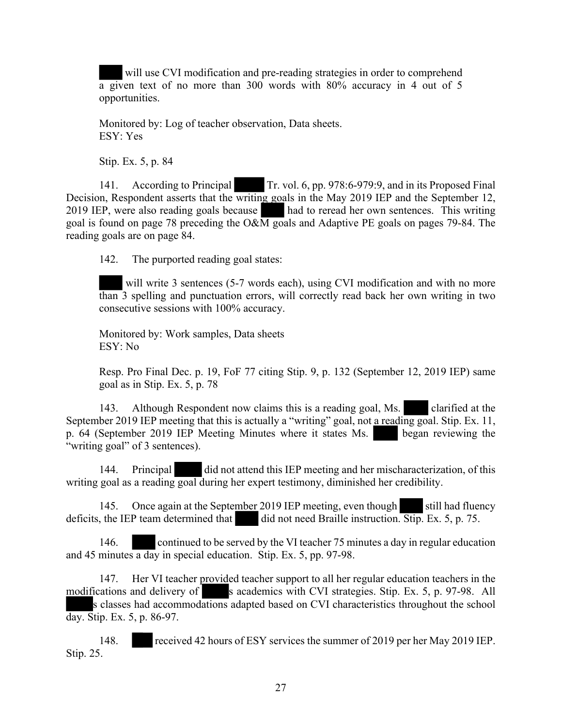█████ will use CVI modification and pre-reading strategies in order to comprehend a given text of no more than 300 words with 80% accuracy in 4 out of 5 opportunities.

> Monitored by: Log of teacher observation, Data sheets.
> ESY: Yes

> Stip. Ex. 5, p. 84

141. According to Principal █████ Tr. vol. 6, pp. 978:6-979:9, and in its Proposed Final Decision, Respondent asserts that the writing goals in the May 2019 IEP and the September 12, 2019 IEP, were also reading goals because █████ had to reread her own sentences. This writing goal is found on page 78 preceding the O&M goals and Adaptive PE goals on pages 79-84. The reading goals are on page 84.

142. The purported reading goal states:

> █████ will write 3 sentences (5-7 words each), using CVI modification and with no more than 3 spelling and punctuation errors, will correctly read back her own writing in two consecutive sessions with 100% accuracy.

> Monitored by: Work samples, Data sheets
> ESY: No

> Resp. Pro Final Dec. p. 19, FoF 77 citing Stip. 9, p. 132 (September 12, 2019 IEP) same goal as in Stip. Ex. 5, p. 78

143. Although Respondent now claims this is a reading goal, Ms. █████ clarified at the September 2019 IEP meeting that this is actually a "writing" goal, not a reading goal. Stip. Ex. 11, p. 64 (September 2019 IEP Meeting Minutes where it states Ms. █████ began reviewing the "writing goal" of 3 sentences).

144. Principal █████ did not attend this IEP meeting and her mischaracterization, of this writing goal as a reading goal during her expert testimony, diminished her credibility.

145. Once again at the September 2019 IEP meeting, even though █████ still had fluency deficits, the IEP team determined that █████ did not need Braille instruction. Stip. Ex. 5, p. 75.

146. █████ continued to be served by the VI teacher 75 minutes a day in regular education and 45 minutes a day in special education. Stip. Ex. 5, pp. 97-98.

147. Her VI teacher provided teacher support to all her regular education teachers in the modifications and delivery of █████s academics with CVI strategies. Stip. Ex. 5, p. 97-98. All █████s classes had accommodations adapted based on CVI characteristics throughout the school day. Stip. Ex. 5, p. 86-97.

148. █████ received 42 hours of ESY services the summer of 2019 per her May 2019 IEP. Stip. 25.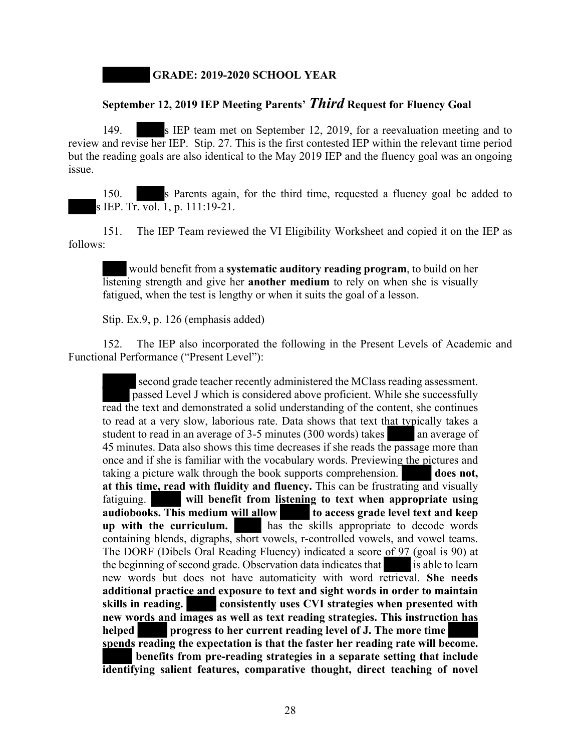**[REDACTED] GRADE: 2019-2020 SCHOOL YEAR**

**September 12, 2019 IEP Meeting Parents' *Third* Request for Fluency Goal**

149. [REDACTED]s IEP team met on September 12, 2019, for a reevaluation meeting and to review and revise her IEP. Stip. 27. This is the first contested IEP within the relevant time period but the reading goals are also identical to the May 2019 IEP and the fluency goal was an ongoing issue.

150. [REDACTED]s Parents again, for the third time, requested a fluency goal be added to [REDACTED]s IEP. Tr. vol. 1, p. 111:19-21.

151. The IEP Team reviewed the VI Eligibility Worksheet and copied it on the IEP as follows:

> [REDACTED] would benefit from a **systematic auditory reading program**, to build on her listening strength and give her **another medium** to rely on when she is visually fatigued, when the test is lengthy or when it suits the goal of a lesson.
>
> Stip. Ex.9, p. 126 (emphasis added)

152. The IEP also incorporated the following in the Present Levels of Academic and Functional Performance ("Present Level"):

> [REDACTED] second grade teacher recently administered the MClass reading assessment. [REDACTED] passed Level J which is considered above proficient. While she successfully read the text and demonstrated a solid understanding of the content, she continues to read at a very slow, laborious rate. Data shows that text that typically takes a student to read in an average of 3-5 minutes (300 words) takes [REDACTED] an average of 45 minutes. Data also shows this time decreases if she reads the passage more than once and if she is familiar with the vocabulary words. Previewing the pictures and taking a picture walk through the book supports comprehension. [REDACTED] **does not, at this time, read with fluidity and fluency.** This can be frustrating and visually fatiguing. [REDACTED] **will benefit from listening to text when appropriate using audiobooks. This medium will allow [REDACTED] to access grade level text and keep up with the curriculum.** [REDACTED] has the skills appropriate to decode words containing blends, digraphs, short vowels, r-controlled vowels, and vowel teams. The DORF (Dibels Oral Reading Fluency) indicated a score of 97 (goal is 90) at the beginning of second grade. Observation data indicates that [REDACTED] is able to learn new words but does not have automaticity with word retrieval. **She needs additional practice and exposure to text and sight words in order to maintain skills in reading. [REDACTED] consistently uses CVI strategies when presented with new words and images as well as text reading strategies. This instruction has helped [REDACTED] progress to her current reading level of J. The more time [REDACTED] spends reading the expectation is that the faster her reading rate will become. [REDACTED] benefits from pre-reading strategies in a separate setting that include identifying salient features, comparative thought, direct teaching of novel**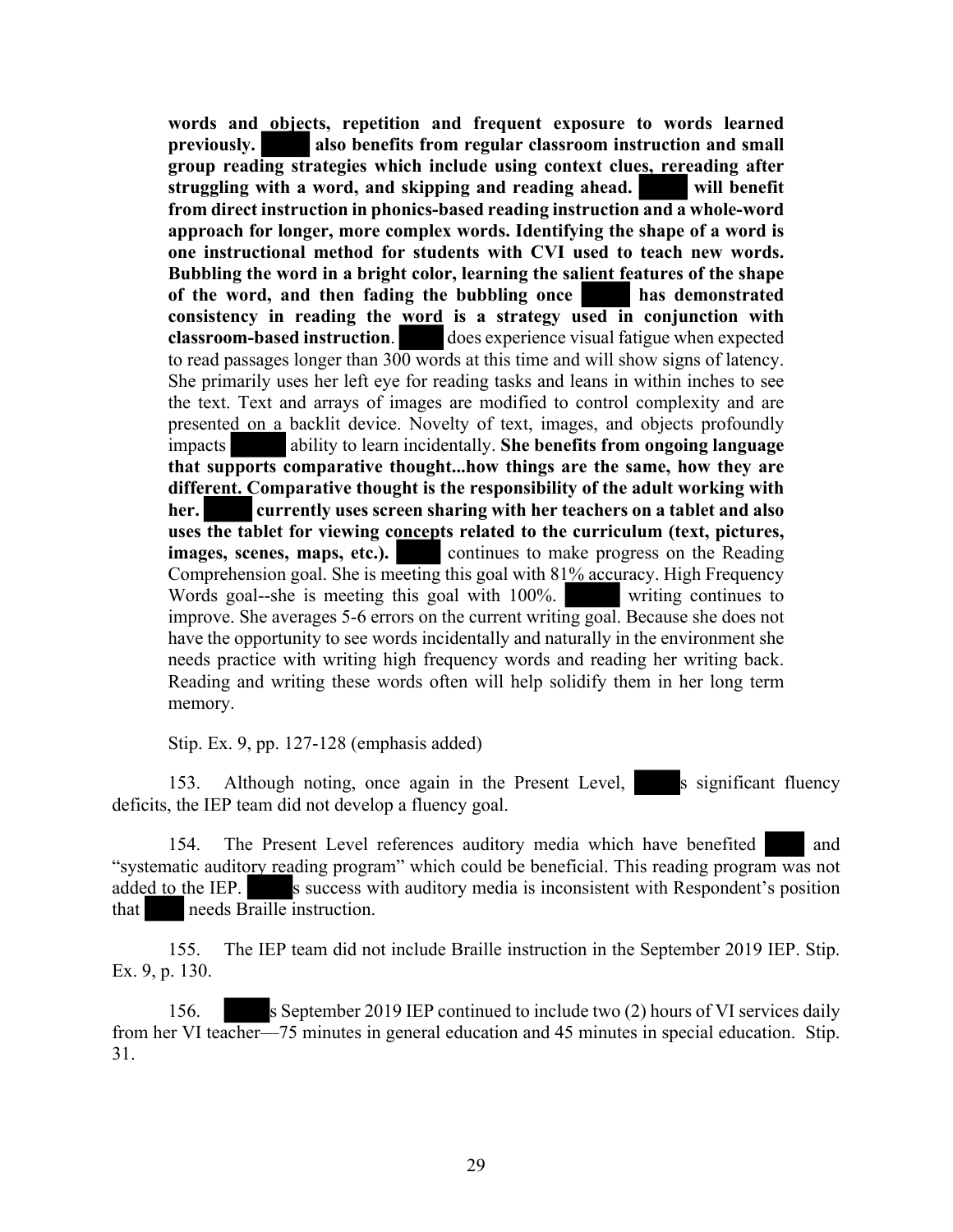> **words and objects, repetition and frequent exposure to words learned previously. ████ also benefits from regular classroom instruction and small group reading strategies which include using context clues, rereading after struggling with a word, and skipping and reading ahead. ████ will benefit from direct instruction in phonics-based reading instruction and a whole-word approach for longer, more complex words. Identifying the shape of a word is one instructional method for students with CVI used to teach new words. Bubbling the word in a bright color, learning the salient features of the shape of the word, and then fading the bubbling once ████ has demonstrated consistency in reading the word is a strategy used in conjunction with classroom-based instruction**. ████ does experience visual fatigue when expected to read passages longer than 300 words at this time and will show signs of latency. She primarily uses her left eye for reading tasks and leans in within inches to see the text. Text and arrays of images are modified to control complexity and are presented on a backlit device. Novelty of text, images, and objects profoundly impacts ████ ability to learn incidentally. **She benefits from ongoing language that supports comparative thought...how things are the same, how they are different. Comparative thought is the responsibility of the adult working with her. ████ currently uses screen sharing with her teachers on a tablet and also uses the tablet for viewing concepts related to the curriculum (text, pictures, images, scenes, maps, etc.).** ████ continues to make progress on the Reading Comprehension goal. She is meeting this goal with 81% accuracy. High Frequency Words goal--she is meeting this goal with 100%. ████ writing continues to improve. She averages 5-6 errors on the current writing goal. Because she does not have the opportunity to see words incidentally and naturally in the environment she needs practice with writing high frequency words and reading her writing back. Reading and writing these words often will help solidify them in her long term memory.

Stip. Ex. 9, pp. 127-128 (emphasis added)

153. Although noting, once again in the Present Level, ████s significant fluency deficits, the IEP team did not develop a fluency goal.

154. The Present Level references auditory media which have benefited ████ and "systematic auditory reading program" which could be beneficial. This reading program was not added to the IEP. ████s success with auditory media is inconsistent with Respondent's position that ████ needs Braille instruction.

155. The IEP team did not include Braille instruction in the September 2019 IEP. Stip. Ex. 9, p. 130.

156. ████s September 2019 IEP continued to include two (2) hours of VI services daily from her VI teacher—75 minutes in general education and 45 minutes in special education. Stip. 31.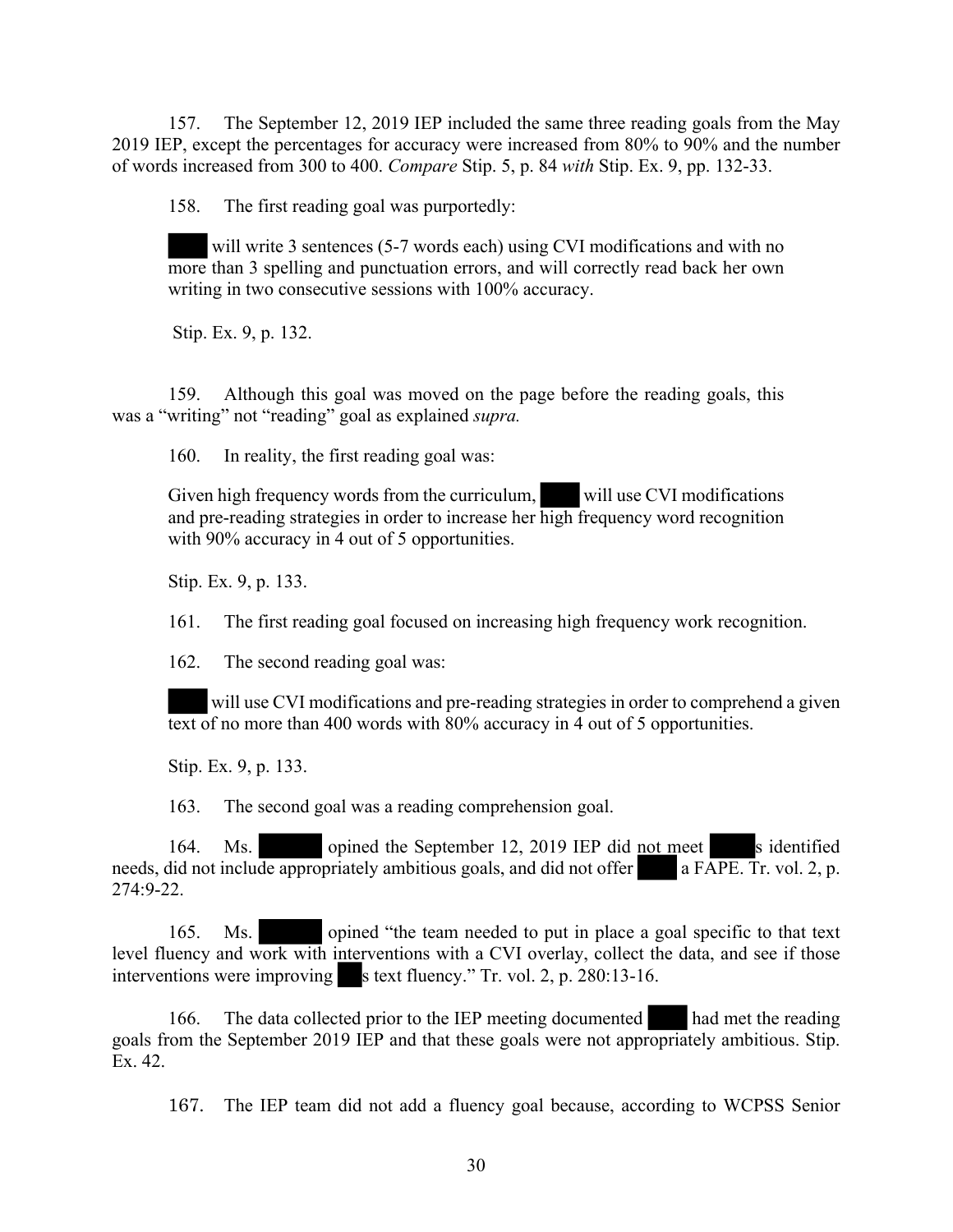157. The September 12, 2019 IEP included the same three reading goals from the May 2019 IEP, except the percentages for accuracy were increased from 80% to 90% and the number of words increased from 300 to 400. *Compare* Stip. 5, p. 84 *with* Stip. Ex. 9, pp. 132-33.

158. The first reading goal was purportedly:

> ████ will write 3 sentences (5-7 words each) using CVI modifications and with no more than 3 spelling and punctuation errors, and will correctly read back her own writing in two consecutive sessions with 100% accuracy.
>
> Stip. Ex. 9, p. 132.

159. Although this goal was moved on the page before the reading goals, this was a "writing" not "reading" goal as explained *supra.*

160. In reality, the first reading goal was:

> Given high frequency words from the curriculum, ████ will use CVI modifications and pre-reading strategies in order to increase her high frequency word recognition with 90% accuracy in 4 out of 5 opportunities.
>
> Stip. Ex. 9, p. 133.

161. The first reading goal focused on increasing high frequency work recognition.

162. The second reading goal was:

> ████ will use CVI modifications and pre-reading strategies in order to comprehend a given text of no more than 400 words with 80% accuracy in 4 out of 5 opportunities.
>
> Stip. Ex. 9, p. 133.

163. The second goal was a reading comprehension goal.

164. Ms. ██████ opined the September 12, 2019 IEP did not meet █████s identified needs, did not include appropriately ambitious goals, and did not offer ████ a FAPE. Tr. vol. 2, p. 274:9-22.

165. Ms. ██████ opined "the team needed to put in place a goal specific to that text level fluency and work with interventions with a CVI overlay, collect the data, and see if those interventions were improving ███s text fluency." Tr. vol. 2, p. 280:13-16.

166. The data collected prior to the IEP meeting documented ████ had met the reading goals from the September 2019 IEP and that these goals were not appropriately ambitious. Stip. Ex. 42.

167. The IEP team did not add a fluency goal because, according to WCPSS Senior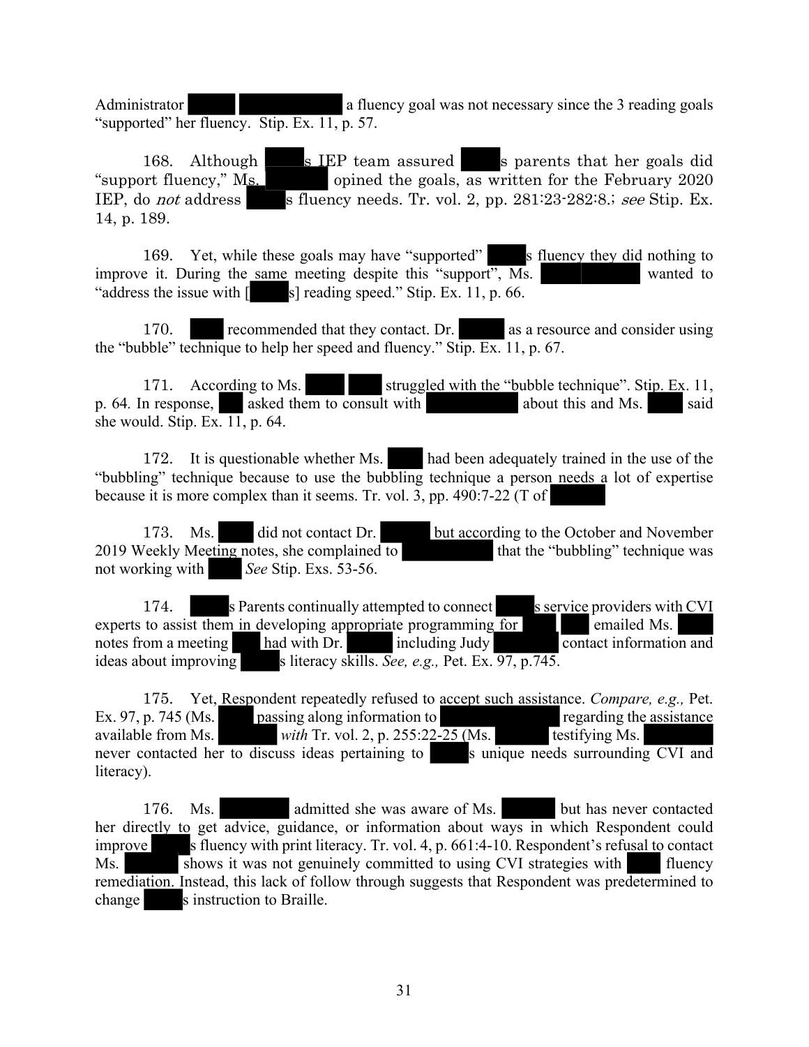Administrator a fluency goal was not necessary since the 3 reading goals "supported" her fluency. Stip. Ex. 11, p. 57.

168. Although s IEP team assured s parents that her goals did "support fluency," Ms. opined the goals, as written for the February 2020 IEP, do *not* address s fluency needs. Tr. vol. 2, pp. 281:23-282:8.; *see* Stip. Ex. 14, p. 189.

169. Yet, while these goals may have "supported" s fluency they did nothing to improve it. During the same meeting despite this "support", Ms. wanted to "address the issue with [ s] reading speed." Stip. Ex. 11, p. 66.

170. recommended that they contact. Dr. as a resource and consider using the "bubble" technique to help her speed and fluency." Stip. Ex. 11, p. 67.

171. According to Ms. struggled with the "bubble technique". Stip. Ex. 11, p. 64. In response, asked them to consult with about this and Ms. said she would. Stip. Ex. 11, p. 64.

172. It is questionable whether Ms. had been adequately trained in the use of the "bubbling" technique because to use the bubbling technique a person needs a lot of expertise because it is more complex than it seems. Tr. vol. 3, pp. 490:7-22 (T of

173. Ms. did not contact Dr. but according to the October and November 2019 Weekly Meeting notes, she complained to that the "bubbling" technique was not working with *See* Stip. Exs. 53-56.

174. s Parents continually attempted to connect s service providers with CVI experts to assist them in developing appropriate programming for emailed Ms. notes from a meeting had with Dr. including Judy contact information and ideas about improving s literacy skills. *See, e.g.,* Pet. Ex. 97, p.745.

175. Yet, Respondent repeatedly refused to accept such assistance. *Compare, e.g.,* Pet. Ex. 97, p. 745 (Ms. passing along information to regarding the assistance available from Ms. *with* Tr. vol. 2, p. 255:22-25 (Ms. testifying Ms. never contacted her to discuss ideas pertaining to s unique needs surrounding CVI and literacy).

176. Ms. admitted she was aware of Ms. but has never contacted her directly to get advice, guidance, or information about ways in which Respondent could improve s fluency with print literacy. Tr. vol. 4, p. 661:4-10. Respondent's refusal to contact Ms. shows it was not genuinely committed to using CVI strategies with fluency remediation. Instead, this lack of follow through suggests that Respondent was predetermined to change s instruction to Braille.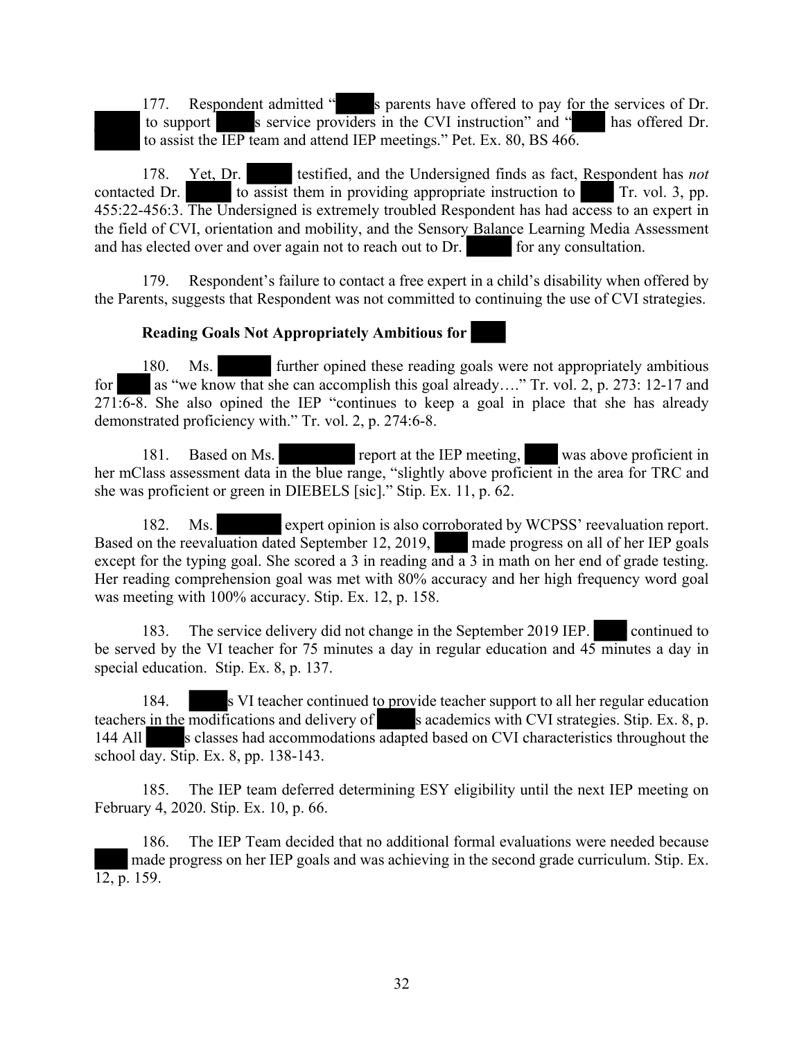177. Respondent admitted "██████s parents have offered to pay for the services of Dr. ██████ to support ██████s service providers in the CVI instruction" and "██████ has offered Dr. ██████ to assist the IEP team and attend IEP meetings." Pet. Ex. 80, BS 466.

178. Yet, Dr. ██████ testified, and the Undersigned finds as fact, Respondent has *not* contacted Dr. ██████ to assist them in providing appropriate instruction to ██████ Tr. vol. 3, pp. 455:22-456:3. The Undersigned is extremely troubled Respondent has had access to an expert in the field of CVI, orientation and mobility, and the Sensory Balance Learning Media Assessment and has elected over and over again not to reach out to Dr. ██████ for any consultation.

179. Respondent's failure to contact a free expert in a child's disability when offered by the Parents, suggests that Respondent was not committed to continuing the use of CVI strategies.

**Reading Goals Not Appropriately Ambitious for ██████**

180. Ms. ██████ further opined these reading goals were not appropriately ambitious for ██████ as "we know that she can accomplish this goal already…." Tr. vol. 2, p. 273: 12-17 and 271:6-8. She also opined the IEP "continues to keep a goal in place that she has already demonstrated proficiency with." Tr. vol. 2, p. 274:6-8.

181. Based on Ms. ██████ report at the IEP meeting, ██████ was above proficient in her mClass assessment data in the blue range, "slightly above proficient in the area for TRC and she was proficient or green in DIEBELS [sic]." Stip. Ex. 11, p. 62.

182. Ms. ██████ expert opinion is also corroborated by WCPSS' reevaluation report. Based on the reevaluation dated September 12, 2019, ██████ made progress on all of her IEP goals except for the typing goal. She scored a 3 in reading and a 3 in math on her end of grade testing. Her reading comprehension goal was met with 80% accuracy and her high frequency word goal was meeting with 100% accuracy. Stip. Ex. 12, p. 158.

183. The service delivery did not change in the September 2019 IEP. ██████ continued to be served by the VI teacher for 75 minutes a day in regular education and 45 minutes a day in special education. Stip. Ex. 8, p. 137.

184. ██████s VI teacher continued to provide teacher support to all her regular education teachers in the modifications and delivery of ██████s academics with CVI strategies. Stip. Ex. 8, p. 144 All ██████s classes had accommodations adapted based on CVI characteristics throughout the school day. Stip. Ex. 8, pp. 138-143.

185. The IEP team deferred determining ESY eligibility until the next IEP meeting on February 4, 2020. Stip. Ex. 10, p. 66.

186. The IEP Team decided that no additional formal evaluations were needed because ██████ made progress on her IEP goals and was achieving in the second grade curriculum. Stip. Ex. 12, p. 159.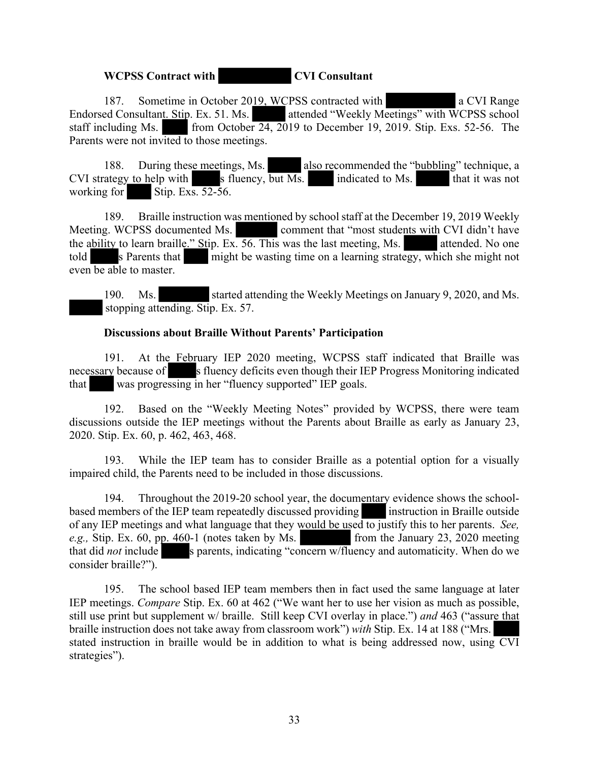**WCPSS Contract with ██████ CVI Consultant**

187. Sometime in October 2019, WCPSS contracted with ██████ a CVI Range Endorsed Consultant. Stip. Ex. 51. Ms. ████ attended "Weekly Meetings" with WCPSS school staff including Ms. ████ from October 24, 2019 to December 19, 2019. Stip. Exs. 52-56. The Parents were not invited to those meetings.

188. During these meetings, Ms. ████ also recommended the "bubbling" technique, a CVI strategy to help with ████s fluency, but Ms. ████ indicated to Ms. ████ that it was not working for ████ Stip. Exs. 52-56.

189. Braille instruction was mentioned by school staff at the December 19, 2019 Weekly Meeting. WCPSS documented Ms. ████ comment that "most students with CVI didn't have the ability to learn braille." Stip. Ex. 56. This was the last meeting, Ms. ████ attended. No one told ████s Parents that ████ might be wasting time on a learning strategy, which she might not even be able to master.

190. Ms. ████ started attending the Weekly Meetings on January 9, 2020, and Ms. ████ stopping attending. Stip. Ex. 57.

**Discussions about Braille Without Parents' Participation**

191. At the February IEP 2020 meeting, WCPSS staff indicated that Braille was necessary because of ████s fluency deficits even though their IEP Progress Monitoring indicated that ████ was progressing in her "fluency supported" IEP goals.

192. Based on the "Weekly Meeting Notes" provided by WCPSS, there were team discussions outside the IEP meetings without the Parents about Braille as early as January 23, 2020. Stip. Ex. 60, p. 462, 463, 468.

193. While the IEP team has to consider Braille as a potential option for a visually impaired child, the Parents need to be included in those discussions.

194. Throughout the 2019-20 school year, the documentary evidence shows the school-based members of the IEP team repeatedly discussed providing ████ instruction in Braille outside of any IEP meetings and what language that they would be used to justify this to her parents. *See, e.g.,* Stip. Ex. 60, pp. 460-1 (notes taken by Ms. ████ from the January 23, 2020 meeting that did *not* include ████s parents, indicating "concern w/fluency and automaticity. When do we consider braille?").

195. The school based IEP team members then in fact used the same language at later IEP meetings. *Compare* Stip. Ex. 60 at 462 ("We want her to use her vision as much as possible, still use print but supplement w/ braille. Still keep CVI overlay in place.") *and* 463 ("assure that braille instruction does not take away from classroom work") *with* Stip. Ex. 14 at 188 ("Mrs. ████ stated instruction in braille would be in addition to what is being addressed now, using CVI strategies").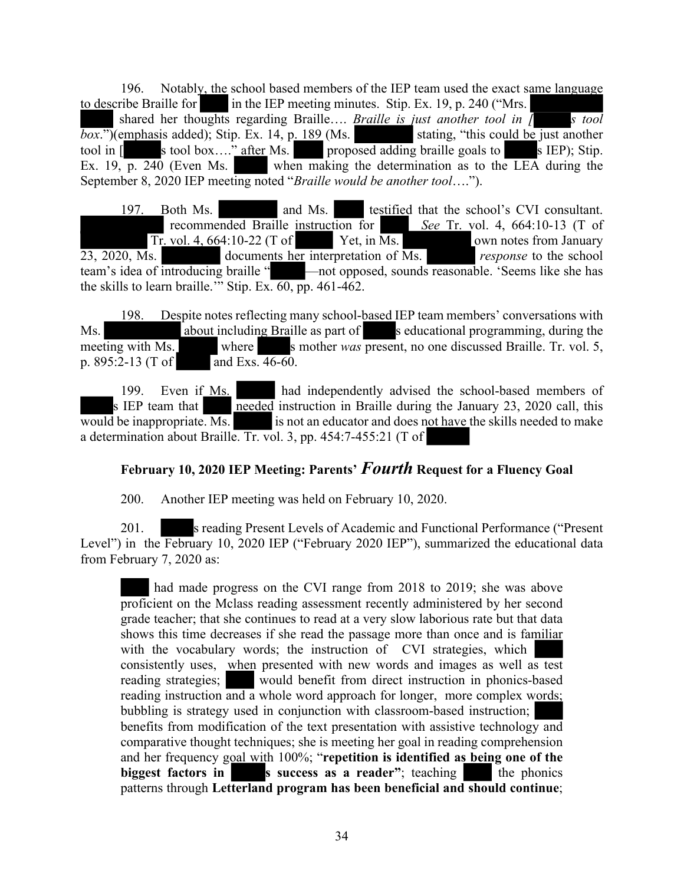196. Notably, the school based members of the IEP team used the exact same language to describe Braille for in the IEP meeting minutes. Stip. Ex. 19, p. 240 ("Mrs. shared her thoughts regarding Braille…. *Braille is just another tool in [ s tool box*.")(emphasis added); Stip. Ex. 14, p. 189 (Ms. stating, "this could be just another tool in [ s tool box…." after Ms. proposed adding braille goals to s IEP); Stip. Ex. 19, p. 240 (Even Ms. when making the determination as to the LEA during the September 8, 2020 IEP meeting noted "*Braille would be another tool*….").

197. Both Ms. and Ms. testified that the school's CVI consultant. recommended Braille instruction for *See* Tr. vol. 4, 664:10-13 (T of Tr. vol. 4, 664:10-22 (T of Yet, in Ms. own notes from January 23, 2020, Ms. documents her interpretation of Ms. *response* to the school team's idea of introducing braille " —not opposed, sounds reasonable. 'Seems like she has the skills to learn braille.'" Stip. Ex. 60, pp. 461-462.

198. Despite notes reflecting many school-based IEP team members' conversations with Ms. about including Braille as part of s educational programming, during the meeting with Ms. where s mother *was* present, no one discussed Braille. Tr. vol. 5, p. 895:2-13 (T of and Exs. 46-60.

199. Even if Ms. had independently advised the school-based members of s IEP team that needed instruction in Braille during the January 23, 2020 call, this would be inappropriate. Ms. is not an educator and does not have the skills needed to make a determination about Braille. Tr. vol. 3, pp. 454:7-455:21 (T of

## February 10, 2020 IEP Meeting: Parents' *Fourth* Request for a Fluency Goal

200. Another IEP meeting was held on February 10, 2020.

201. s reading Present Levels of Academic and Functional Performance ("Present Level") in the February 10, 2020 IEP ("February 2020 IEP"), summarized the educational data from February 7, 2020 as:

> had made progress on the CVI range from 2018 to 2019; she was above proficient on the Mclass reading assessment recently administered by her second grade teacher; that she continues to read at a very slow laborious rate but that data shows this time decreases if she read the passage more than once and is familiar with the vocabulary words; the instruction of CVI strategies, which consistently uses, when presented with new words and images as well as test reading strategies; would benefit from direct instruction in phonics-based reading instruction and a whole word approach for longer, more complex words; bubbling is strategy used in conjunction with classroom-based instruction; benefits from modification of the text presentation with assistive technology and comparative thought techniques; she is meeting her goal in reading comprehension and her frequency goal with 100%; "**repetition is identified as being one of the biggest factors in s success as a reader**"; teaching the phonics patterns through **Letterland program has been beneficial and should continue**;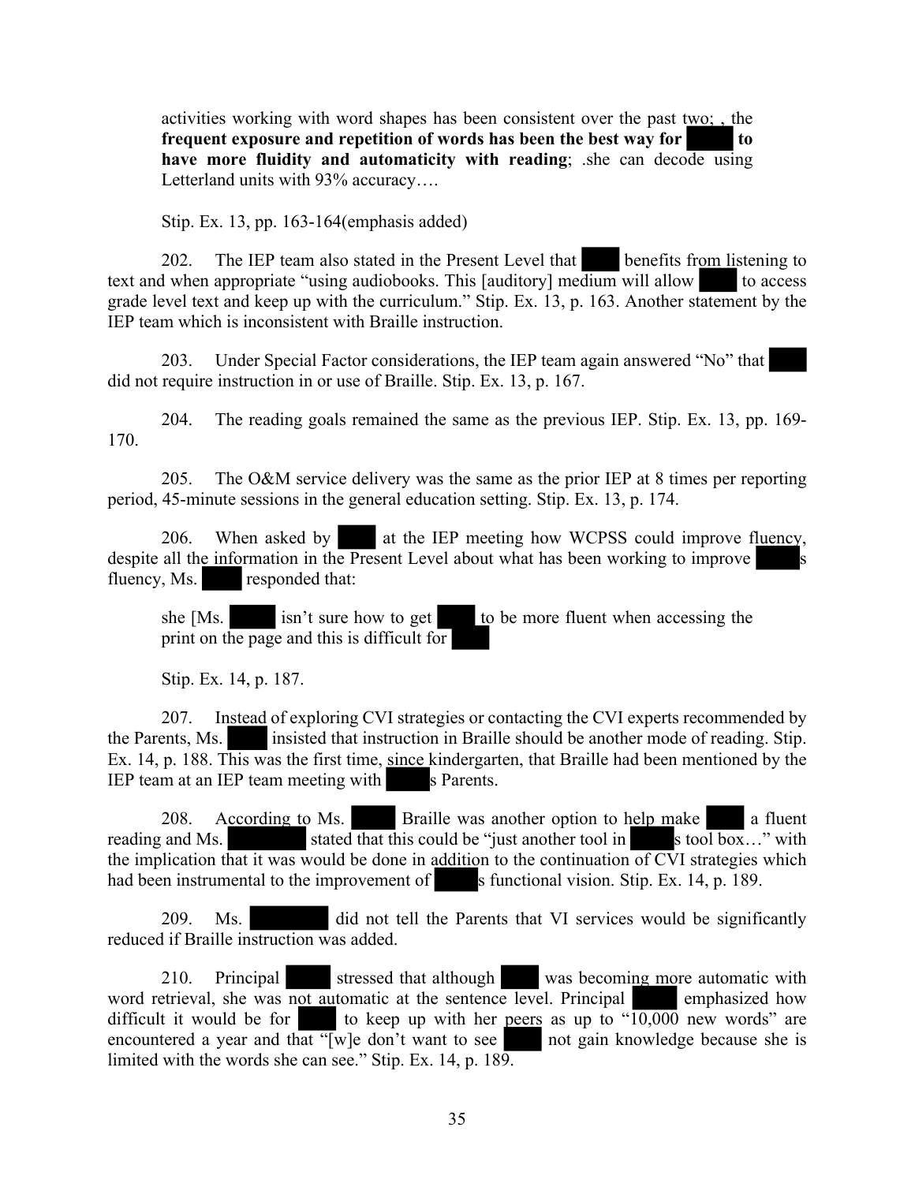activities working with word shapes has been consistent over the past two; , the **frequent exposure and repetition of words has been the best way for  to have more fluidity and automaticity with reading**; .she can decode using Letterland units with 93% accuracy….

Stip. Ex. 13, pp. 163-164(emphasis added)

202. The IEP team also stated in the Present Level that  benefits from listening to text and when appropriate "using audiobooks. This [auditory] medium will allow  to access grade level text and keep up with the curriculum." Stip. Ex. 13, p. 163. Another statement by the IEP team which is inconsistent with Braille instruction.

203. Under Special Factor considerations, the IEP team again answered "No" that  did not require instruction in or use of Braille. Stip. Ex. 13, p. 167.

204. The reading goals remained the same as the previous IEP. Stip. Ex. 13, pp. 169-170.

205. The O&M service delivery was the same as the prior IEP at 8 times per reporting period, 45-minute sessions in the general education setting. Stip. Ex. 13, p. 174.

206. When asked by  at the IEP meeting how WCPSS could improve fluency, despite all the information in the Present Level about what has been working to improve s fluency, Ms.  responded that:

> she [Ms.  isn't sure how to get  to be more fluent when accessing the print on the page and this is difficult for 
>
> Stip. Ex. 14, p. 187.

207. Instead of exploring CVI strategies or contacting the CVI experts recommended by the Parents, Ms.  insisted that instruction in Braille should be another mode of reading. Stip. Ex. 14, p. 188. This was the first time, since kindergarten, that Braille had been mentioned by the IEP team at an IEP team meeting with s Parents.

208. According to Ms.  Braille was another option to help make  a fluent reading and Ms.  stated that this could be "just another tool in s tool box…" with the implication that it was would be done in addition to the continuation of CVI strategies which had been instrumental to the improvement of s functional vision. Stip. Ex. 14, p. 189.

209. Ms.  did not tell the Parents that VI services would be significantly reduced if Braille instruction was added.

210. Principal  stressed that although  was becoming more automatic with word retrieval, she was not automatic at the sentence level. Principal  emphasized how difficult it would be for  to keep up with her peers as up to "10,000 new words" are encountered a year and that "[w]e don't want to see  not gain knowledge because she is limited with the words she can see." Stip. Ex. 14, p. 189.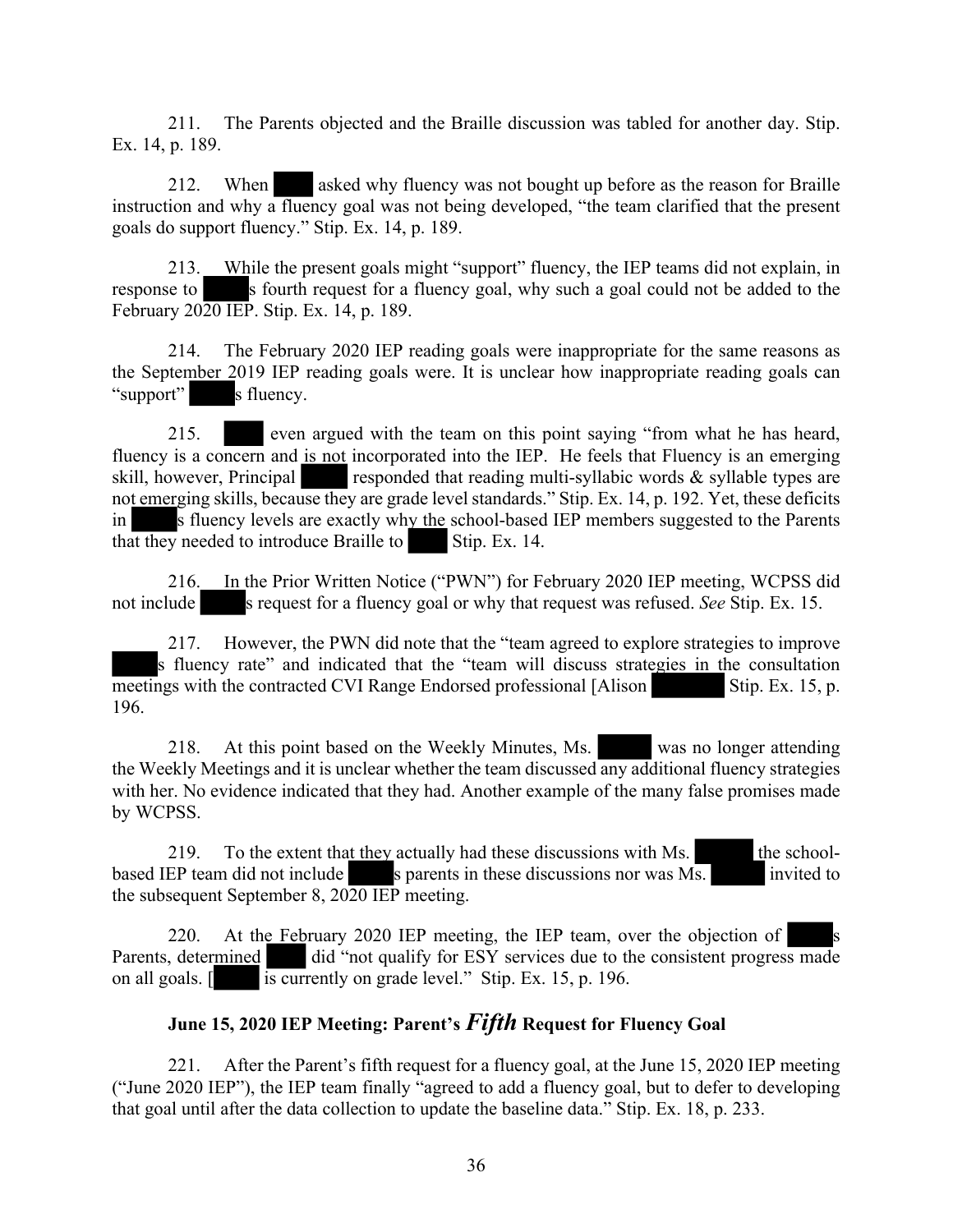211. The Parents objected and the Braille discussion was tabled for another day. Stip. Ex. 14, p. 189.

212. When ████ asked why fluency was not bought up before as the reason for Braille instruction and why a fluency goal was not being developed, "the team clarified that the present goals do support fluency." Stip. Ex. 14, p. 189.

213. While the present goals might "support" fluency, the IEP teams did not explain, in response to ████s fourth request for a fluency goal, why such a goal could not be added to the February 2020 IEP. Stip. Ex. 14, p. 189.

214. The February 2020 IEP reading goals were inappropriate for the same reasons as the September 2019 IEP reading goals were. It is unclear how inappropriate reading goals can "support" ████s fluency.

215. ████ even argued with the team on this point saying "from what he has heard, fluency is a concern and is not incorporated into the IEP. He feels that Fluency is an emerging skill, however, Principal ████ responded that reading multi-syllabic words & syllable types are not emerging skills, because they are grade level standards." Stip. Ex. 14, p. 192. Yet, these deficits in ████s fluency levels are exactly why the school-based IEP members suggested to the Parents that they needed to introduce Braille to ████ Stip. Ex. 14.

216. In the Prior Written Notice ("PWN") for February 2020 IEP meeting, WCPSS did not include ████s request for a fluency goal or why that request was refused. *See* Stip. Ex. 15.

217. However, the PWN did note that the "team agreed to explore strategies to improve ████s fluency rate" and indicated that the "team will discuss strategies in the consultation meetings with the contracted CVI Range Endorsed professional [Alison ████ Stip. Ex. 15, p. 196.

218. At this point based on the Weekly Minutes, Ms. ████ was no longer attending the Weekly Meetings and it is unclear whether the team discussed any additional fluency strategies with her. No evidence indicated that they had. Another example of the many false promises made by WCPSS.

219. To the extent that they actually had these discussions with Ms. ████ the school-based IEP team did not include ████s parents in these discussions nor was Ms. ████ invited to the subsequent September 8, 2020 IEP meeting.

220. At the February 2020 IEP meeting, the IEP team, over the objection of ████s Parents, determined ████ did "not qualify for ESY services due to the consistent progress made on all goals. [████ is currently on grade level." Stip. Ex. 15, p. 196.

## June 15, 2020 IEP Meeting: Parent's ***Fifth*** Request for Fluency Goal

221. After the Parent's fifth request for a fluency goal, at the June 15, 2020 IEP meeting ("June 2020 IEP"), the IEP team finally "agreed to add a fluency goal, but to defer to developing that goal until after the data collection to update the baseline data." Stip. Ex. 18, p. 233.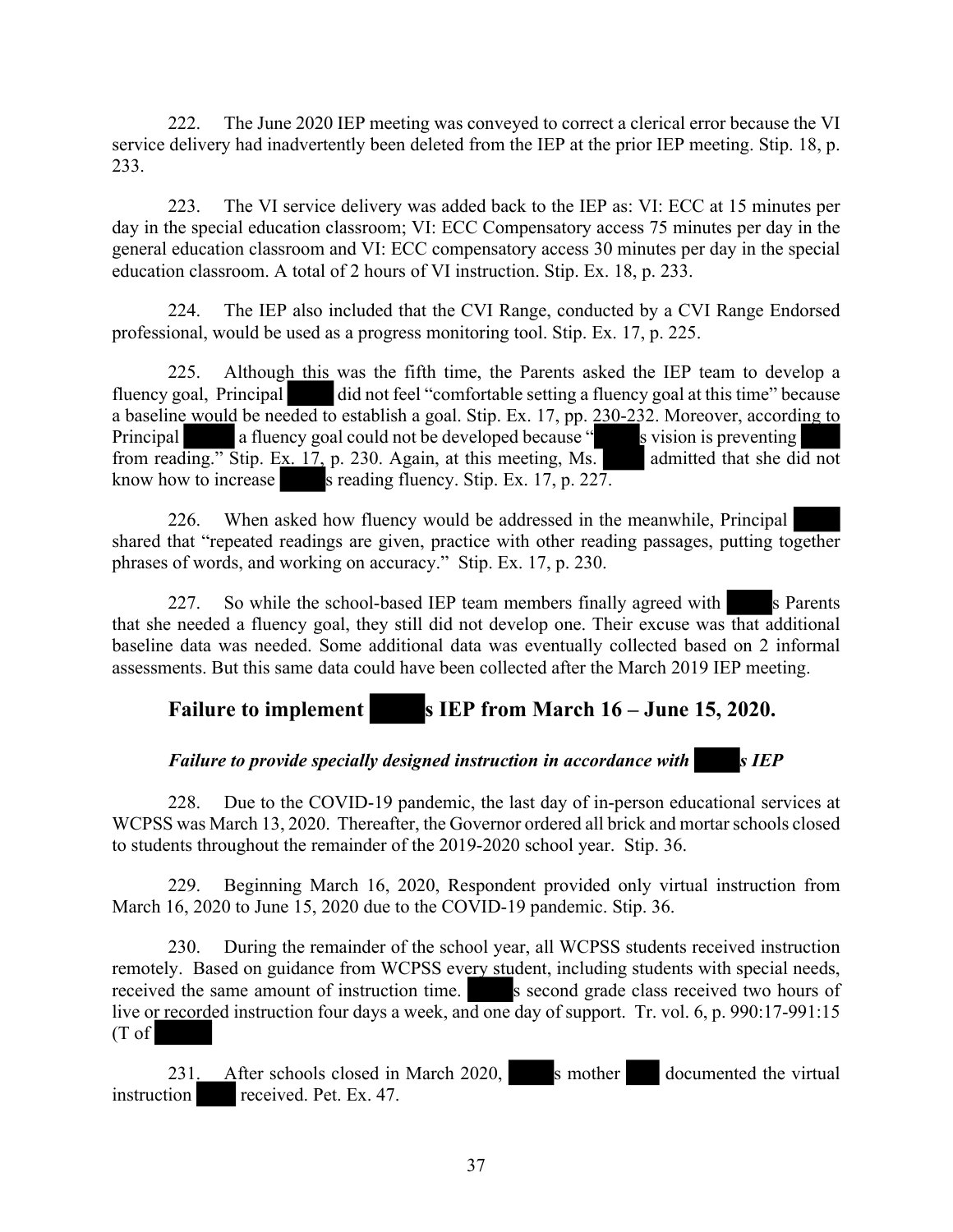222. The June 2020 IEP meeting was conveyed to correct a clerical error because the VI service delivery had inadvertently been deleted from the IEP at the prior IEP meeting. Stip. 18, p. 233.

223. The VI service delivery was added back to the IEP as: VI: ECC at 15 minutes per day in the special education classroom; VI: ECC Compensatory access 75 minutes per day in the general education classroom and VI: ECC compensatory access 30 minutes per day in the special education classroom. A total of 2 hours of VI instruction. Stip. Ex. 18, p. 233.

224. The IEP also included that the CVI Range, conducted by a CVI Range Endorsed professional, would be used as a progress monitoring tool. Stip. Ex. 17, p. 225.

225. Although this was the fifth time, the Parents asked the IEP team to develop a fluency goal, Principal ▇▇▇ did not feel "comfortable setting a fluency goal at this time" because a baseline would be needed to establish a goal. Stip. Ex. 17, pp. 230-232. Moreover, according to Principal ▇▇▇ a fluency goal could not be developed because "▇▇▇s vision is preventing ▇▇▇ from reading." Stip. Ex. 17, p. 230. Again, at this meeting, Ms. ▇▇▇ admitted that she did not know how to increase ▇▇▇s reading fluency. Stip. Ex. 17, p. 227.

226. When asked how fluency would be addressed in the meanwhile, Principal ▇▇▇ shared that "repeated readings are given, practice with other reading passages, putting together phrases of words, and working on accuracy." Stip. Ex. 17, p. 230.

227. So while the school-based IEP team members finally agreed with ▇▇▇s Parents that she needed a fluency goal, they still did not develop one. Their excuse was that additional baseline data was needed. Some additional data was eventually collected based on 2 informal assessments. But this same data could have been collected after the March 2019 IEP meeting.

## Failure to implement ▇▇▇s IEP from March 16 – June 15, 2020.

***Failure to provide specially designed instruction in accordance with ▇▇▇s IEP***

228. Due to the COVID-19 pandemic, the last day of in-person educational services at WCPSS was March 13, 2020. Thereafter, the Governor ordered all brick and mortar schools closed to students throughout the remainder of the 2019-2020 school year. Stip. 36.

229. Beginning March 16, 2020, Respondent provided only virtual instruction from March 16, 2020 to June 15, 2020 due to the COVID-19 pandemic. Stip. 36.

230. During the remainder of the school year, all WCPSS students received instruction remotely. Based on guidance from WCPSS every student, including students with special needs, received the same amount of instruction time. ▇▇▇s second grade class received two hours of live or recorded instruction four days a week, and one day of support. Tr. vol. 6, p. 990:17-991:15 (T of ▇▇▇

231. After schools closed in March 2020, ▇▇▇s mother ▇▇▇ documented the virtual instruction ▇▇▇ received. Pet. Ex. 47.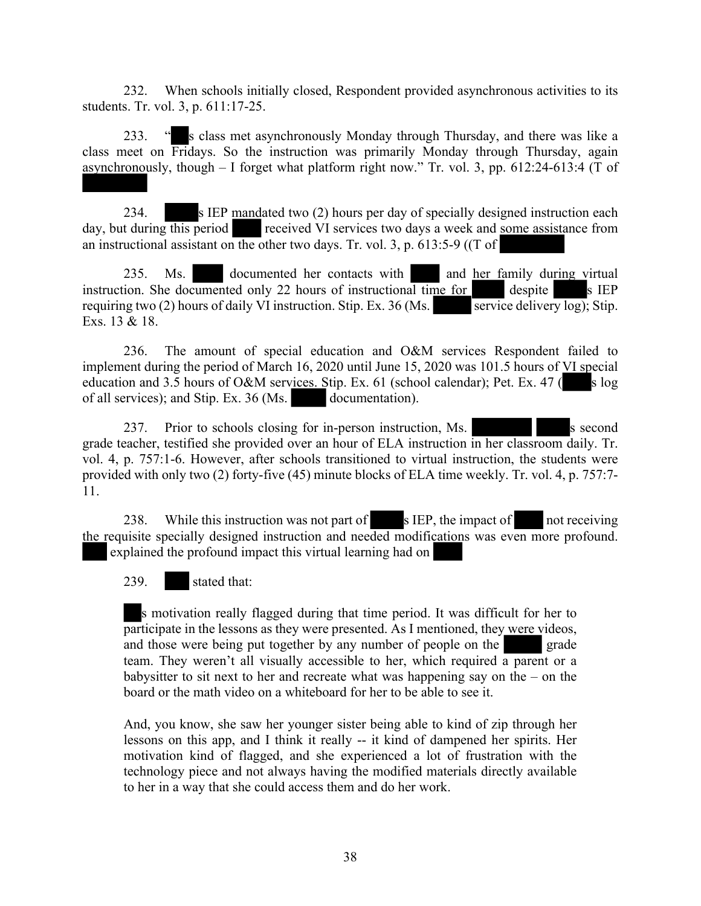232. When schools initially closed, Respondent provided asynchronous activities to its students. Tr. vol. 3, p. 611:17-25.

233. "█s class met asynchronously Monday through Thursday, and there was like a class meet on Fridays. So the instruction was primarily Monday through Thursday, again asynchronously, though – I forget what platform right now." Tr. vol. 3, pp. 612:24-613:4 (T of █

234. █s IEP mandated two (2) hours per day of specially designed instruction each day, but during this period █ received VI services two days a week and some assistance from an instructional assistant on the other two days. Tr. vol. 3, p. 613:5-9 ((T of █

235. Ms. █ documented her contacts with █ and her family during virtual instruction. She documented only 22 hours of instructional time for █ despite █s IEP requiring two (2) hours of daily VI instruction. Stip. Ex. 36 (Ms. █ service delivery log); Stip. Exs. 13 & 18.

236. The amount of special education and O&M services Respondent failed to implement during the period of March 16, 2020 until June 15, 2020 was 101.5 hours of VI special education and 3.5 hours of O&M services. Stip. Ex. 61 (school calendar); Pet. Ex. 47 (█s log of all services); and Stip. Ex. 36 (Ms. █ documentation).

237. Prior to schools closing for in-person instruction, Ms. █ █s second grade teacher, testified she provided over an hour of ELA instruction in her classroom daily. Tr. vol. 4, p. 757:1-6. However, after schools transitioned to virtual instruction, the students were provided with only two (2) forty-five (45) minute blocks of ELA time weekly. Tr. vol. 4, p. 757:7-11.

238. While this instruction was not part of █s IEP, the impact of █ not receiving the requisite specially designed instruction and needed modifications was even more profound. █ explained the profound impact this virtual learning had on █

239. █ stated that:

> █s motivation really flagged during that time period. It was difficult for her to participate in the lessons as they were presented. As I mentioned, they were videos, and those were being put together by any number of people on the █ grade team. They weren't all visually accessible to her, which required a parent or a babysitter to sit next to her and recreate what was happening say on the – on the board or the math video on a whiteboard for her to be able to see it.
>
> And, you know, she saw her younger sister being able to kind of zip through her lessons on this app, and I think it really -- it kind of dampened her spirits. Her motivation kind of flagged, and she experienced a lot of frustration with the technology piece and not always having the modified materials directly available to her in a way that she could access them and do her work.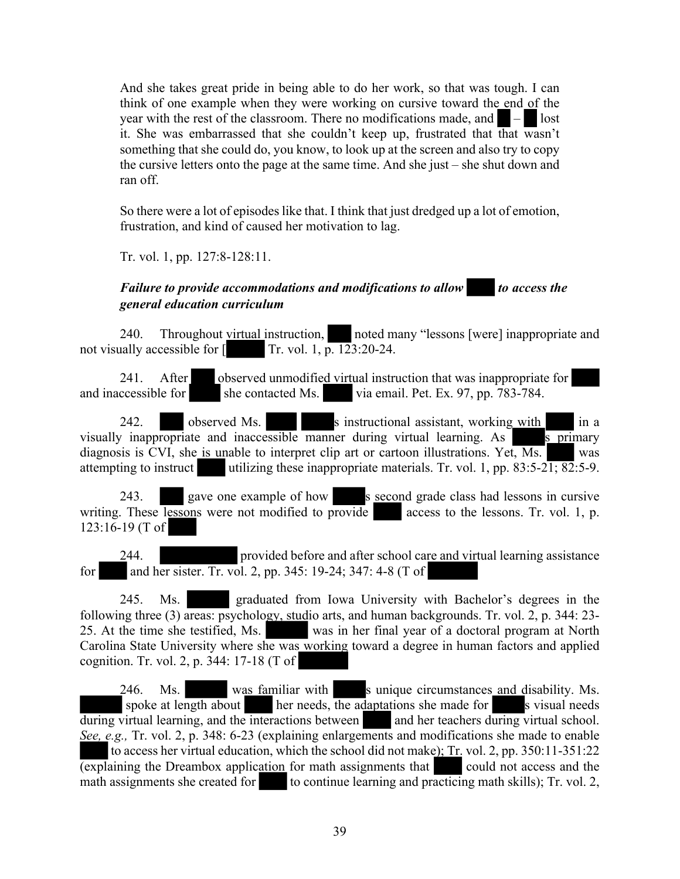> And she takes great pride in being able to do her work, so that was tough. I can think of one example when they were working on cursive toward the end of the year with the rest of the classroom. There no modifications made, and ██ – ██ lost it. She was embarrassed that she couldn't keep up, frustrated that that wasn't something that she could do, you know, to look up at the screen and also try to copy the cursive letters onto the page at the same time. And she just – she shut down and ran off.
>
> So there were a lot of episodes like that. I think that just dredged up a lot of emotion, frustration, and kind of caused her motivation to lag.
>
> Tr. vol. 1, pp. 127:8-128:11.

***Failure to provide accommodations and modifications to allow ████ to access the general education curriculum***

240. Throughout virtual instruction, ███ noted many "lessons [were] inappropriate and not visually accessible for [████ Tr. vol. 1, p. 123:20-24.

241. After ███ observed unmodified virtual instruction that was inappropriate for ████ and inaccessible for ████ she contacted Ms. ████ via email. Pet. Ex. 97, pp. 783-784.

242. ███ observed Ms. ████ ████s instructional assistant, working with ████ in a visually inappropriate and inaccessible manner during virtual learning. As ████s primary diagnosis is CVI, she is unable to interpret clip art or cartoon illustrations. Yet, Ms. ████ was attempting to instruct ████ utilizing these inappropriate materials. Tr. vol. 1, pp. 83:5-21; 82:5-9.

243. ███ gave one example of how ████s second grade class had lessons in cursive writing. These lessons were not modified to provide ████ access to the lessons. Tr. vol. 1, p. 123:16-19 (T of ████

244. ██████████ provided before and after school care and virtual learning assistance for ████ and her sister. Tr. vol. 2, pp. 345: 19-24; 347: 4-8 (T of ██████

245. Ms. ██████ graduated from Iowa University with Bachelor's degrees in the following three (3) areas: psychology, studio arts, and human backgrounds. Tr. vol. 2, p. 344: 23-25. At the time she testified, Ms. ██████ was in her final year of a doctoral program at North Carolina State University where she was working toward a degree in human factors and applied cognition. Tr. vol. 2, p. 344: 17-18 (T of ██████

246. Ms. ██████ was familiar with ████s unique circumstances and disability. Ms. ██████ spoke at length about ████ her needs, the adaptations she made for ████s visual needs during virtual learning, and the interactions between ████ and her teachers during virtual school. *See, e.g.,* Tr. vol. 2, p. 348: 6-23 (explaining enlargements and modifications she made to enable ████ to access her virtual education, which the school did not make); Tr. vol. 2, pp. 350:11-351:22 (explaining the Dreambox application for math assignments that ████ could not access and the math assignments she created for ████ to continue learning and practicing math skills); Tr. vol. 2,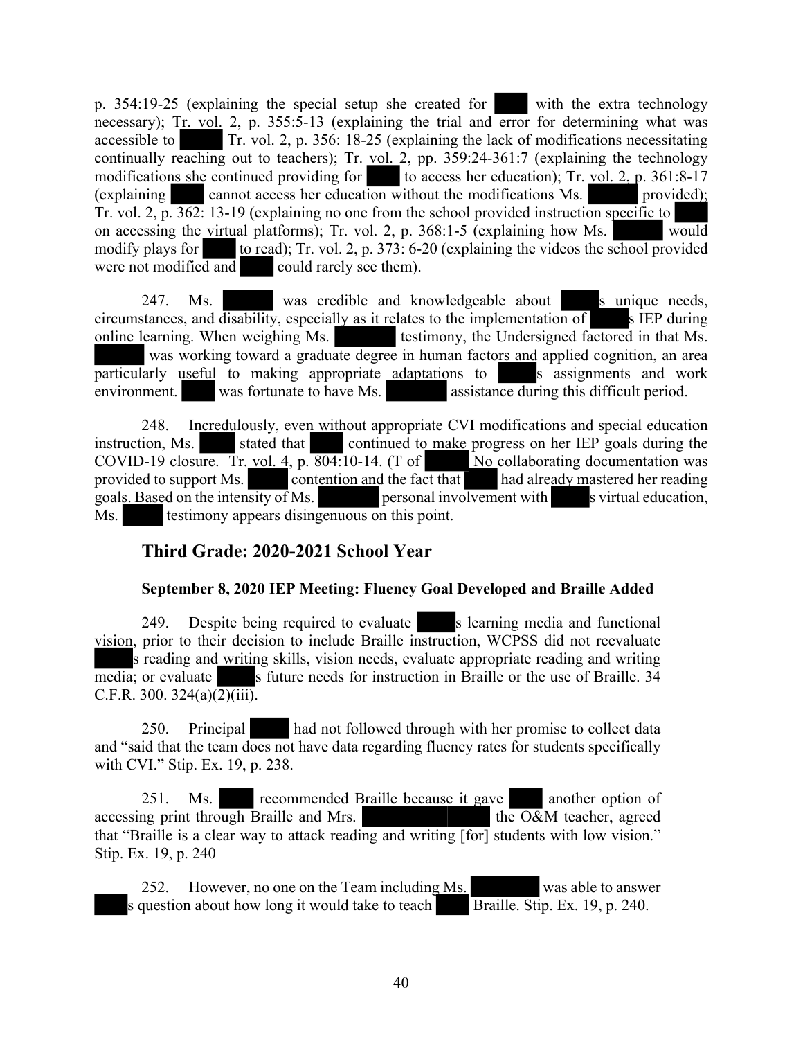p. 354:19-25 (explaining the special setup she created for ████ with the extra technology necessary); Tr. vol. 2, p. 355:5-13 (explaining the trial and error for determining what was accessible to ████ Tr. vol. 2, p. 356: 18-25 (explaining the lack of modifications necessitating continually reaching out to teachers); Tr. vol. 2, pp. 359:24-361:7 (explaining the technology modifications she continued providing for ████ to access her education); Tr. vol. 2, p. 361:8-17 (explaining ████ cannot access her education without the modifications Ms. ████ provided); Tr. vol. 2, p. 362: 13-19 (explaining no one from the school provided instruction specific to ████ on accessing the virtual platforms); Tr. vol. 2, p. 368:1-5 (explaining how Ms. ████ would modify plays for ████ to read); Tr. vol. 2, p. 373: 6-20 (explaining the videos the school provided were not modified and ████ could rarely see them).

247. Ms. ████ was credible and knowledgeable about ████s unique needs, circumstances, and disability, especially as it relates to the implementation of ████s IEP during online learning. When weighing Ms. ████ testimony, the Undersigned factored in that Ms. ████ was working toward a graduate degree in human factors and applied cognition, an area particularly useful to making appropriate adaptations to ████s assignments and work environment. ████ was fortunate to have Ms. ████ assistance during this difficult period.

248. Incredulously, even without appropriate CVI modifications and special education instruction, Ms. ████ stated that ████ continued to make progress on her IEP goals during the COVID-19 closure. Tr. vol. 4, p. 804:10-14. (T of ████ No collaborating documentation was provided to support Ms. ████ contention and the fact that ████ had already mastered her reading goals. Based on the intensity of Ms. ████ personal involvement with ████s virtual education, Ms. ████ testimony appears disingenuous on this point.

## Third Grade: 2020-2021 School Year

### September 8, 2020 IEP Meeting: Fluency Goal Developed and Braille Added

249. Despite being required to evaluate ████s learning media and functional vision, prior to their decision to include Braille instruction, WCPSS did not reevaluate ████s reading and writing skills, vision needs, evaluate appropriate reading and writing media; or evaluate ████s future needs for instruction in Braille or the use of Braille. 34 C.F.R. 300. 324(a)(2)(iii).

250. Principal ████ had not followed through with her promise to collect data and "said that the team does not have data regarding fluency rates for students specifically with CVI." Stip. Ex. 19, p. 238.

251. Ms. ████ recommended Braille because it gave ████ another option of accessing print through Braille and Mrs. ████ the O&M teacher, agreed that "Braille is a clear way to attack reading and writing [for] students with low vision." Stip. Ex. 19, p. 240

252. However, no one on the Team including Ms. ████ was able to answer ████s question about how long it would take to teach ████ Braille. Stip. Ex. 19, p. 240.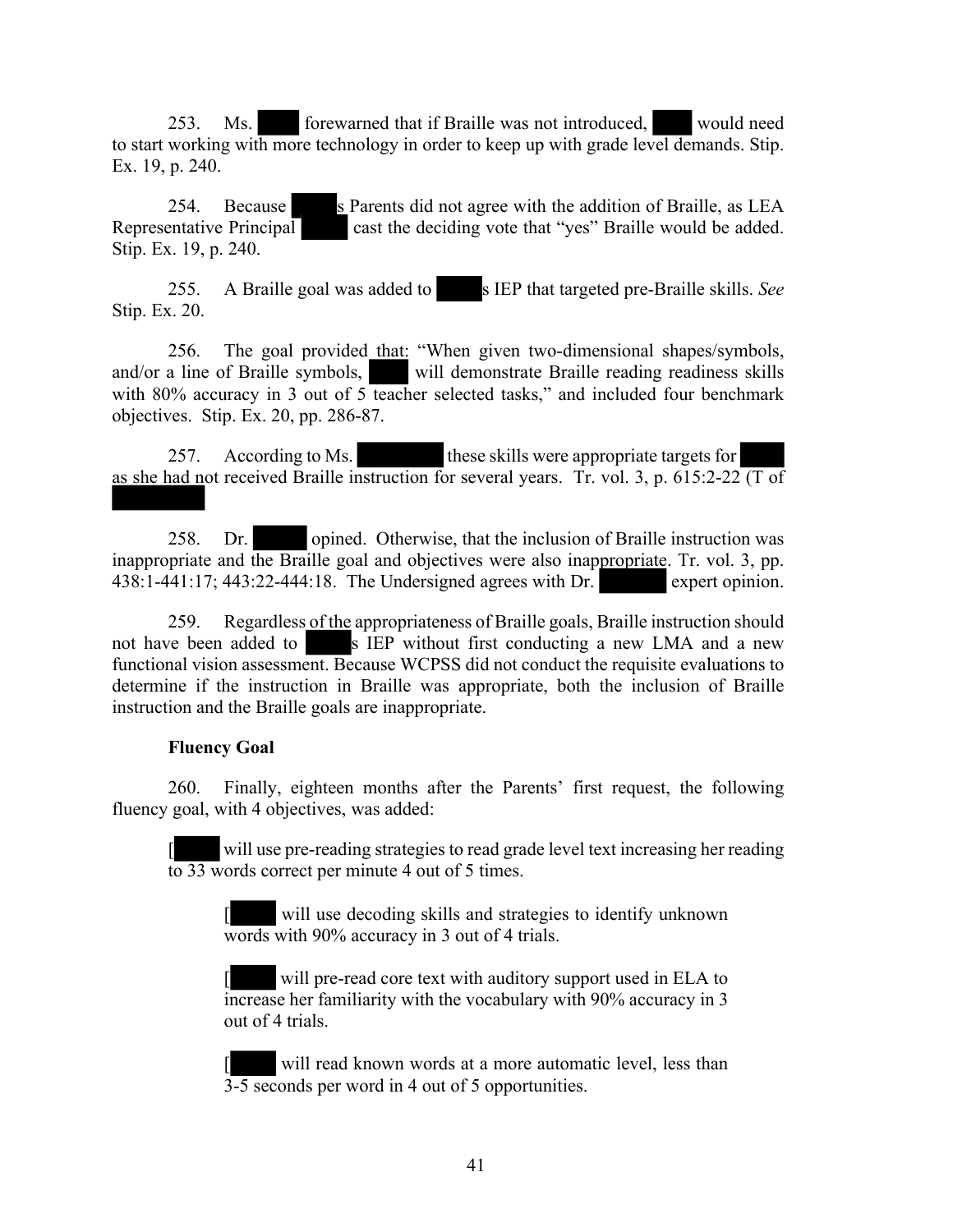253. Ms. [REDACTED] forewarned that if Braille was not introduced, [REDACTED] would need to start working with more technology in order to keep up with grade level demands. Stip. Ex. 19, p. 240.

254. Because [REDACTED]s Parents did not agree with the addition of Braille, as LEA Representative Principal [REDACTED] cast the deciding vote that "yes" Braille would be added. Stip. Ex. 19, p. 240.

255. A Braille goal was added to [REDACTED]s IEP that targeted pre-Braille skills. *See* Stip. Ex. 20.

256. The goal provided that: "When given two-dimensional shapes/symbols, and/or a line of Braille symbols, [REDACTED] will demonstrate Braille reading readiness skills with 80% accuracy in 3 out of 5 teacher selected tasks," and included four benchmark objectives. Stip. Ex. 20, pp. 286-87.

257. According to Ms. [REDACTED] these skills were appropriate targets for [REDACTED] as she had not received Braille instruction for several years. Tr. vol. 3, p. 615:2-22 (T of [REDACTED]

258. Dr. [REDACTED] opined. Otherwise, that the inclusion of Braille instruction was inappropriate and the Braille goal and objectives were also inappropriate. Tr. vol. 3, pp. 438:1-441:17; 443:22-444:18. The Undersigned agrees with Dr. [REDACTED] expert opinion.

259. Regardless of the appropriateness of Braille goals, Braille instruction should not have been added to [REDACTED]s IEP without first conducting a new LMA and a new functional vision assessment. Because WCPSS did not conduct the requisite evaluations to determine if the instruction in Braille was appropriate, both the inclusion of Braille instruction and the Braille goals are inappropriate.

**Fluency Goal**

260. Finally, eighteen months after the Parents' first request, the following fluency goal, with 4 objectives, was added:

> [[REDACTED] will use pre-reading strategies to read grade level text increasing her reading to 33 words correct per minute 4 out of 5 times.
>
> > [[REDACTED] will use decoding skills and strategies to identify unknown words with 90% accuracy in 3 out of 4 trials.
> >
> > [[REDACTED] will pre-read core text with auditory support used in ELA to increase her familiarity with the vocabulary with 90% accuracy in 3 out of 4 trials.
> >
> > [[REDACTED] will read known words at a more automatic level, less than 3-5 seconds per word in 4 out of 5 opportunities.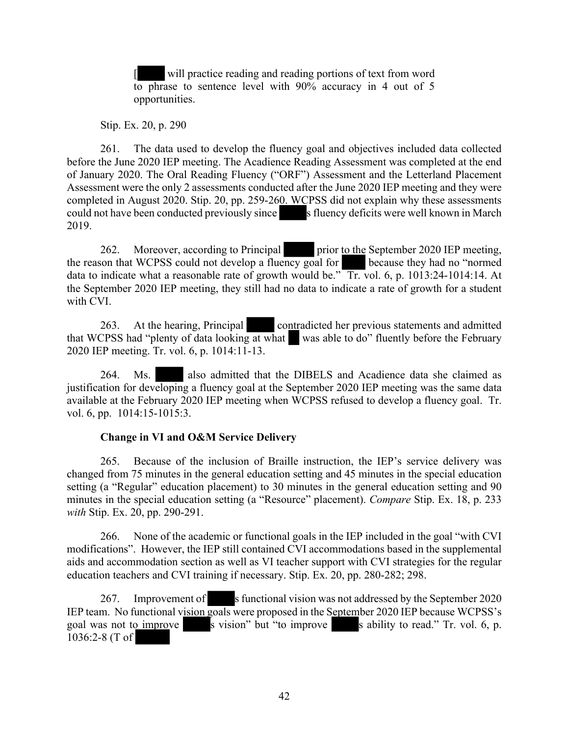> [ will practice reading and reading portions of text from word to phrase to sentence level with 90% accuracy in 4 out of 5 opportunities.

Stip. Ex. 20, p. 290

261. The data used to develop the fluency goal and objectives included data collected before the June 2020 IEP meeting. The Acadience Reading Assessment was completed at the end of January 2020. The Oral Reading Fluency ("ORF") Assessment and the Letterland Placement Assessment were the only 2 assessments conducted after the June 2020 IEP meeting and they were completed in August 2020. Stip. 20, pp. 259-260. WCPSS did not explain why these assessments could not have been conducted previously since s fluency deficits were well known in March 2019.

262. Moreover, according to Principal prior to the September 2020 IEP meeting, the reason that WCPSS could not develop a fluency goal for because they had no "normed data to indicate what a reasonable rate of growth would be." Tr. vol. 6, p. 1013:24-1014:14. At the September 2020 IEP meeting, they still had no data to indicate a rate of growth for a student with CVI.

263. At the hearing, Principal contradicted her previous statements and admitted that WCPSS had "plenty of data looking at what was able to do" fluently before the February 2020 IEP meeting. Tr. vol. 6, p. 1014:11-13.

264. Ms. also admitted that the DIBELS and Acadience data she claimed as justification for developing a fluency goal at the September 2020 IEP meeting was the same data available at the February 2020 IEP meeting when WCPSS refused to develop a fluency goal. Tr. vol. 6, pp. 1014:15-1015:3.

**Change in VI and O&M Service Delivery**

265. Because of the inclusion of Braille instruction, the IEP's service delivery was changed from 75 minutes in the general education setting and 45 minutes in the special education setting (a "Regular" education placement) to 30 minutes in the general education setting and 90 minutes in the special education setting (a "Resource" placement). *Compare* Stip. Ex. 18, p. 233 *with* Stip. Ex. 20, pp. 290-291.

266. None of the academic or functional goals in the IEP included in the goal "with CVI modifications". However, the IEP still contained CVI accommodations based in the supplemental aids and accommodation section as well as VI teacher support with CVI strategies for the regular education teachers and CVI training if necessary. Stip. Ex. 20, pp. 280-282; 298.

267. Improvement of s functional vision was not addressed by the September 2020 IEP team. No functional vision goals were proposed in the September 2020 IEP because WCPSS's goal was not to improve s vision" but "to improve s ability to read." Tr. vol. 6, p. 1036:2-8 (T of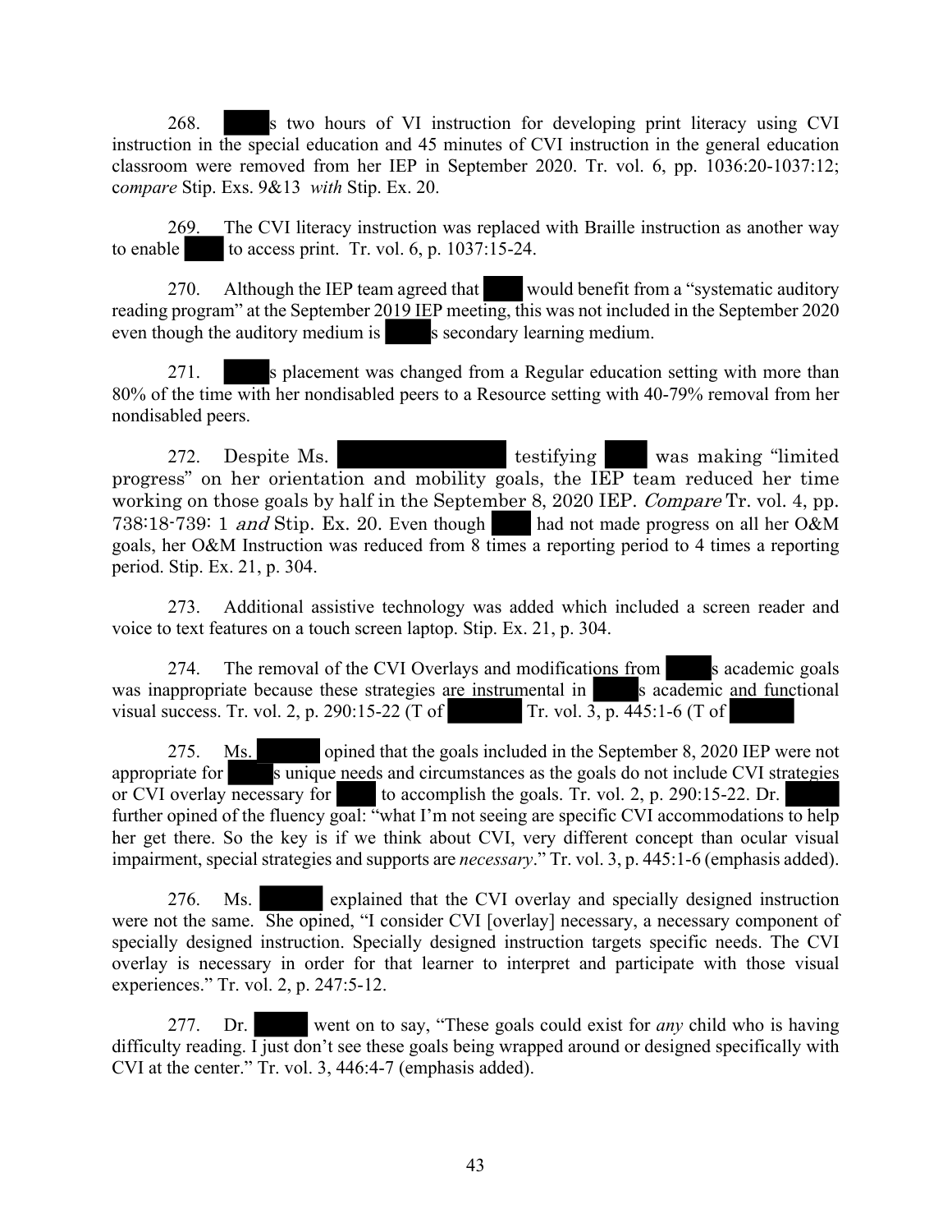268. s two hours of VI instruction for developing print literacy using CVI instruction in the special education and 45 minutes of CVI instruction in the general education classroom were removed from her IEP in September 2020. Tr. vol. 6, pp. 1036:20-1037:12; *compare* Stip. Exs. 9&13 *with* Stip. Ex. 20.

269. The CVI literacy instruction was replaced with Braille instruction as another way to enable to access print. Tr. vol. 6, p. 1037:15-24.

270. Although the IEP team agreed that would benefit from a "systematic auditory reading program" at the September 2019 IEP meeting, this was not included in the September 2020 even though the auditory medium is s secondary learning medium.

271. s placement was changed from a Regular education setting with more than 80% of the time with her nondisabled peers to a Resource setting with 40-79% removal from her nondisabled peers.

272. Despite Ms. testifying was making "limited progress" on her orientation and mobility goals, the IEP team reduced her time working on those goals by half in the September 8, 2020 IEP. *Compare* Tr. vol. 4, pp. 738:18-739: 1 *and* Stip. Ex. 20. Even though had not made progress on all her O&M goals, her O&M Instruction was reduced from 8 times a reporting period to 4 times a reporting period. Stip. Ex. 21, p. 304.

273. Additional assistive technology was added which included a screen reader and voice to text features on a touch screen laptop. Stip. Ex. 21, p. 304.

274. The removal of the CVI Overlays and modifications from s academic goals was inappropriate because these strategies are instrumental in s academic and functional visual success. Tr. vol. 2, p. 290:15-22 (T of Tr. vol. 3, p. 445:1-6 (T of

275. Ms. opined that the goals included in the September 8, 2020 IEP were not appropriate for s unique needs and circumstances as the goals do not include CVI strategies or CVI overlay necessary for to accomplish the goals. Tr. vol. 2, p. 290:15-22. Dr. further opined of the fluency goal: "what I'm not seeing are specific CVI accommodations to help her get there. So the key is if we think about CVI, very different concept than ocular visual impairment, special strategies and supports are *necessary*." Tr. vol. 3, p. 445:1-6 (emphasis added).

276. Ms. explained that the CVI overlay and specially designed instruction were not the same. She opined, "I consider CVI [overlay] necessary, a necessary component of specially designed instruction. Specially designed instruction targets specific needs. The CVI overlay is necessary in order for that learner to interpret and participate with those visual experiences." Tr. vol. 2, p. 247:5-12.

277. Dr. went on to say, "These goals could exist for *any* child who is having difficulty reading. I just don't see these goals being wrapped around or designed specifically with CVI at the center." Tr. vol. 3, 446:4-7 (emphasis added).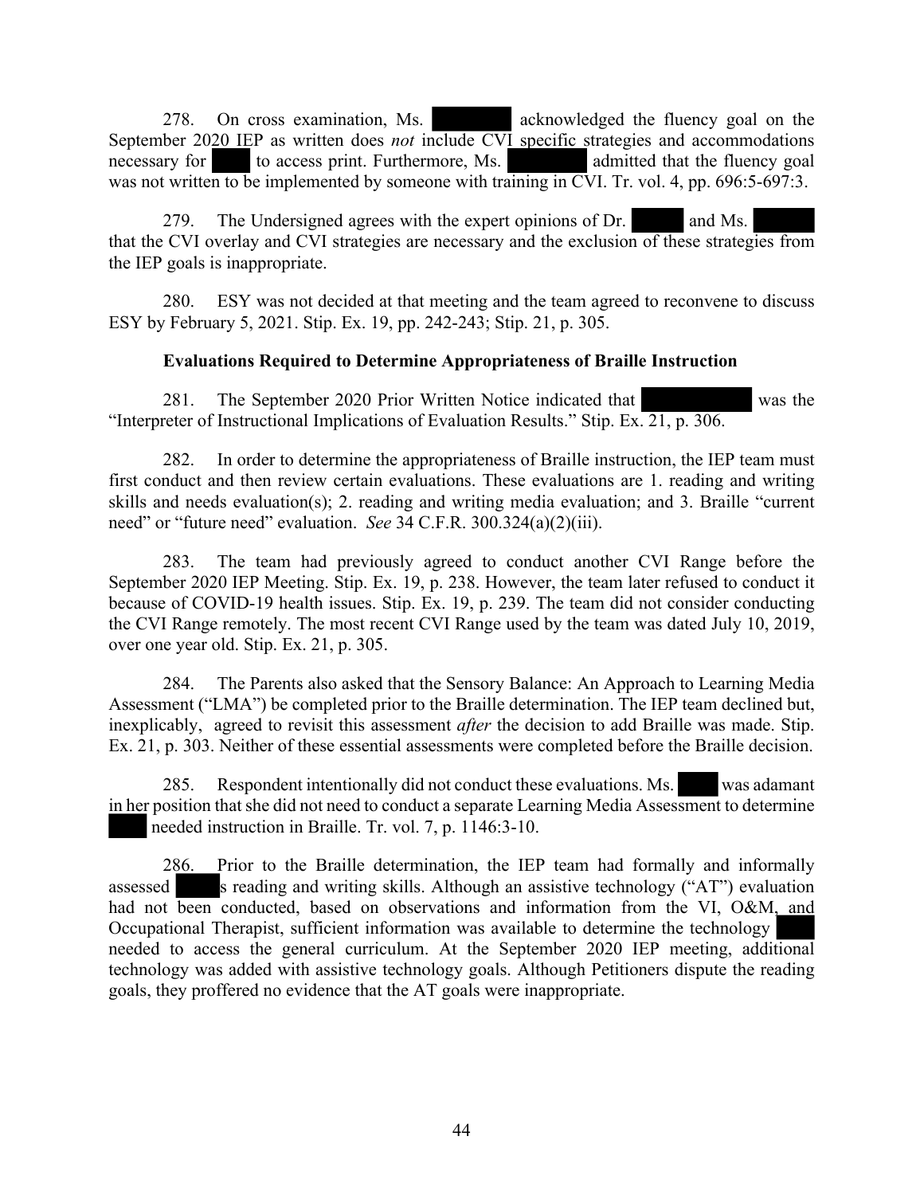278. On cross examination, Ms. ██████ acknowledged the fluency goal on the September 2020 IEP as written does *not* include CVI specific strategies and accommodations necessary for ███ to access print. Furthermore, Ms. ██████ admitted that the fluency goal was not written to be implemented by someone with training in CVI. Tr. vol. 4, pp. 696:5-697:3.

279. The Undersigned agrees with the expert opinions of Dr. █████ and Ms. █████ that the CVI overlay and CVI strategies are necessary and the exclusion of these strategies from the IEP goals is inappropriate.

280. ESY was not decided at that meeting and the team agreed to reconvene to discuss ESY by February 5, 2021. Stip. Ex. 19, pp. 242-243; Stip. 21, p. 305.

**Evaluations Required to Determine Appropriateness of Braille Instruction**

281. The September 2020 Prior Written Notice indicated that ██████████ was the "Interpreter of Instructional Implications of Evaluation Results." Stip. Ex. 21, p. 306.

282. In order to determine the appropriateness of Braille instruction, the IEP team must first conduct and then review certain evaluations. These evaluations are 1. reading and writing skills and needs evaluation(s); 2. reading and writing media evaluation; and 3. Braille "current need" or "future need" evaluation. *See* 34 C.F.R. 300.324(a)(2)(iii).

283. The team had previously agreed to conduct another CVI Range before the September 2020 IEP Meeting. Stip. Ex. 19, p. 238. However, the team later refused to conduct it because of COVID-19 health issues. Stip. Ex. 19, p. 239. The team did not consider conducting the CVI Range remotely. The most recent CVI Range used by the team was dated July 10, 2019, over one year old. Stip. Ex. 21, p. 305.

284. The Parents also asked that the Sensory Balance: An Approach to Learning Media Assessment ("LMA") be completed prior to the Braille determination. The IEP team declined but, inexplicably, agreed to revisit this assessment *after* the decision to add Braille was made. Stip. Ex. 21, p. 303. Neither of these essential assessments were completed before the Braille decision.

285. Respondent intentionally did not conduct these evaluations. Ms. ████ was adamant in her position that she did not need to conduct a separate Learning Media Assessment to determine ████ needed instruction in Braille. Tr. vol. 7, p. 1146:3-10.

286. Prior to the Braille determination, the IEP team had formally and informally assessed ████s reading and writing skills. Although an assistive technology ("AT") evaluation had not been conducted, based on observations and information from the VI, O&M, and Occupational Therapist, sufficient information was available to determine the technology ████ needed to access the general curriculum. At the September 2020 IEP meeting, additional technology was added with assistive technology goals. Although Petitioners dispute the reading goals, they proffered no evidence that the AT goals were inappropriate.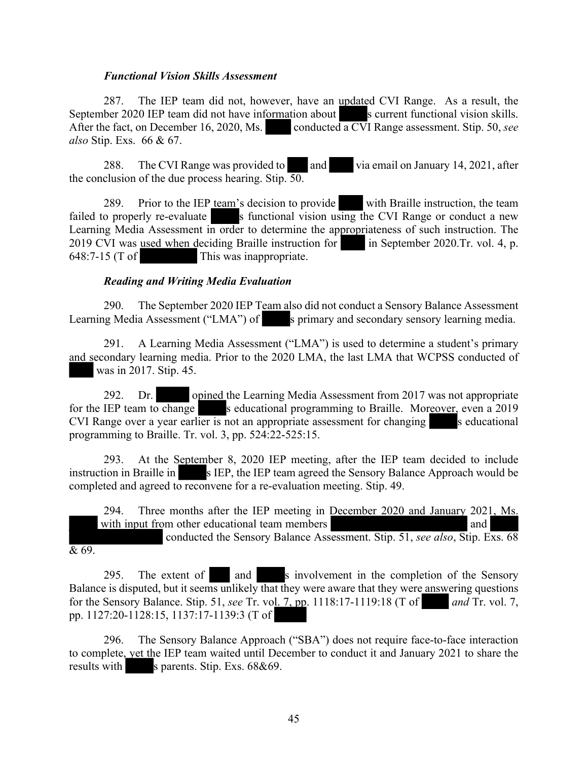### *Functional Vision Skills Assessment*

287. The IEP team did not, however, have an updated CVI Range. As a result, the September 2020 IEP team did not have information about ████s current functional vision skills. After the fact, on December 16, 2020, Ms. ████ conducted a CVI Range assessment. Stip. 50, *see also* Stip. Exs. 66 & 67.

288. The CVI Range was provided to ████ and ████ via email on January 14, 2021, after the conclusion of the due process hearing. Stip. 50.

289. Prior to the IEP team's decision to provide ████ with Braille instruction, the team failed to properly re-evaluate ████s functional vision using the CVI Range or conduct a new Learning Media Assessment in order to determine the appropriateness of such instruction. The 2019 CVI was used when deciding Braille instruction for ████ in September 2020.Tr. vol. 4, p. 648:7-15 (T of ████████ This was inappropriate.

### *Reading and Writing Media Evaluation*

290. The September 2020 IEP Team also did not conduct a Sensory Balance Assessment Learning Media Assessment ("LMA") of ████s primary and secondary sensory learning media.

291. A Learning Media Assessment ("LMA") is used to determine a student's primary and secondary learning media. Prior to the 2020 LMA, the last LMA that WCPSS conducted of ████ was in 2017. Stip. 45.

292. Dr. ████ opined the Learning Media Assessment from 2017 was not appropriate for the IEP team to change ████s educational programming to Braille. Moreover, even a 2019 CVI Range over a year earlier is not an appropriate assessment for changing ████s educational programming to Braille. Tr. vol. 3, pp. 524:22-525:15.

293. At the September 8, 2020 IEP meeting, after the IEP team decided to include instruction in Braille in ████s IEP, the IEP team agreed the Sensory Balance Approach would be completed and agreed to reconvene for a re-evaluation meeting. Stip. 49.

294. Three months after the IEP meeting in December 2020 and January 2021, Ms. ████ with input from other educational team members ████████████████ and ████████████ conducted the Sensory Balance Assessment. Stip. 51, *see also*, Stip. Exs. 68 & 69.

295. The extent of ████ and ████s involvement in the completion of the Sensory Balance is disputed, but it seems unlikely that they were aware that they were answering questions for the Sensory Balance. Stip. 51, *see* Tr. vol. 7, pp. 1118:17-1119:18 (T of ████ *and* Tr. vol. 7, pp. 1127:20-1128:15, 1137:17-1139:3 (T of ████

296. The Sensory Balance Approach ("SBA") does not require face-to-face interaction to complete, yet the IEP team waited until December to conduct it and January 2021 to share the results with ████s parents. Stip. Exs. 68&69.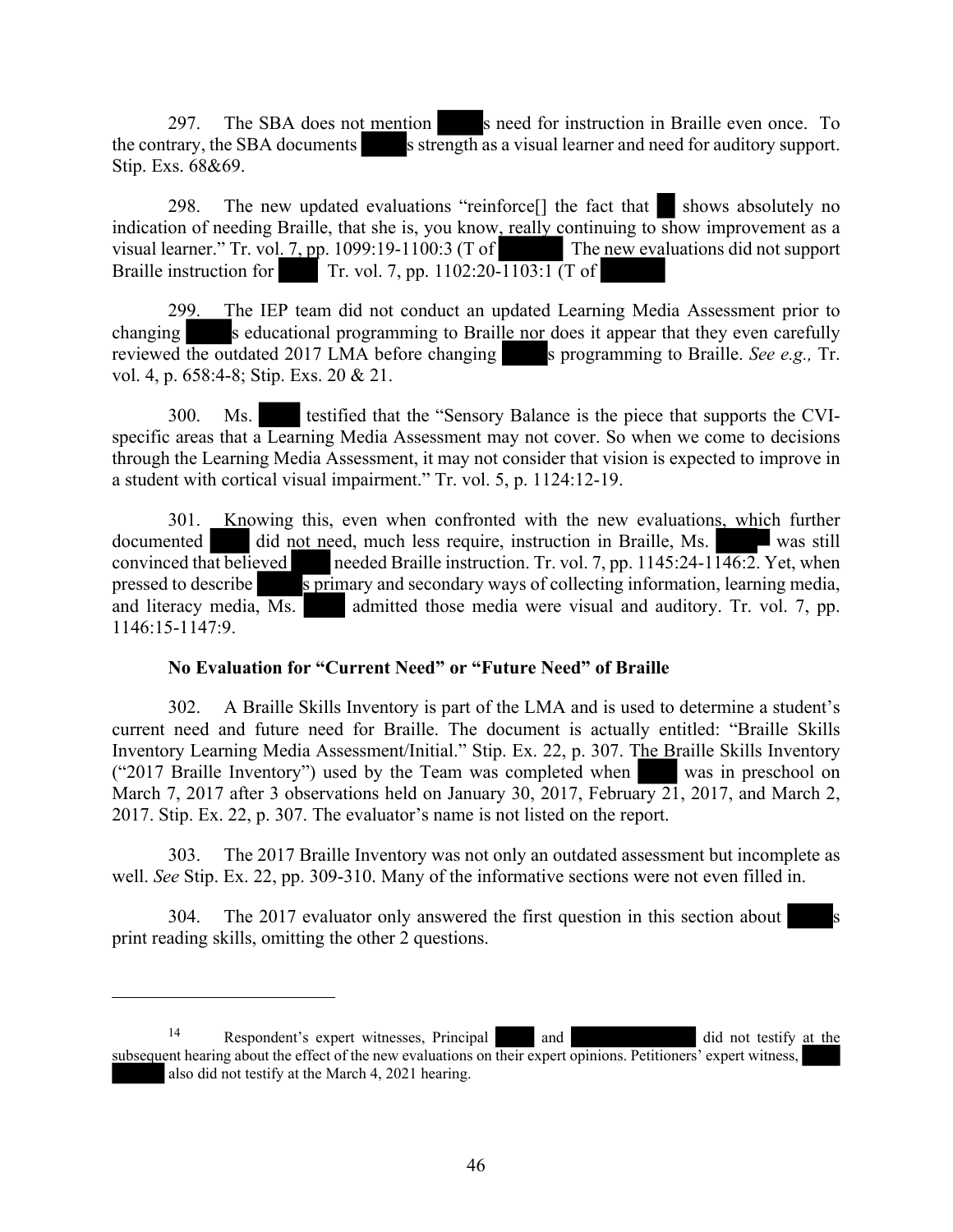297. The SBA does not mention s need for instruction in Braille even once. To the contrary, the SBA documents s strength as a visual learner and need for auditory support. Stip. Exs. 68&69.

298. The new updated evaluations "reinforce[] the fact that shows absolutely no indication of needing Braille, that she is, you know, really continuing to show improvement as a visual learner." Tr. vol. 7, pp. 1099:19-1100:3 (T of The new evaluations did not support Braille instruction for Tr. vol. 7, pp. 1102:20-1103:1 (T of

299. The IEP team did not conduct an updated Learning Media Assessment prior to changing s educational programming to Braille nor does it appear that they even carefully reviewed the outdated 2017 LMA before changing s programming to Braille. *See e.g.,* Tr. vol. 4, p. 658:4-8; Stip. Exs. 20 & 21.

300. Ms. testified that the "Sensory Balance is the piece that supports the CVI-specific areas that a Learning Media Assessment may not cover. So when we come to decisions through the Learning Media Assessment, it may not consider that vision is expected to improve in a student with cortical visual impairment." Tr. vol. 5, p. 1124:12-19.

301. Knowing this, even when confronted with the new evaluations, which further documented did not need, much less require, instruction in Braille, Ms. was still convinced that believed needed Braille instruction. Tr. vol. 7, pp. 1145:24-1146:2. Yet, when pressed to describe s primary and secondary ways of collecting information, learning media, and literacy media, Ms. admitted those media were visual and auditory. Tr. vol. 7, pp. 1146:15-1147:9.

**No Evaluation for "Current Need" or "Future Need" of Braille**

302. A Braille Skills Inventory is part of the LMA and is used to determine a student's current need and future need for Braille. The document is actually entitled: "Braille Skills Inventory Learning Media Assessment/Initial." Stip. Ex. 22, p. 307. The Braille Skills Inventory ("2017 Braille Inventory") used by the Team was completed when was in preschool on March 7, 2017 after 3 observations held on January 30, 2017, February 21, 2017, and March 2, 2017. Stip. Ex. 22, p. 307. The evaluator's name is not listed on the report.

303. The 2017 Braille Inventory was not only an outdated assessment but incomplete as well. *See* Stip. Ex. 22, pp. 309-310. Many of the informative sections were not even filled in.

304. The 2017 evaluator only answered the first question in this section about s print reading skills, omitting the other 2 questions.

---

[14] Respondent's expert witnesses, Principal and did not testify at the subsequent hearing about the effect of the new evaluations on their expert opinions. Petitioners' expert witness, also did not testify at the March 4, 2021 hearing.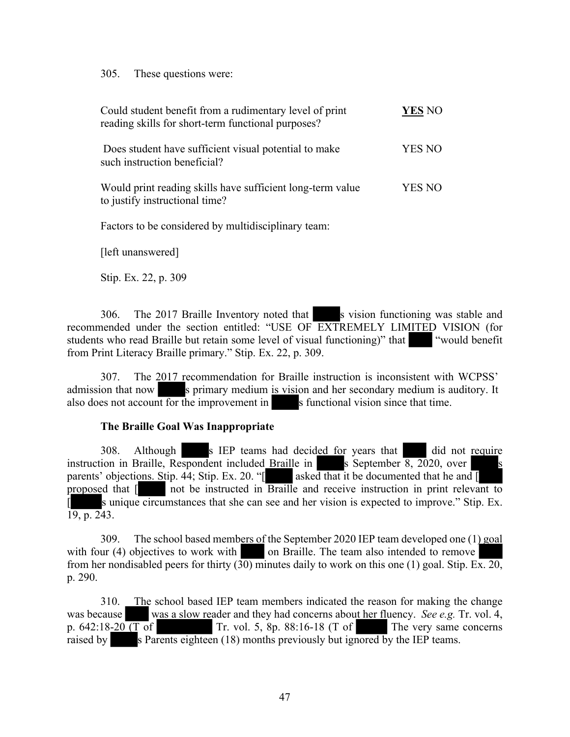305. These questions were:

| | |
|---|---|
| Could student benefit from a rudimentary level of print reading skills for short-term functional purposes? | **<u>YES</u>** NO |
| Does student have sufficient visual potential to make such instruction beneficial? | YES NO |
| Would print reading skills have sufficient long-term value to justify instructional time? | YES NO |

Factors to be considered by multidisciplinary team:

[left unanswered]

Stip. Ex. 22, p. 309

306. The 2017 Braille Inventory noted that ██████s vision functioning was stable and recommended under the section entitled: "USE OF EXTREMELY LIMITED VISION (for students who read Braille but retain some level of visual functioning)" that ██████ "would benefit from Print Literacy Braille primary." Stip. Ex. 22, p. 309.

307. The 2017 recommendation for Braille instruction is inconsistent with WCPSS' admission that now ██████s primary medium is vision and her secondary medium is auditory. It also does not account for the improvement in ██████s functional vision since that time.

**The Braille Goal Was Inappropriate**

308. Although ██████s IEP teams had decided for years that ██████ did not require instruction in Braille, Respondent included Braille in ██████s September 8, 2020, over ██████s parents' objections. Stip. 44; Stip. Ex. 20. "[██████ asked that it be documented that he and [██████ proposed that [██████ not be instructed in Braille and receive instruction in print relevant to [██████s unique circumstances that she can see and her vision is expected to improve." Stip. Ex. 19, p. 243.

309. The school based members of the September 2020 IEP team developed one (1) goal with four (4) objectives to work with ██████ on Braille. The team also intended to remove ██████ from her nondisabled peers for thirty (30) minutes daily to work on this one (1) goal. Stip. Ex. 20, p. 290.

310. The school based IEP team members indicated the reason for making the change was because ██████ was a slow reader and they had concerns about her fluency. *See e.g.* Tr. vol. 4, p. 642:18-20 (T of ██████ Tr. vol. 5, 8p. 88:16-18 (T of ██████ The very same concerns raised by ██████s Parents eighteen (18) months previously but ignored by the IEP teams.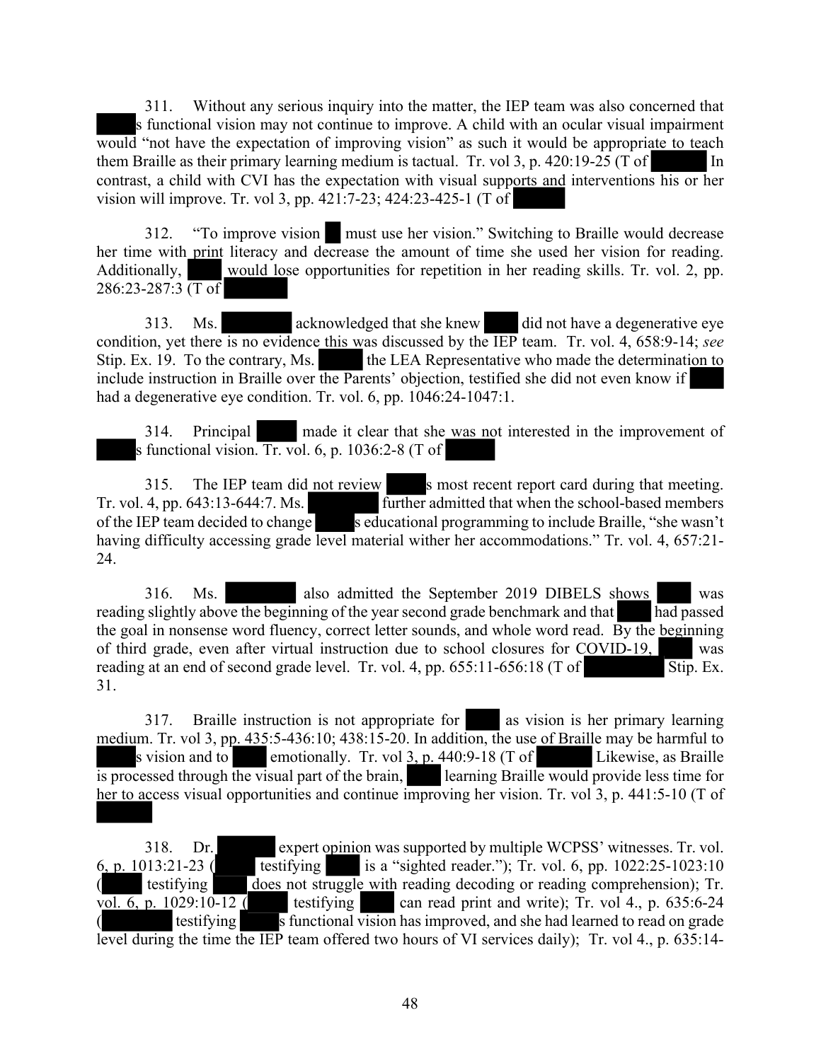311. Without any serious inquiry into the matter, the IEP team was also concerned that s functional vision may not continue to improve. A child with an ocular visual impairment would "not have the expectation of improving vision" as such it would be appropriate to teach them Braille as their primary learning medium is tactual. Tr. vol 3, p. 420:19-25 (T of In contrast, a child with CVI has the expectation with visual supports and interventions his or her vision will improve. Tr. vol 3, pp. 421:7-23; 424:23-425-1 (T of

312. "To improve vision must use her vision." Switching to Braille would decrease her time with print literacy and decrease the amount of time she used her vision for reading. Additionally, would lose opportunities for repetition in her reading skills. Tr. vol. 2, pp. 286:23-287:3 (T of

313. Ms. acknowledged that she knew did not have a degenerative eye condition, yet there is no evidence this was discussed by the IEP team. Tr. vol. 4, 658:9-14; *see* Stip. Ex. 19. To the contrary, Ms. the LEA Representative who made the determination to include instruction in Braille over the Parents' objection, testified she did not even know if had a degenerative eye condition. Tr. vol. 6, pp. 1046:24-1047:1.

314. Principal made it clear that she was not interested in the improvement of s functional vision. Tr. vol. 6, p. 1036:2-8 (T of

315. The IEP team did not review s most recent report card during that meeting. Tr. vol. 4, pp. 643:13-644:7. Ms. further admitted that when the school-based members of the IEP team decided to change s educational programming to include Braille, "she wasn't having difficulty accessing grade level material wither her accommodations." Tr. vol. 4, 657:21-24.

316. Ms. also admitted the September 2019 DIBELS shows was reading slightly above the beginning of the year second grade benchmark and that had passed the goal in nonsense word fluency, correct letter sounds, and whole word read. By the beginning of third grade, even after virtual instruction due to school closures for COVID-19, was reading at an end of second grade level. Tr. vol. 4, pp. 655:11-656:18 (T of Stip. Ex. 31.

317. Braille instruction is not appropriate for as vision is her primary learning medium. Tr. vol 3, pp. 435:5-436:10; 438:15-20. In addition, the use of Braille may be harmful to s vision and to emotionally. Tr. vol 3, p. 440:9-18 (T of Likewise, as Braille is processed through the visual part of the brain, learning Braille would provide less time for her to access visual opportunities and continue improving her vision. Tr. vol 3, p. 441:5-10 (T of

318. Dr. expert opinion was supported by multiple WCPSS' witnesses. Tr. vol. 6, p. 1013:21-23 ( testifying is a "sighted reader."); Tr. vol. 6, pp. 1022:25-1023:10 ( testifying does not struggle with reading decoding or reading comprehension); Tr. vol. 6, p. 1029:10-12 ( testifying can read print and write); Tr. vol 4., p. 635:6-24 ( testifying s functional vision has improved, and she had learned to read on grade level during the time the IEP team offered two hours of VI services daily); Tr. vol 4., p. 635:14-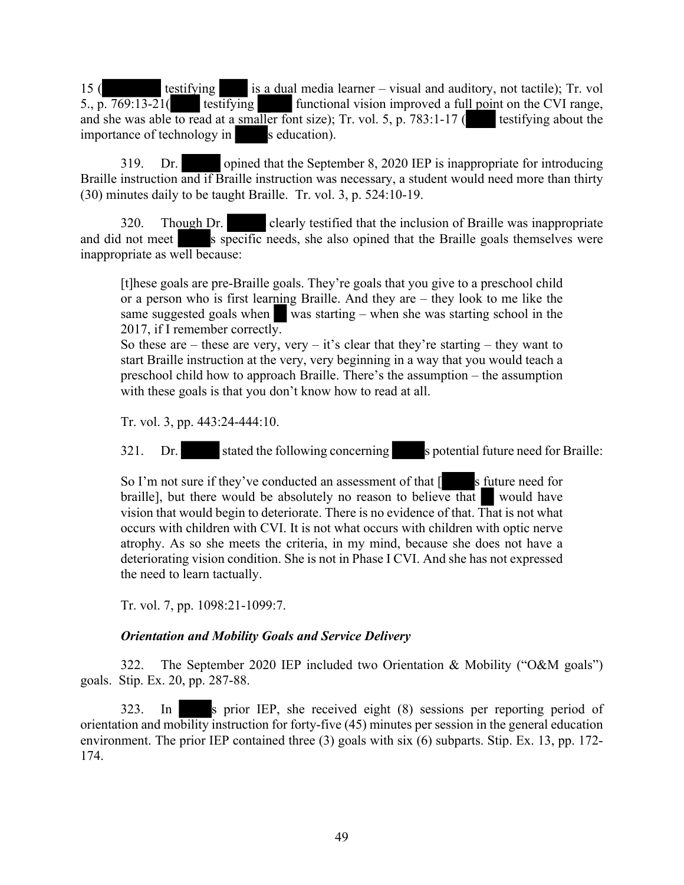15 ( testifying is a dual media learner – visual and auditory, not tactile); Tr. vol 5., p. 769:13-21( testifying functional vision improved a full point on the CVI range, and she was able to read at a smaller font size); Tr. vol. 5, p. 783:1-17 ( testifying about the importance of technology in s education).

319. Dr. opined that the September 8, 2020 IEP is inappropriate for introducing Braille instruction and if Braille instruction was necessary, a student would need more than thirty (30) minutes daily to be taught Braille. Tr. vol. 3, p. 524:10-19.

320. Though Dr. clearly testified that the inclusion of Braille was inappropriate and did not meet s specific needs, she also opined that the Braille goals themselves were inappropriate as well because:

> [t]hese goals are pre-Braille goals. They're goals that you give to a preschool child or a person who is first learning Braille. And they are – they look to me like the same suggested goals when was starting – when she was starting school in the 2017, if I remember correctly.
>
> So these are – these are very, very – it's clear that they're starting – they want to start Braille instruction at the very, very beginning in a way that you would teach a preschool child how to approach Braille. There's the assumption – the assumption with these goals is that you don't know how to read at all.
>
> Tr. vol. 3, pp. 443:24-444:10.

321. Dr. stated the following concerning s potential future need for Braille:

> So I'm not sure if they've conducted an assessment of that [ s future need for braille], but there would be absolutely no reason to believe that would have vision that would begin to deteriorate. There is no evidence of that. That is not what occurs with children with CVI. It is not what occurs with children with optic nerve atrophy. As so she meets the criteria, in my mind, because she does not have a deteriorating vision condition. She is not in Phase I CVI. And she has not expressed the need to learn tactually.
>
> Tr. vol. 7, pp. 1098:21-1099:7.

***Orientation and Mobility Goals and Service Delivery***

322. The September 2020 IEP included two Orientation & Mobility ("O&M goals") goals. Stip. Ex. 20, pp. 287-88.

323. In s prior IEP, she received eight (8) sessions per reporting period of orientation and mobility instruction for forty-five (45) minutes per session in the general education environment. The prior IEP contained three (3) goals with six (6) subparts. Stip. Ex. 13, pp. 172-174.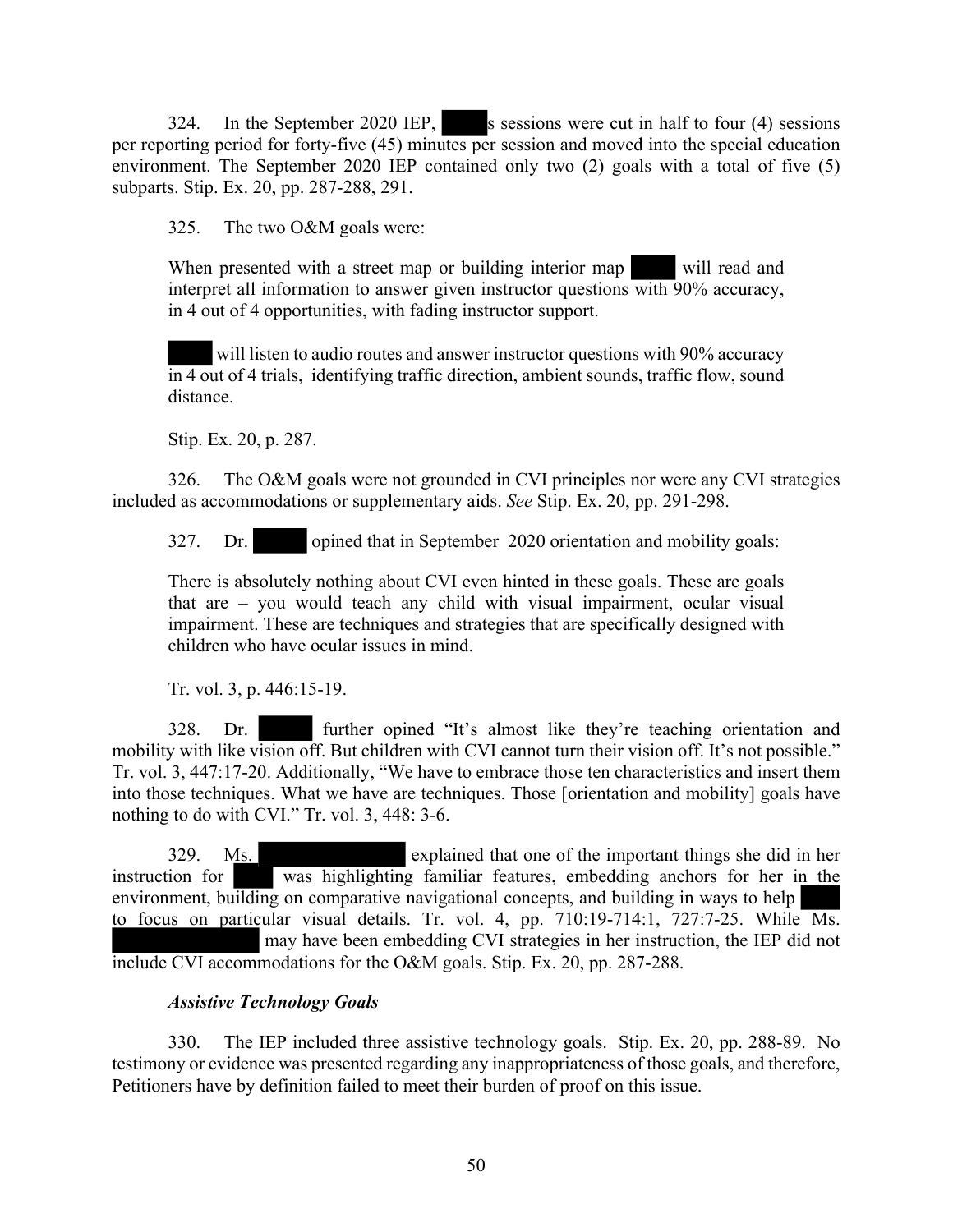324. In the September 2020 IEP, ████s sessions were cut in half to four (4) sessions per reporting period for forty-five (45) minutes per session and moved into the special education environment. The September 2020 IEP contained only two (2) goals with a total of five (5) subparts. Stip. Ex. 20, pp. 287-288, 291.

325. The two O&M goals were:

> When presented with a street map or building interior map ████ will read and interpret all information to answer given instructor questions with 90% accuracy, in 4 out of 4 opportunities, with fading instructor support.
>
> ████ will listen to audio routes and answer instructor questions with 90% accuracy in 4 out of 4 trials, identifying traffic direction, ambient sounds, traffic flow, sound distance.
>
> Stip. Ex. 20, p. 287.

326. The O&M goals were not grounded in CVI principles nor were any CVI strategies included as accommodations or supplementary aids. *See* Stip. Ex. 20, pp. 291-298.

327. Dr. ████ opined that in September 2020 orientation and mobility goals:

> There is absolutely nothing about CVI even hinted in these goals. These are goals that are – you would teach any child with visual impairment, ocular visual impairment. These are techniques and strategies that are specifically designed with children who have ocular issues in mind.
>
> Tr. vol. 3, p. 446:15-19.

328. Dr. ████ further opined "It's almost like they're teaching orientation and mobility with like vision off. But children with CVI cannot turn their vision off. It's not possible." Tr. vol. 3, 447:17-20. Additionally, "We have to embrace those ten characteristics and insert them into those techniques. What we have are techniques. Those [orientation and mobility] goals have nothing to do with CVI." Tr. vol. 3, 448: 3-6.

329. Ms. ████ explained that one of the important things she did in her instruction for ████ was highlighting familiar features, embedding anchors for her in the environment, building on comparative navigational concepts, and building in ways to help ████ to focus on particular visual details. Tr. vol. 4, pp. 710:19-714:1, 727:7-25. While Ms. ████ may have been embedding CVI strategies in her instruction, the IEP did not include CVI accommodations for the O&M goals. Stip. Ex. 20, pp. 287-288.

### *Assistive Technology Goals*

330. The IEP included three assistive technology goals. Stip. Ex. 20, pp. 288-89. No testimony or evidence was presented regarding any inappropriateness of those goals, and therefore, Petitioners have by definition failed to meet their burden of proof on this issue.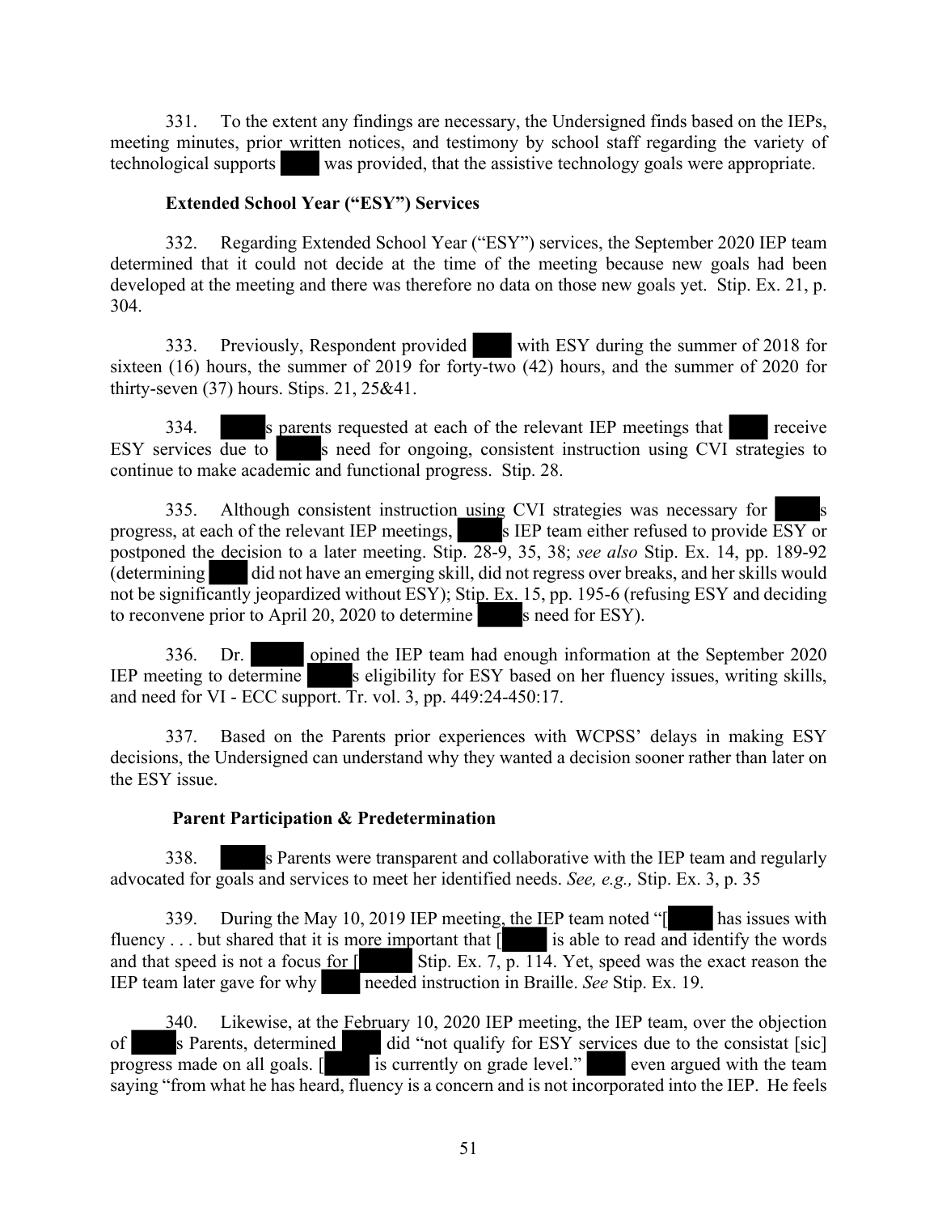331. To the extent any findings are necessary, the Undersigned finds based on the IEPs, meeting minutes, prior written notices, and testimony by school staff regarding the variety of technological supports ████ was provided, that the assistive technology goals were appropriate.

**Extended School Year ("ESY") Services**

332. Regarding Extended School Year ("ESY") services, the September 2020 IEP team determined that it could not decide at the time of the meeting because new goals had been developed at the meeting and there was therefore no data on those new goals yet. Stip. Ex. 21, p. 304.

333. Previously, Respondent provided ████ with ESY during the summer of 2018 for sixteen (16) hours, the summer of 2019 for forty-two (42) hours, and the summer of 2020 for thirty-seven (37) hours. Stips. 21, 25&41.

334. █████s parents requested at each of the relevant IEP meetings that ████ receive ESY services due to █████s need for ongoing, consistent instruction using CVI strategies to continue to make academic and functional progress. Stip. 28.

335. Although consistent instruction using CVI strategies was necessary for █████s progress, at each of the relevant IEP meetings, █████s IEP team either refused to provide ESY or postponed the decision to a later meeting. Stip. 28-9, 35, 38; *see also* Stip. Ex. 14, pp. 189-92 (determining ████ did not have an emerging skill, did not regress over breaks, and her skills would not be significantly jeopardized without ESY); Stip. Ex. 15, pp. 195-6 (refusing ESY and deciding to reconvene prior to April 20, 2020 to determine █████s need for ESY).

336. Dr. █████ opined the IEP team had enough information at the September 2020 IEP meeting to determine █████s eligibility for ESY based on her fluency issues, writing skills, and need for VI - ECC support. Tr. vol. 3, pp. 449:24-450:17.

337. Based on the Parents prior experiences with WCPSS' delays in making ESY decisions, the Undersigned can understand why they wanted a decision sooner rather than later on the ESY issue.

**Parent Participation & Predetermination**

338. █████s Parents were transparent and collaborative with the IEP team and regularly advocated for goals and services to meet her identified needs. *See, e.g.,* Stip. Ex. 3, p. 35

339. During the May 10, 2019 IEP meeting, the IEP team noted "[█████ has issues with fluency . . . but shared that it is more important that [█████ is able to read and identify the words and that speed is not a focus for [█████ Stip. Ex. 7, p. 114. Yet, speed was the exact reason the IEP team later gave for why ████ needed instruction in Braille. *See* Stip. Ex. 19.

340. Likewise, at the February 10, 2020 IEP meeting, the IEP team, over the objection of █████s Parents, determined ████ did "not qualify for ESY services due to the consistat [sic] progress made on all goals. [█████ is currently on grade level." ████ even argued with the team saying "from what he has heard, fluency is a concern and is not incorporated into the IEP. He feels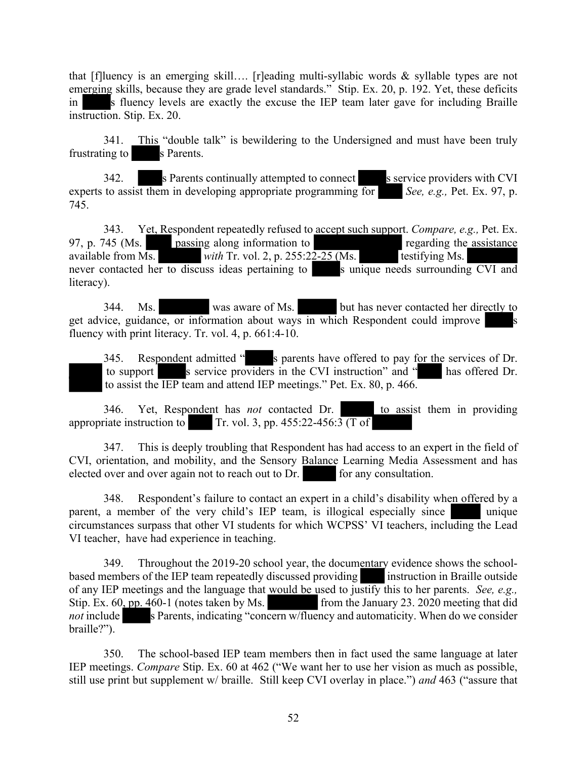that [f]luency is an emerging skill…. [r]eading multi-syllabic words & syllable types are not emerging skills, because they are grade level standards." Stip. Ex. 20, p. 192. Yet, these deficits in s fluency levels are exactly the excuse the IEP team later gave for including Braille instruction. Stip. Ex. 20.

341. This "double talk" is bewildering to the Undersigned and must have been truly frustrating to s Parents.

342. s Parents continually attempted to connect s service providers with CVI experts to assist them in developing appropriate programming for *See, e.g.,* Pet. Ex. 97, p. 745.

343. Yet, Respondent repeatedly refused to accept such support. *Compare, e.g.,* Pet. Ex. 97, p. 745 (Ms. passing along information to regarding the assistance available from Ms. *with* Tr. vol. 2, p. 255:22-25 (Ms. testifying Ms. never contacted her to discuss ideas pertaining to s unique needs surrounding CVI and literacy).

344. Ms. was aware of Ms. but has never contacted her directly to get advice, guidance, or information about ways in which Respondent could improve s fluency with print literacy. Tr. vol. 4, p. 661:4-10.

345. Respondent admitted " s parents have offered to pay for the services of Dr. to support s service providers in the CVI instruction" and " has offered Dr. to assist the IEP team and attend IEP meetings." Pet. Ex. 80, p. 466.

346. Yet, Respondent has *not* contacted Dr. to assist them in providing appropriate instruction to Tr. vol. 3, pp. 455:22-456:3 (T of

347. This is deeply troubling that Respondent has had access to an expert in the field of CVI, orientation, and mobility, and the Sensory Balance Learning Media Assessment and has elected over and over again not to reach out to Dr. for any consultation.

348. Respondent's failure to contact an expert in a child's disability when offered by a parent, a member of the very child's IEP team, is illogical especially since unique circumstances surpass that other VI students for which WCPSS' VI teachers, including the Lead VI teacher, have had experience in teaching.

349. Throughout the 2019-20 school year, the documentary evidence shows the school-based members of the IEP team repeatedly discussed providing instruction in Braille outside of any IEP meetings and the language that would be used to justify this to her parents. *See, e.g.,* Stip. Ex. 60, pp. 460-1 (notes taken by Ms. from the January 23. 2020 meeting that did *not* include s Parents, indicating "concern w/fluency and automaticity. When do we consider braille?").

350. The school-based IEP team members then in fact used the same language at later IEP meetings. *Compare* Stip. Ex. 60 at 462 ("We want her to use her vision as much as possible, still use print but supplement w/ braille. Still keep CVI overlay in place.") *and* 463 ("assure that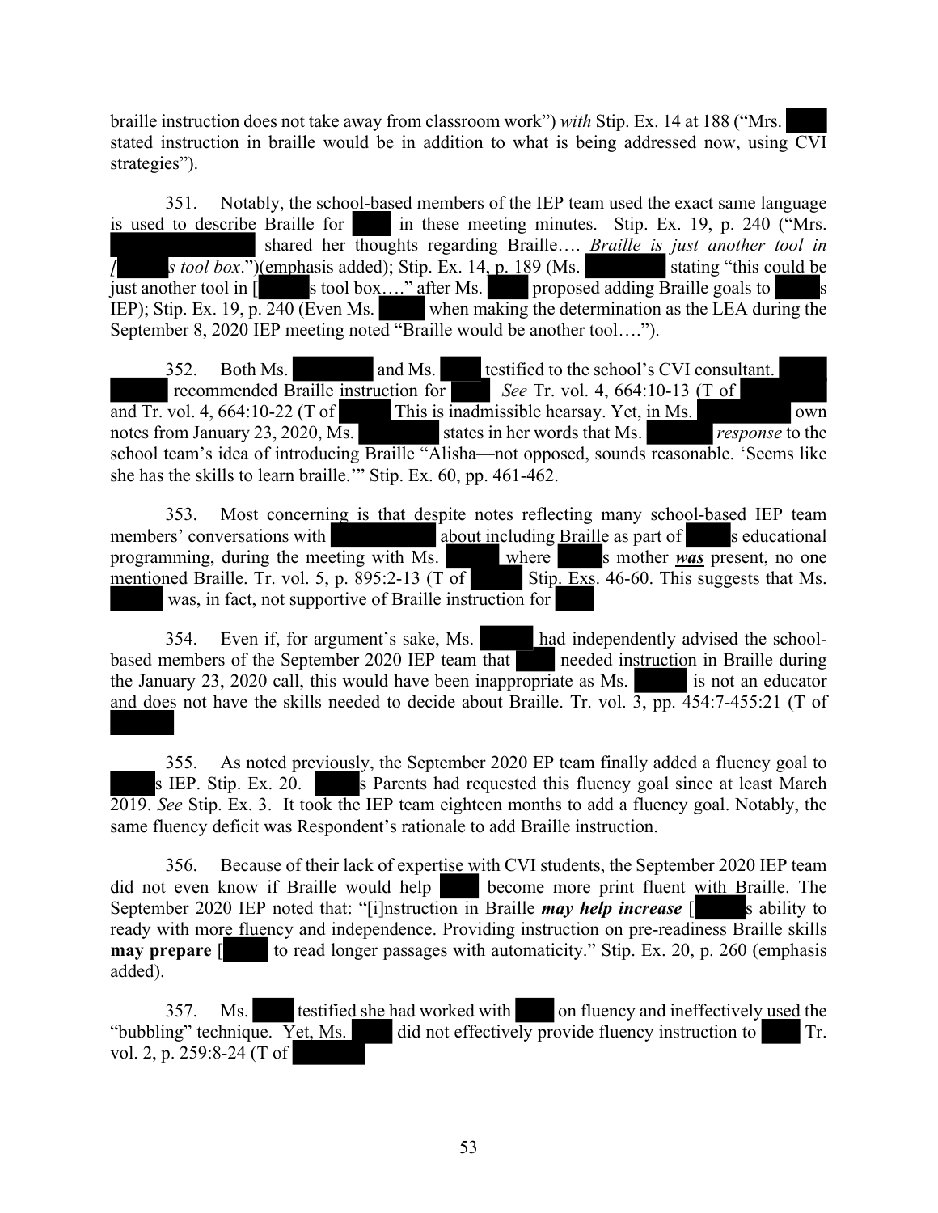braille instruction does not take away from classroom work") *with* Stip. Ex. 14 at 188 ("Mrs. ████ stated instruction in braille would be in addition to what is being addressed now, using CVI strategies").

351. Notably, the school-based members of the IEP team used the exact same language is used to describe Braille for ████ in these meeting minutes. Stip. Ex. 19, p. 240 ("Mrs. ████████████ shared her thoughts regarding Braille…. *Braille is just another tool in [████s tool box*.")(emphasis added); Stip. Ex. 14, p. 189 (Ms. ████████ stating "this could be just another tool in [████s tool box…." after Ms. ████ proposed adding Braille goals to ████s IEP); Stip. Ex. 19, p. 240 (Even Ms. ████ when making the determination as the LEA during the September 8, 2020 IEP meeting noted "Braille would be another tool….").

352. Both Ms. ████████ and Ms. ████ testified to the school's CVI consultant. ████████ recommended Braille instruction for ████. *See* Tr. vol. 4, 664:10-13 (T of ████████ and Tr. vol. 4, 664:10-22 (T of ████ This is inadmissible hearsay. Yet, in Ms. ████████ own notes from January 23, 2020, Ms. ████████ states in her words that Ms. ██████ *response* to the school team's idea of introducing Braille "Alisha—not opposed, sounds reasonable. 'Seems like she has the skills to learn braille.'" Stip. Ex. 60, pp. 461-462.

353. Most concerning is that despite notes reflecting many school-based IEP team members' conversations with ██████████ about including Braille as part of ████s educational programming, during the meeting with Ms. ██████ where ████s mother ***was*** present, no one mentioned Braille. Tr. vol. 5, p. 895:2-13 (T of ██████ Stip. Exs. 46-60. This suggests that Ms. ██████ was, in fact, not supportive of Braille instruction for ████

354. Even if, for argument's sake, Ms. ██████ had independently advised the school-based members of the September 2020 IEP team that ████ needed instruction in Braille during the January 23, 2020 call, this would have been inappropriate as Ms. ██████ is not an educator and does not have the skills needed to decide about Braille. Tr. vol. 3, pp. 454:7-455:21 (T of ██████

355. As noted previously, the September 2020 EP team finally added a fluency goal to ████s IEP. Stip. Ex. 20. ████s Parents had requested this fluency goal since at least March 2019. *See* Stip. Ex. 3. It took the IEP team eighteen months to add a fluency goal. Notably, the same fluency deficit was Respondent's rationale to add Braille instruction.

356. Because of their lack of expertise with CVI students, the September 2020 IEP team did not even know if Braille would help ████ become more print fluent with Braille. The September 2020 IEP noted that: "[i]nstruction in Braille ***may help increase*** [████s ability to ready with more fluency and independence. Providing instruction on pre-readiness Braille skills **may prepare** [████ to read longer passages with automaticity." Stip. Ex. 20, p. 260 (emphasis added).

357. Ms. ████ testified she had worked with ████ on fluency and ineffectively used the "bubbling" technique. Yet, Ms. ████ did not effectively provide fluency instruction to ████ Tr. vol. 2, p. 259:8-24 (T of ████████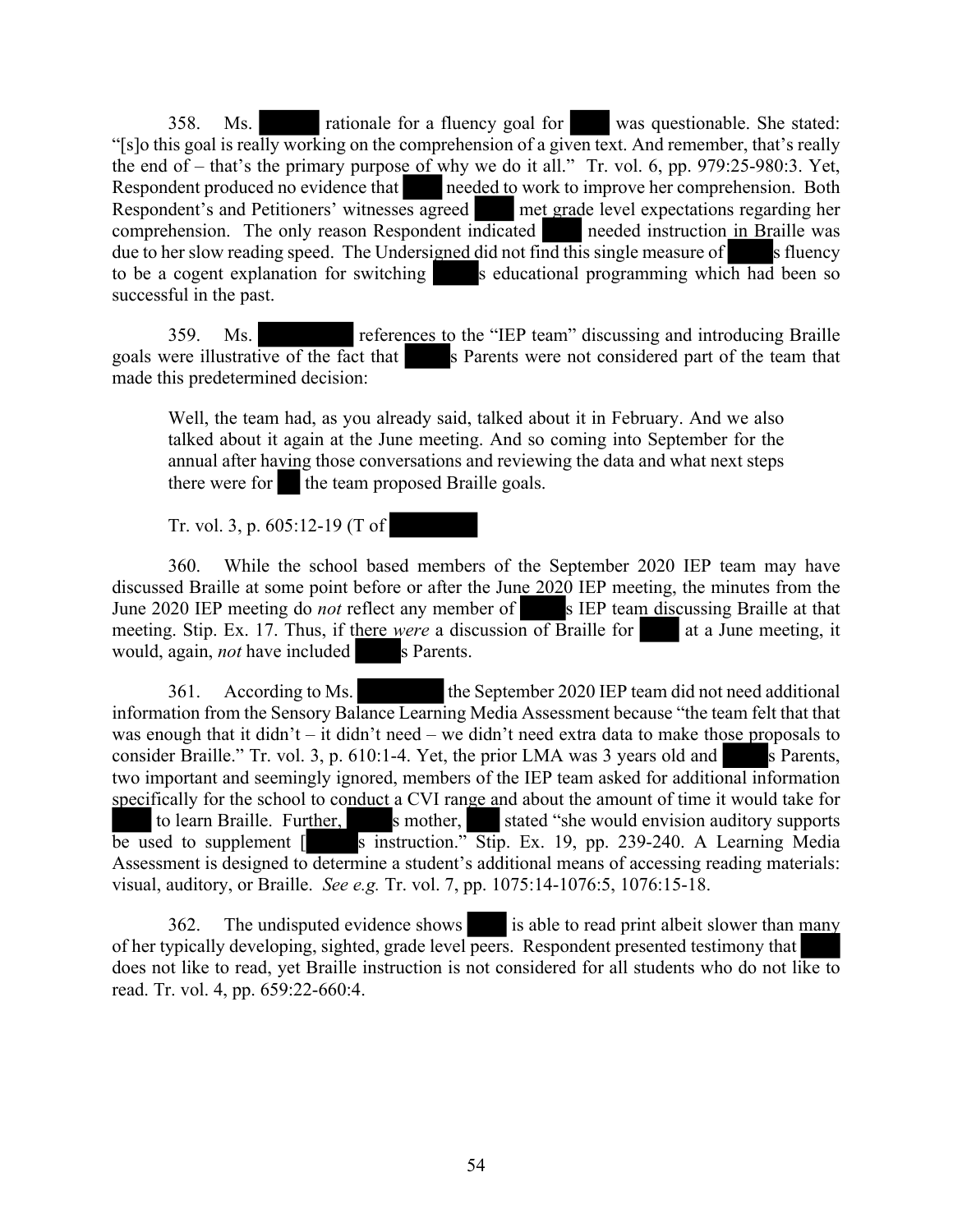358. Ms. ██████ rationale for a fluency goal for ████ was questionable. She stated: "[s]o this goal is really working on the comprehension of a given text. And remember, that's really the end of – that's the primary purpose of why we do it all." Tr. vol. 6, pp. 979:25-980:3. Yet, Respondent produced no evidence that ████ needed to work to improve her comprehension. Both Respondent's and Petitioners' witnesses agreed ████ met grade level expectations regarding her comprehension. The only reason Respondent indicated ████ needed instruction in Braille was due to her slow reading speed. The Undersigned did not find this single measure of ████s fluency to be a cogent explanation for switching ████s educational programming which had been so successful in the past.

359. Ms. ██████████ references to the "IEP team" discussing and introducing Braille goals were illustrative of the fact that ████s Parents were not considered part of the team that made this predetermined decision:

> Well, the team had, as you already said, talked about it in February. And we also talked about it again at the June meeting. And so coming into September for the annual after having those conversations and reviewing the data and what next steps there were for ██ the team proposed Braille goals.
>
> Tr. vol. 3, p. 605:12-19 (T of ██████████

360. While the school based members of the September 2020 IEP team may have discussed Braille at some point before or after the June 2020 IEP meeting, the minutes from the June 2020 IEP meeting do *not* reflect any member of ████s IEP team discussing Braille at that meeting. Stip. Ex. 17. Thus, if there *were* a discussion of Braille for ████ at a June meeting, it would, again, *not* have included ████s Parents.

361. According to Ms. ██████████ the September 2020 IEP team did not need additional information from the Sensory Balance Learning Media Assessment because "the team felt that that was enough that it didn't – it didn't need – we didn't need extra data to make those proposals to consider Braille." Tr. vol. 3, p. 610:1-4. Yet, the prior LMA was 3 years old and ████s Parents, two important and seemingly ignored, members of the IEP team asked for additional information specifically for the school to conduct a CVI range and about the amount of time it would take for ████ to learn Braille. Further, ████s mother, ███ stated "she would envision auditory supports be used to supplement [████s instruction." Stip. Ex. 19, pp. 239-240. A Learning Media Assessment is designed to determine a student's additional means of accessing reading materials: visual, auditory, or Braille. *See e.g.* Tr. vol. 7, pp. 1075:14-1076:5, 1076:15-18.

362. The undisputed evidence shows ████ is able to read print albeit slower than many of her typically developing, sighted, grade level peers. Respondent presented testimony that ████ does not like to read, yet Braille instruction is not considered for all students who do not like to read. Tr. vol. 4, pp. 659:22-660:4.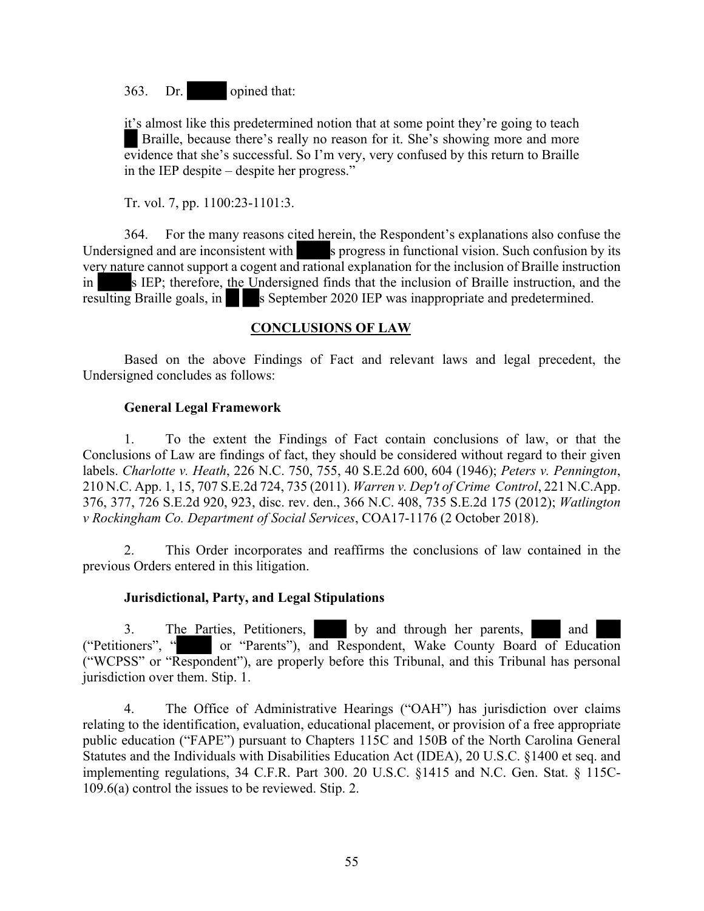363. Dr. ██████ opined that:

> it's almost like this predetermined notion that at some point they're going to teach ██ Braille, because there's really no reason for it. She's showing more and more evidence that she's successful. So I'm very, very confused by this return to Braille in the IEP despite – despite her progress."

Tr. vol. 7, pp. 1100:23-1101:3.

364. For the many reasons cited herein, the Respondent's explanations also confuse the Undersigned and are inconsistent with █████s progress in functional vision. Such confusion by its very nature cannot support a cogent and rational explanation for the inclusion of Braille instruction in █████s IEP; therefore, the Undersigned finds that the inclusion of Braille instruction, and the resulting Braille goals, in ██ ██s September 2020 IEP was inappropriate and predetermined.

## CONCLUSIONS OF LAW

Based on the above Findings of Fact and relevant laws and legal precedent, the Undersigned concludes as follows:

### General Legal Framework

1. To the extent the Findings of Fact contain conclusions of law, or that the Conclusions of Law are findings of fact, they should be considered without regard to their given labels. *Charlotte v. Heath*, 226 N.C. 750, 755, 40 S.E.2d 600, 604 (1946); *Peters v. Pennington*, 210 N.C. App. 1, 15, 707 S.E.2d 724, 735 (2011). *Warren v. Dep't of Crime Control*, 221 N.C.App. 376, 377, 726 S.E.2d 920, 923, disc. rev. den., 366 N.C. 408, 735 S.E.2d 175 (2012); *Watlington v Rockingham Co. Department of Social Services*, COA17-1176 (2 October 2018).

2. This Order incorporates and reaffirms the conclusions of law contained in the previous Orders entered in this litigation.

### Jurisdictional, Party, and Legal Stipulations

3. The Parties, Petitioners, █████ by and through her parents, ████ and ████ ("Petitioners", "█████ or "Parents"), and Respondent, Wake County Board of Education ("WCPSS" or "Respondent"), are properly before this Tribunal, and this Tribunal has personal jurisdiction over them. Stip. 1.

4. The Office of Administrative Hearings ("OAH") has jurisdiction over claims relating to the identification, evaluation, educational placement, or provision of a free appropriate public education ("FAPE") pursuant to Chapters 115C and 150B of the North Carolina General Statutes and the Individuals with Disabilities Education Act (IDEA), 20 U.S.C. §1400 et seq. and implementing regulations, 34 C.F.R. Part 300. 20 U.S.C. §1415 and N.C. Gen. Stat. § 115C-109.6(a) control the issues to be reviewed. Stip. 2.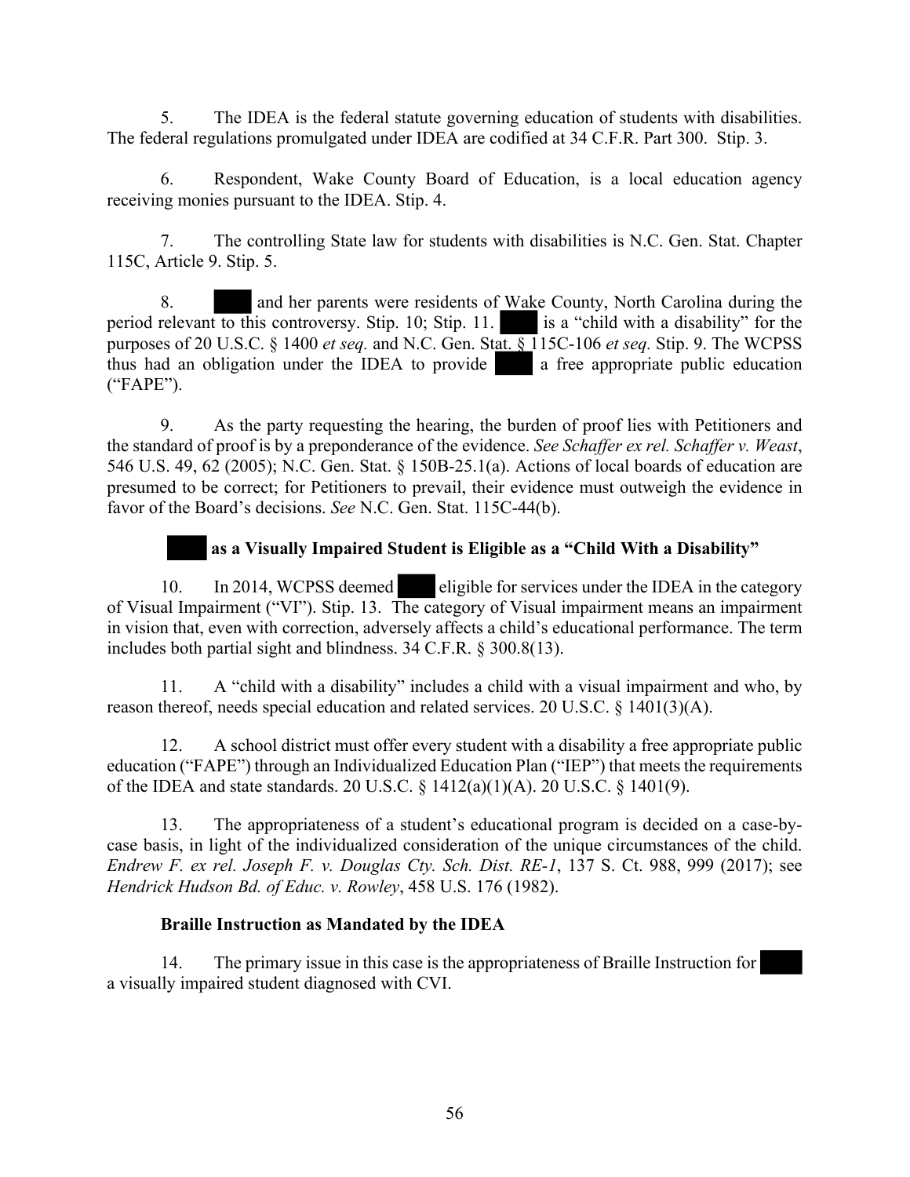5. The IDEA is the federal statute governing education of students with disabilities. The federal regulations promulgated under IDEA are codified at 34 C.F.R. Part 300. Stip. 3.

6. Respondent, Wake County Board of Education, is a local education agency receiving monies pursuant to the IDEA. Stip. 4.

7. The controlling State law for students with disabilities is N.C. Gen. Stat. Chapter 115C, Article 9. Stip. 5.

8. ████ and her parents were residents of Wake County, North Carolina during the period relevant to this controversy. Stip. 10; Stip. 11. ████ is a "child with a disability" for the purposes of 20 U.S.C. § 1400 *et seq.* and N.C. Gen. Stat. § 115C-106 *et seq.* Stip. 9. The WCPSS thus had an obligation under the IDEA to provide ████ a free appropriate public education ("FAPE").

9. As the party requesting the hearing, the burden of proof lies with Petitioners and the standard of proof is by a preponderance of the evidence. *See Schaffer ex rel. Schaffer v. Weast*, 546 U.S. 49, 62 (2005); N.C. Gen. Stat. § 150B-25.1(a). Actions of local boards of education are presumed to be correct; for Petitioners to prevail, their evidence must outweigh the evidence in favor of the Board's decisions. *See* N.C. Gen. Stat. 115C-44(b).

**████ as a Visually Impaired Student is Eligible as a "Child With a Disability"**

10. In 2014, WCPSS deemed ████ eligible for services under the IDEA in the category of Visual Impairment ("VI"). Stip. 13. The category of Visual impairment means an impairment in vision that, even with correction, adversely affects a child's educational performance. The term includes both partial sight and blindness. 34 C.F.R. § 300.8(13).

11. A "child with a disability" includes a child with a visual impairment and who, by reason thereof, needs special education and related services. 20 U.S.C. § 1401(3)(A).

12. A school district must offer every student with a disability a free appropriate public education ("FAPE") through an Individualized Education Plan ("IEP") that meets the requirements of the IDEA and state standards. 20 U.S.C. § 1412(a)(1)(A). 20 U.S.C. § 1401(9).

13. The appropriateness of a student's educational program is decided on a case-by-case basis, in light of the individualized consideration of the unique circumstances of the child. *Endrew F. ex rel. Joseph F. v. Douglas Cty. Sch. Dist. RE-1*, 137 S. Ct. 988, 999 (2017); see *Hendrick Hudson Bd. of Educ. v. Rowley*, 458 U.S. 176 (1982).

**Braille Instruction as Mandated by the IDEA**

14. The primary issue in this case is the appropriateness of Braille Instruction for ████ a visually impaired student diagnosed with CVI.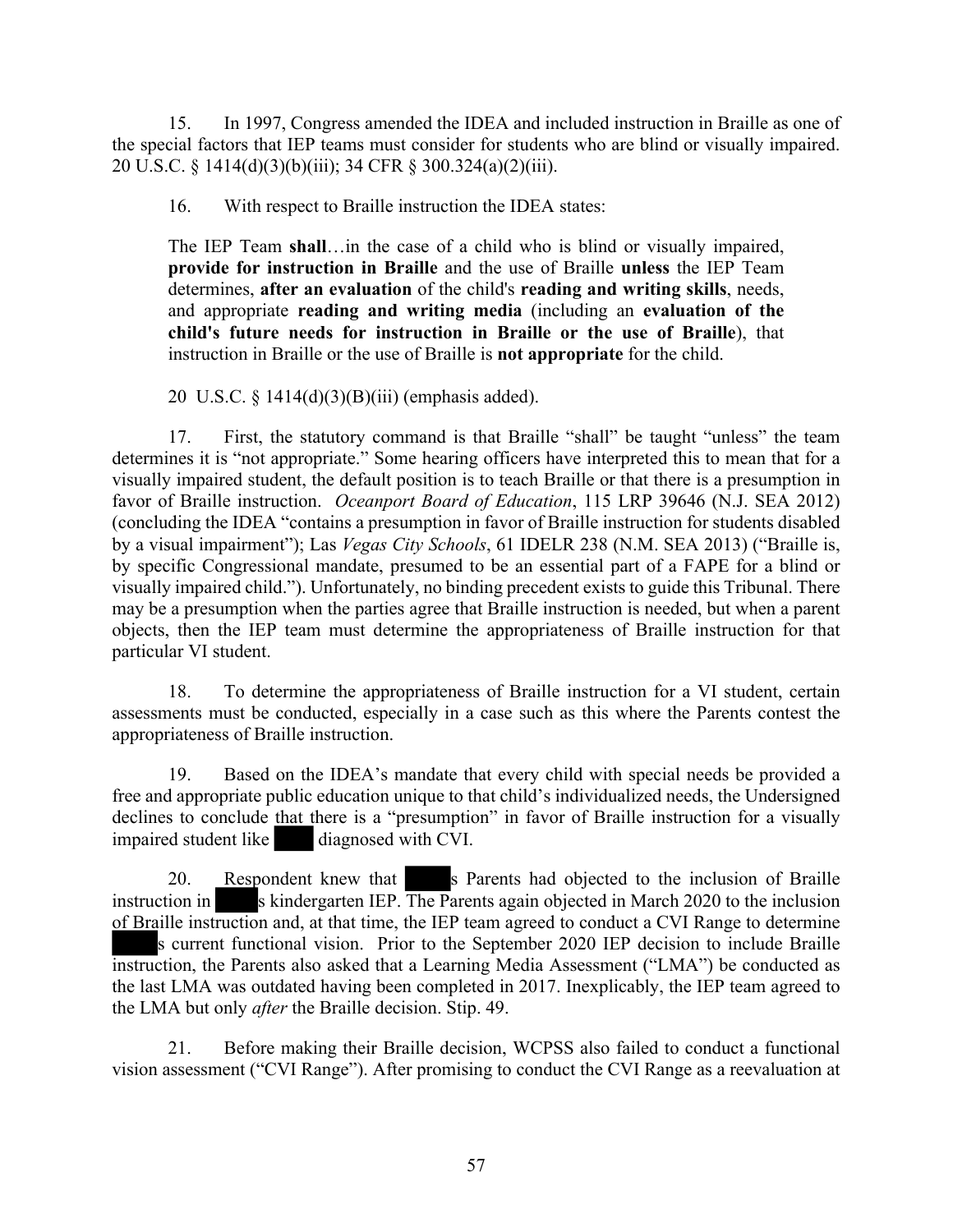15. In 1997, Congress amended the IDEA and included instruction in Braille as one of the special factors that IEP teams must consider for students who are blind or visually impaired. 20 U.S.C. § 1414(d)(3)(b)(iii); 34 CFR § 300.324(a)(2)(iii).

16. With respect to Braille instruction the IDEA states:

> The IEP Team **shall**…in the case of a child who is blind or visually impaired, **provide for instruction in Braille** and the use of Braille **unless** the IEP Team determines, **after an evaluation** of the child's **reading and writing skills**, needs, and appropriate **reading and writing media** (including an **evaluation of the child's future needs for instruction in Braille or the use of Braille**), that instruction in Braille or the use of Braille is **not appropriate** for the child.
>
> 20 U.S.C. § 1414(d)(3)(B)(iii) (emphasis added).

17. First, the statutory command is that Braille "shall" be taught "unless" the team determines it is "not appropriate." Some hearing officers have interpreted this to mean that for a visually impaired student, the default position is to teach Braille or that there is a presumption in favor of Braille instruction. *Oceanport Board of Education*, 115 LRP 39646 (N.J. SEA 2012) (concluding the IDEA "contains a presumption in favor of Braille instruction for students disabled by a visual impairment"); Las *Vegas City Schools*, 61 IDELR 238 (N.M. SEA 2013) ("Braille is, by specific Congressional mandate, presumed to be an essential part of a FAPE for a blind or visually impaired child."). Unfortunately, no binding precedent exists to guide this Tribunal. There may be a presumption when the parties agree that Braille instruction is needed, but when a parent objects, then the IEP team must determine the appropriateness of Braille instruction for that particular VI student.

18. To determine the appropriateness of Braille instruction for a VI student, certain assessments must be conducted, especially in a case such as this where the Parents contest the appropriateness of Braille instruction.

19. Based on the IDEA's mandate that every child with special needs be provided a free and appropriate public education unique to that child's individualized needs, the Undersigned declines to conclude that there is a "presumption" in favor of Braille instruction for a visually impaired student like ████ diagnosed with CVI.

20. Respondent knew that ████s Parents had objected to the inclusion of Braille instruction in ████s kindergarten IEP. The Parents again objected in March 2020 to the inclusion of Braille instruction and, at that time, the IEP team agreed to conduct a CVI Range to determine ████s current functional vision. Prior to the September 2020 IEP decision to include Braille instruction, the Parents also asked that a Learning Media Assessment ("LMA") be conducted as the last LMA was outdated having been completed in 2017. Inexplicably, the IEP team agreed to the LMA but only *after* the Braille decision. Stip. 49.

21. Before making their Braille decision, WCPSS also failed to conduct a functional vision assessment ("CVI Range"). After promising to conduct the CVI Range as a reevaluation at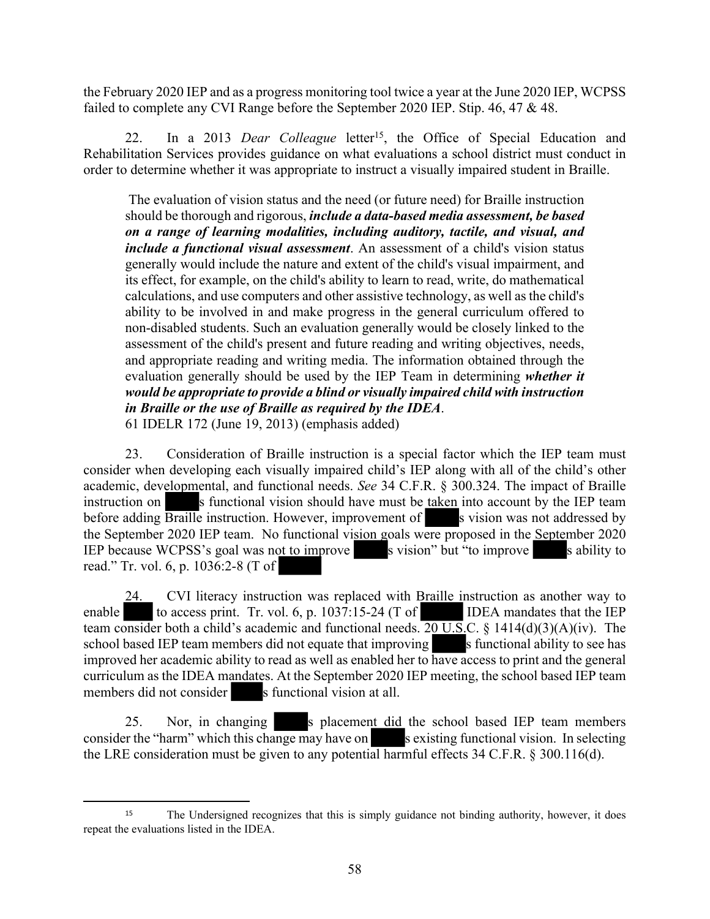the February 2020 IEP and as a progress monitoring tool twice a year at the June 2020 IEP, WCPSS failed to complete any CVI Range before the September 2020 IEP. Stip. 46, 47 & 48.

22. In a 2013 *Dear Colleague* letter[15], the Office of Special Education and Rehabilitation Services provides guidance on what evaluations a school district must conduct in order to determine whether it was appropriate to instruct a visually impaired student in Braille.

> The evaluation of vision status and the need (or future need) for Braille instruction should be thorough and rigorous, ***include a data-based media assessment, be based on a range of learning modalities, including auditory, tactile, and visual, and include a functional visual assessment***. An assessment of a child's vision status generally would include the nature and extent of the child's visual impairment, and its effect, for example, on the child's ability to learn to read, write, do mathematical calculations, and use computers and other assistive technology, as well as the child's ability to be involved in and make progress in the general curriculum offered to non-disabled students. Such an evaluation generally would be closely linked to the assessment of the child's present and future reading and writing objectives, needs, and appropriate reading and writing media. The information obtained through the evaluation generally should be used by the IEP Team in determining ***whether it would be appropriate to provide a blind or visually impaired child with instruction in Braille or the use of Braille as required by the IDEA***.
> 61 IDELR 172 (June 19, 2013) (emphasis added)

23. Consideration of Braille instruction is a special factor which the IEP team must consider when developing each visually impaired child's IEP along with all of the child's other academic, developmental, and functional needs. *See* 34 C.F.R. § 300.324. The impact of Braille instruction on ████s functional vision should have must be taken into account by the IEP team before adding Braille instruction. However, improvement of ████s vision was not addressed by the September 2020 IEP team. No functional vision goals were proposed in the September 2020 IEP because WCPSS's goal was not to improve ████s vision" but "to improve ████s ability to read." Tr. vol. 6, p. 1036:2-8 (T of ████

24. CVI literacy instruction was replaced with Braille instruction as another way to enable ████ to access print. Tr. vol. 6, p. 1037:15-24 (T of ████ IDEA mandates that the IEP team consider both a child's academic and functional needs. 20 U.S.C. § 1414(d)(3)(A)(iv). The school based IEP team members did not equate that improving ████s functional ability to see has improved her academic ability to read as well as enabled her to have access to print and the general curriculum as the IDEA mandates. At the September 2020 IEP meeting, the school based IEP team members did not consider ████s functional vision at all.

25. Nor, in changing ████s placement did the school based IEP team members consider the "harm" which this change may have on ████s existing functional vision. In selecting the LRE consideration must be given to any potential harmful effects 34 C.F.R. § 300.116(d).

---

[15] The Undersigned recognizes that this is simply guidance not binding authority, however, it does repeat the evaluations listed in the IDEA.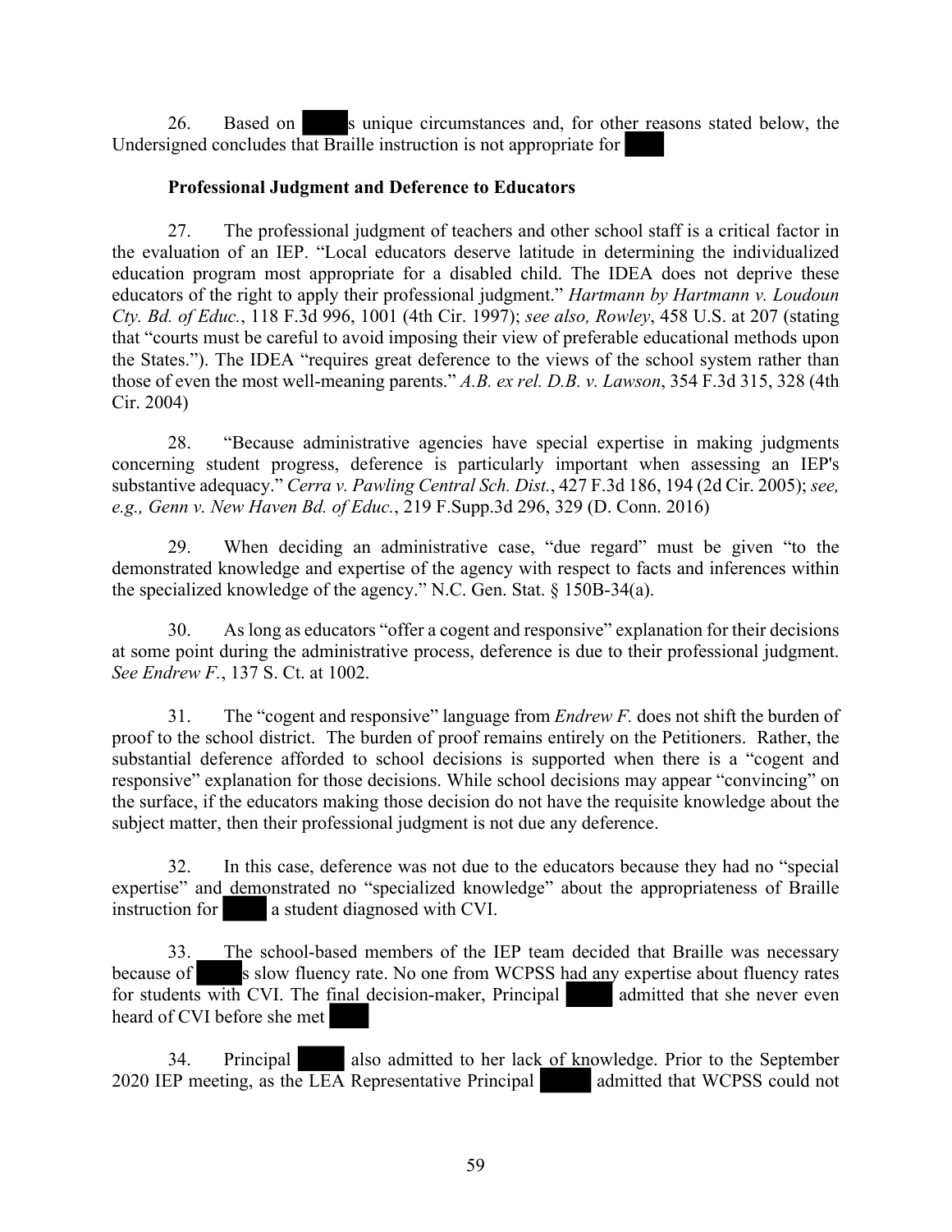26. Based on ████s unique circumstances and, for other reasons stated below, the Undersigned concludes that Braille instruction is not appropriate for ████

**Professional Judgment and Deference to Educators**

27. The professional judgment of teachers and other school staff is a critical factor in the evaluation of an IEP. "Local educators deserve latitude in determining the individualized education program most appropriate for a disabled child. The IDEA does not deprive these educators of the right to apply their professional judgment." *Hartmann by Hartmann v. Loudoun Cty. Bd. of Educ.*, 118 F.3d 996, 1001 (4th Cir. 1997); *see also, Rowley*, 458 U.S. at 207 (stating that "courts must be careful to avoid imposing their view of preferable educational methods upon the States."). The IDEA "requires great deference to the views of the school system rather than those of even the most well-meaning parents." *A.B. ex rel. D.B. v. Lawson*, 354 F.3d 315, 328 (4th Cir. 2004)

28. "Because administrative agencies have special expertise in making judgments concerning student progress, deference is particularly important when assessing an IEP's substantive adequacy." *Cerra v. Pawling Central Sch. Dist.*, 427 F.3d 186, 194 (2d Cir. 2005); *see, e.g., Genn v. New Haven Bd. of Educ.*, 219 F.Supp.3d 296, 329 (D. Conn. 2016)

29. When deciding an administrative case, "due regard" must be given "to the demonstrated knowledge and expertise of the agency with respect to facts and inferences within the specialized knowledge of the agency." N.C. Gen. Stat. § 150B-34(a).

30. As long as educators "offer a cogent and responsive" explanation for their decisions at some point during the administrative process, deference is due to their professional judgment. *See Endrew F.*, 137 S. Ct. at 1002.

31. The "cogent and responsive" language from *Endrew F.* does not shift the burden of proof to the school district. The burden of proof remains entirely on the Petitioners. Rather, the substantial deference afforded to school decisions is supported when there is a "cogent and responsive" explanation for those decisions. While school decisions may appear "convincing" on the surface, if the educators making those decision do not have the requisite knowledge about the subject matter, then their professional judgment is not due any deference.

32. In this case, deference was not due to the educators because they had no "special expertise" and demonstrated no "specialized knowledge" about the appropriateness of Braille instruction for ████ a student diagnosed with CVI.

33. The school-based members of the IEP team decided that Braille was necessary because of ████s slow fluency rate. No one from WCPSS had any expertise about fluency rates for students with CVI. The final decision-maker, Principal ████ admitted that she never even heard of CVI before she met ████

34. Principal ████ also admitted to her lack of knowledge. Prior to the September 2020 IEP meeting, as the LEA Representative Principal ████ admitted that WCPSS could not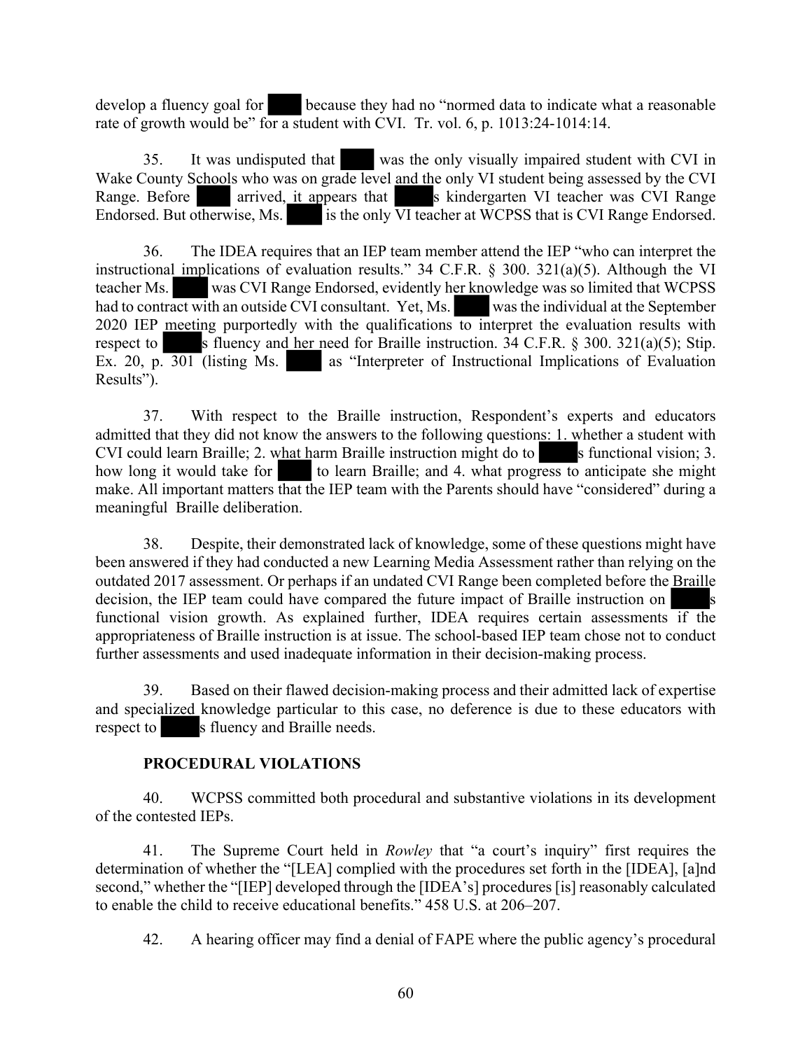develop a fluency goal for ████ because they had no "normed data to indicate what a reasonable rate of growth would be" for a student with CVI. Tr. vol. 6, p. 1013:24-1014:14.

35. It was undisputed that ████ was the only visually impaired student with CVI in Wake County Schools who was on grade level and the only VI student being assessed by the CVI Range. Before ████ arrived, it appears that ████s kindergarten VI teacher was CVI Range Endorsed. But otherwise, Ms. ████ is the only VI teacher at WCPSS that is CVI Range Endorsed.

36. The IDEA requires that an IEP team member attend the IEP "who can interpret the instructional implications of evaluation results." 34 C.F.R. § 300. 321(a)(5). Although the VI teacher Ms. ████ was CVI Range Endorsed, evidently her knowledge was so limited that WCPSS had to contract with an outside CVI consultant. Yet, Ms. ████ was the individual at the September 2020 IEP meeting purportedly with the qualifications to interpret the evaluation results with respect to ████s fluency and her need for Braille instruction. 34 C.F.R. § 300. 321(a)(5); Stip. Ex. 20, p. 301 (listing Ms. ████ as "Interpreter of Instructional Implications of Evaluation Results").

37. With respect to the Braille instruction, Respondent's experts and educators admitted that they did not know the answers to the following questions: 1. whether a student with CVI could learn Braille; 2. what harm Braille instruction might do to ████s functional vision; 3. how long it would take for ████ to learn Braille; and 4. what progress to anticipate she might make. All important matters that the IEP team with the Parents should have "considered" during a meaningful Braille deliberation.

38. Despite, their demonstrated lack of knowledge, some of these questions might have been answered if they had conducted a new Learning Media Assessment rather than relying on the outdated 2017 assessment. Or perhaps if an undated CVI Range been completed before the Braille decision, the IEP team could have compared the future impact of Braille instruction on ████s functional vision growth. As explained further, IDEA requires certain assessments if the appropriateness of Braille instruction is at issue. The school-based IEP team chose not to conduct further assessments and used inadequate information in their decision-making process.

39. Based on their flawed decision-making process and their admitted lack of expertise and specialized knowledge particular to this case, no deference is due to these educators with respect to ████s fluency and Braille needs.

**PROCEDURAL VIOLATIONS**

40. WCPSS committed both procedural and substantive violations in its development of the contested IEPs.

41. The Supreme Court held in *Rowley* that "a court's inquiry" first requires the determination of whether the "[LEA] complied with the procedures set forth in the [IDEA], [a]nd second," whether the "[IEP] developed through the [IDEA's] procedures [is] reasonably calculated to enable the child to receive educational benefits." 458 U.S. at 206–207.

42. A hearing officer may find a denial of FAPE where the public agency's procedural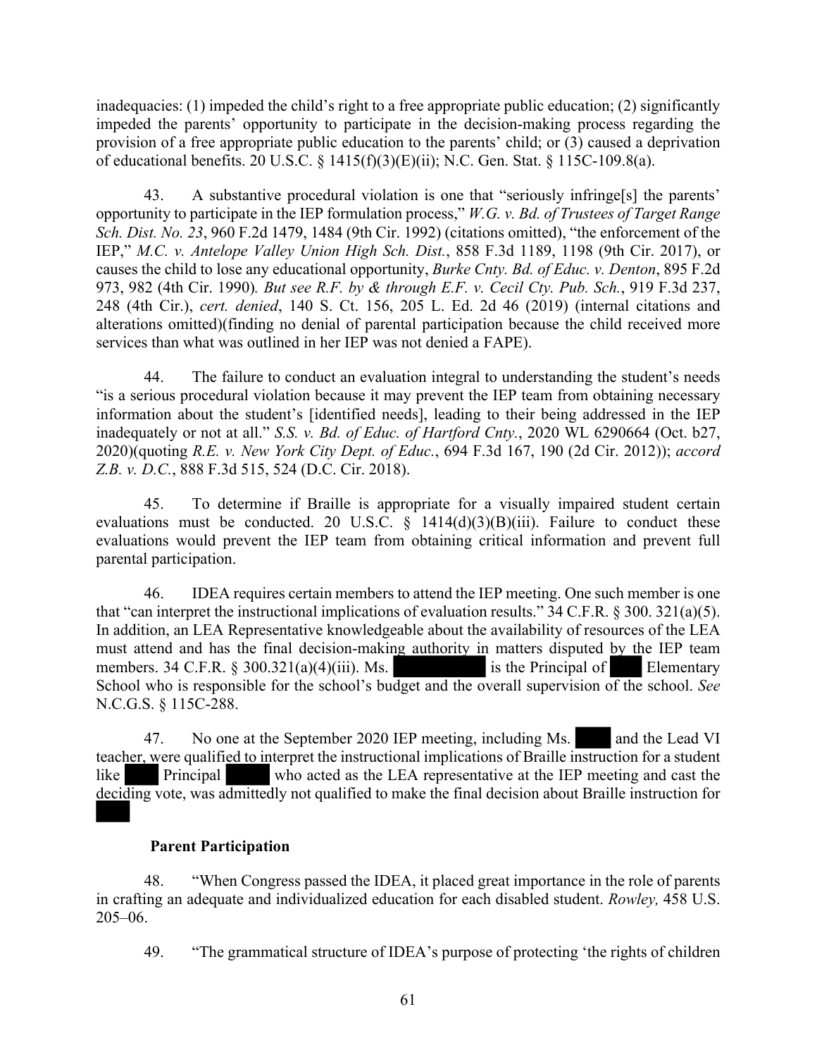inadequacies: (1) impeded the child's right to a free appropriate public education; (2) significantly impeded the parents' opportunity to participate in the decision-making process regarding the provision of a free appropriate public education to the parents' child; or (3) caused a deprivation of educational benefits. 20 U.S.C. § 1415(f)(3)(E)(ii); N.C. Gen. Stat. § 115C-109.8(a).

43. A substantive procedural violation is one that "seriously infringe[s] the parents' opportunity to participate in the IEP formulation process," *W.G. v. Bd. of Trustees of Target Range Sch. Dist. No. 23*, 960 F.2d 1479, 1484 (9th Cir. 1992) (citations omitted), "the enforcement of the IEP," *M.C. v. Antelope Valley Union High Sch. Dist.*, 858 F.3d 1189, 1198 (9th Cir. 2017), or causes the child to lose any educational opportunity, *Burke Cnty. Bd. of Educ. v. Denton*, 895 F.2d 973, 982 (4th Cir. 1990). *But see R.F. by & through E.F. v. Cecil Cty. Pub. Sch.*, 919 F.3d 237, 248 (4th Cir.), *cert. denied*, 140 S. Ct. 156, 205 L. Ed. 2d 46 (2019) (internal citations and alterations omitted)(finding no denial of parental participation because the child received more services than what was outlined in her IEP was not denied a FAPE).

44. The failure to conduct an evaluation integral to understanding the student's needs "is a serious procedural violation because it may prevent the IEP team from obtaining necessary information about the student's [identified needs], leading to their being addressed in the IEP inadequately or not at all." *S.S. v. Bd. of Educ. of Hartford Cnty.*, 2020 WL 6290664 (Oct. b27, 2020)(quoting *R.E. v. New York City Dept. of Educ.*, 694 F.3d 167, 190 (2d Cir. 2012)); *accord Z.B. v. D.C.*, 888 F.3d 515, 524 (D.C. Cir. 2018).

45. To determine if Braille is appropriate for a visually impaired student certain evaluations must be conducted. 20 U.S.C. § 1414(d)(3)(B)(iii). Failure to conduct these evaluations would prevent the IEP team from obtaining critical information and prevent full parental participation.

46. IDEA requires certain members to attend the IEP meeting. One such member is one that "can interpret the instructional implications of evaluation results." 34 C.F.R. § 300. 321(a)(5). In addition, an LEA Representative knowledgeable about the availability of resources of the LEA must attend and has the final decision-making authority in matters disputed by the IEP team members. 34 C.F.R. § 300.321(a)(4)(iii). Ms. [REDACTED] is the Principal of [REDACTED] Elementary School who is responsible for the school's budget and the overall supervision of the school. *See* N.C.G.S. § 115C-288.

47. No one at the September 2020 IEP meeting, including Ms. [REDACTED] and the Lead VI teacher, were qualified to interpret the instructional implications of Braille instruction for a student like [REDACTED] Principal [REDACTED] who acted as the LEA representative at the IEP meeting and cast the deciding vote, was admittedly not qualified to make the final decision about Braille instruction for [REDACTED]

**Parent Participation**

48. "When Congress passed the IDEA, it placed great importance in the role of parents in crafting an adequate and individualized education for each disabled student. *Rowley,* 458 U.S. 205–06.

49. "The grammatical structure of IDEA's purpose of protecting 'the rights of children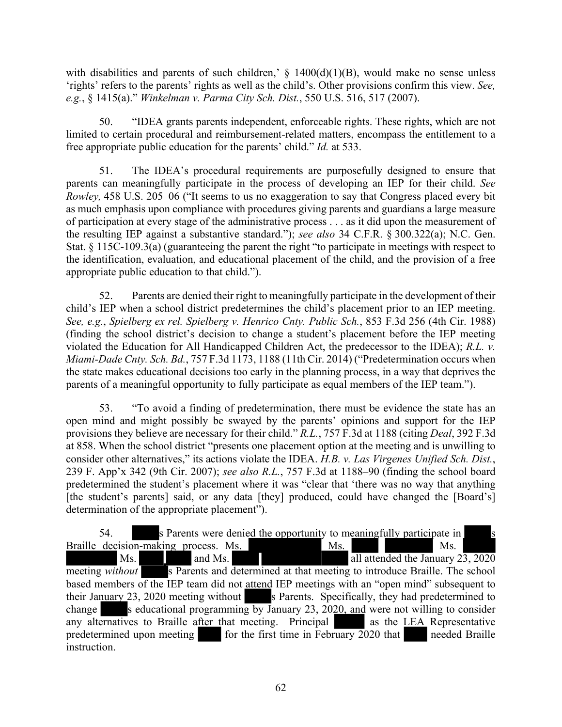with disabilities and parents of such children,' § 1400(d)(1)(B), would make no sense unless 'rights' refers to the parents' rights as well as the child's. Other provisions confirm this view. *See, e.g.*, § 1415(a)." *Winkelman v. Parma City Sch. Dist.*, 550 U.S. 516, 517 (2007).

50. "IDEA grants parents independent, enforceable rights. These rights, which are not limited to certain procedural and reimbursement-related matters, encompass the entitlement to a free appropriate public education for the parents' child." *Id.* at 533.

51. The IDEA's procedural requirements are purposefully designed to ensure that parents can meaningfully participate in the process of developing an IEP for their child. *See Rowley,* 458 U.S. 205–06 ("It seems to us no exaggeration to say that Congress placed every bit as much emphasis upon compliance with procedures giving parents and guardians a large measure of participation at every stage of the administrative process . . . as it did upon the measurement of the resulting IEP against a substantive standard."); *see also* 34 C.F.R. § 300.322(a); N.C. Gen. Stat. § 115C-109.3(a) (guaranteeing the parent the right "to participate in meetings with respect to the identification, evaluation, and educational placement of the child, and the provision of a free appropriate public education to that child.").

52. Parents are denied their right to meaningfully participate in the development of their child's IEP when a school district predetermines the child's placement prior to an IEP meeting. *See, e.g.*, *Spielberg ex rel. Spielberg v. Henrico Cnty. Public Sch.*, 853 F.3d 256 (4th Cir. 1988) (finding the school district's decision to change a student's placement before the IEP meeting violated the Education for All Handicapped Children Act, the predecessor to the IDEA); *R.L. v. Miami-Dade Cnty. Sch. Bd.*, 757 F.3d 1173, 1188 (11th Cir. 2014) ("Predetermination occurs when the state makes educational decisions too early in the planning process, in a way that deprives the parents of a meaningful opportunity to fully participate as equal members of the IEP team.").

53. "To avoid a finding of predetermination, there must be evidence the state has an open mind and might possibly be swayed by the parents' opinions and support for the IEP provisions they believe are necessary for their child." *R.L.*, 757 F.3d at 1188 (citing *Deal*, 392 F.3d at 858. When the school district "presents one placement option at the meeting and is unwilling to consider other alternatives," its actions violate the IDEA. *H.B. v. Las Virgenes Unified Sch. Dist.*, 239 F. App'x 342 (9th Cir. 2007); *see also R.L.*, 757 F.3d at 1188–90 (finding the school board predetermined the student's placement where it was "clear that 'there was no way that anything [the student's parents] said, or any data [they] produced, could have changed the [Board's] determination of the appropriate placement").

54. ███'s Parents were denied the opportunity to meaningfully participate in ███'s Braille decision-making process. Ms. ███, Ms. ███ ███, Ms. ███, Ms. ███ ███ and Ms. ███ ███ all attended the January 23, 2020 meeting *without* ███'s Parents and determined at that meeting to introduce Braille. The school based members of the IEP team did not attend IEP meetings with an "open mind" subsequent to their January 23, 2020 meeting without ███'s Parents. Specifically, they had predetermined to change ███'s educational programming by January 23, 2020, and were not willing to consider any alternatives to Braille after that meeting. Principal ███ as the LEA Representative predetermined upon meeting ███ for the first time in February 2020 that ███ needed Braille instruction.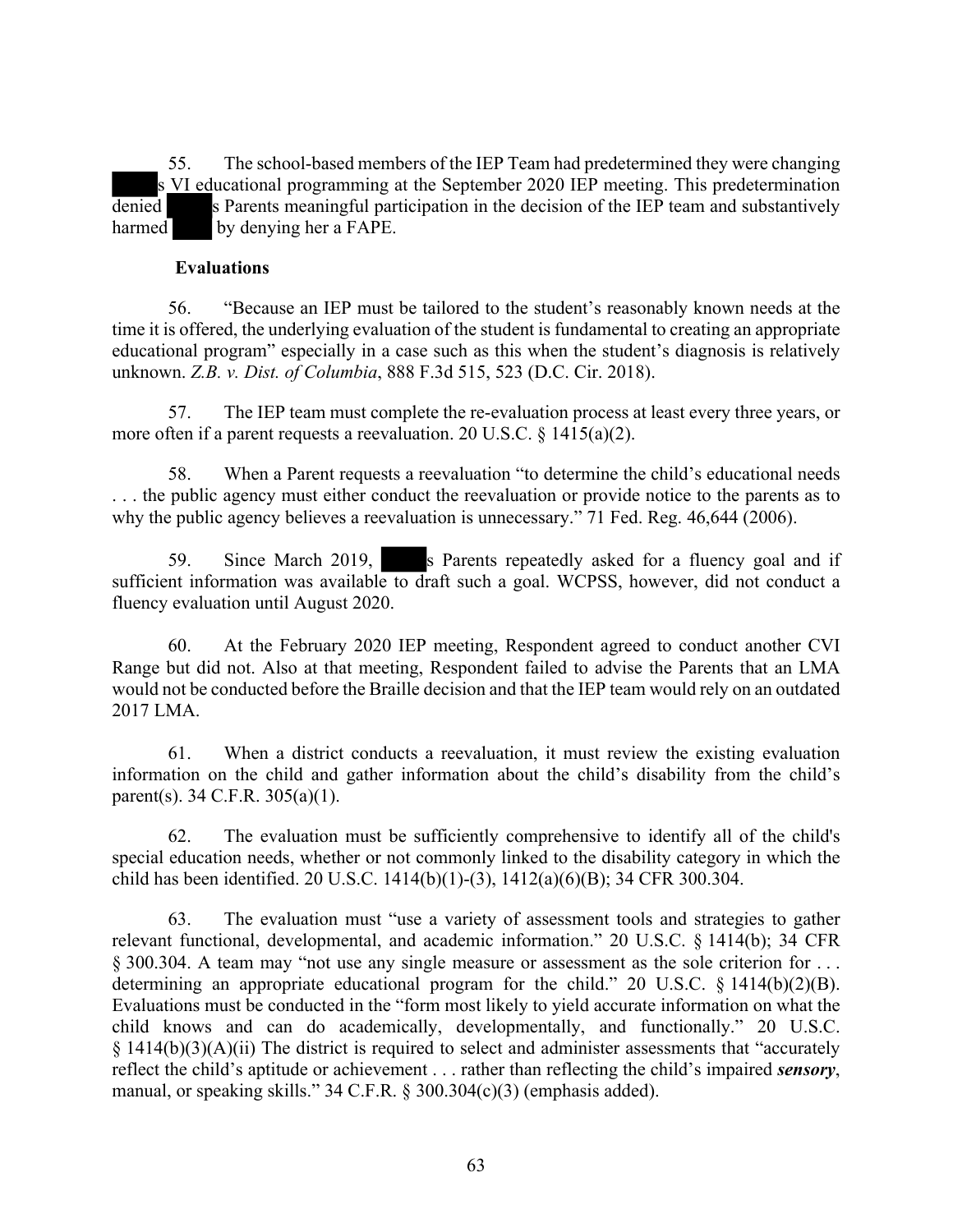55. The school-based members of the IEP Team had predetermined they were changing ███s VI educational programming at the September 2020 IEP meeting. This predetermination denied ███s Parents meaningful participation in the decision of the IEP team and substantively harmed ███ by denying her a FAPE.

**Evaluations**

56. "Because an IEP must be tailored to the student's reasonably known needs at the time it is offered, the underlying evaluation of the student is fundamental to creating an appropriate educational program" especially in a case such as this when the student's diagnosis is relatively unknown. *Z.B. v. Dist. of Columbia*, 888 F.3d 515, 523 (D.C. Cir. 2018).

57. The IEP team must complete the re-evaluation process at least every three years, or more often if a parent requests a reevaluation. 20 U.S.C. § 1415(a)(2).

58. When a Parent requests a reevaluation "to determine the child's educational needs . . . the public agency must either conduct the reevaluation or provide notice to the parents as to why the public agency believes a reevaluation is unnecessary." 71 Fed. Reg. 46,644 (2006).

59. Since March 2019, ███s Parents repeatedly asked for a fluency goal and if sufficient information was available to draft such a goal. WCPSS, however, did not conduct a fluency evaluation until August 2020.

60. At the February 2020 IEP meeting, Respondent agreed to conduct another CVI Range but did not. Also at that meeting, Respondent failed to advise the Parents that an LMA would not be conducted before the Braille decision and that the IEP team would rely on an outdated 2017 LMA.

61. When a district conducts a reevaluation, it must review the existing evaluation information on the child and gather information about the child's disability from the child's parent(s). 34 C.F.R. 305(a)(1).

62. The evaluation must be sufficiently comprehensive to identify all of the child's special education needs, whether or not commonly linked to the disability category in which the child has been identified. 20 U.S.C. 1414(b)(1)-(3), 1412(a)(6)(B); 34 CFR 300.304.

63. The evaluation must "use a variety of assessment tools and strategies to gather relevant functional, developmental, and academic information." 20 U.S.C. § 1414(b); 34 CFR § 300.304. A team may "not use any single measure or assessment as the sole criterion for . . . determining an appropriate educational program for the child." 20 U.S.C. § 1414(b)(2)(B). Evaluations must be conducted in the "form most likely to yield accurate information on what the child knows and can do academically, developmentally, and functionally." 20 U.S.C. § 1414(b)(3)(A)(ii) The district is required to select and administer assessments that "accurately reflect the child's aptitude or achievement . . . rather than reflecting the child's impaired ***sensory***, manual, or speaking skills." 34 C.F.R. § 300.304(c)(3) (emphasis added).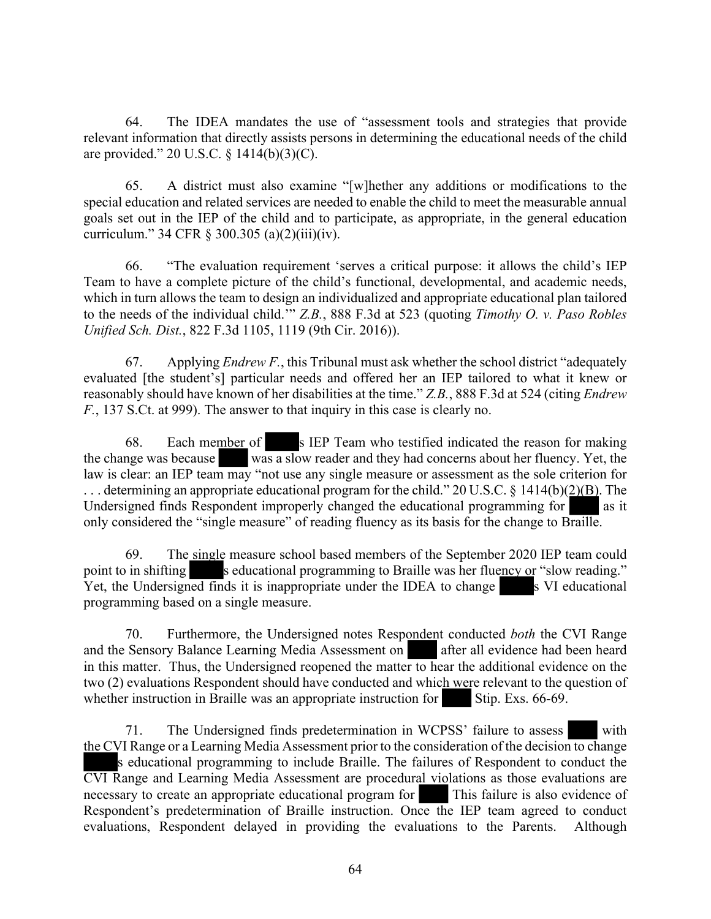64. The IDEA mandates the use of "assessment tools and strategies that provide relevant information that directly assists persons in determining the educational needs of the child are provided." 20 U.S.C. § 1414(b)(3)(C).

65. A district must also examine "[w]hether any additions or modifications to the special education and related services are needed to enable the child to meet the measurable annual goals set out in the IEP of the child and to participate, as appropriate, in the general education curriculum." 34 CFR § 300.305 (a)(2)(iii)(iv).

66. "The evaluation requirement 'serves a critical purpose: it allows the child's IEP Team to have a complete picture of the child's functional, developmental, and academic needs, which in turn allows the team to design an individualized and appropriate educational plan tailored to the needs of the individual child.'" *Z.B.*, 888 F.3d at 523 (quoting *Timothy O. v. Paso Robles Unified Sch. Dist.*, 822 F.3d 1105, 1119 (9th Cir. 2016)).

67. Applying *Endrew F.*, this Tribunal must ask whether the school district "adequately evaluated [the student's] particular needs and offered her an IEP tailored to what it knew or reasonably should have known of her disabilities at the time." *Z.B.*, 888 F.3d at 524 (citing *Endrew F.*, 137 S.Ct. at 999). The answer to that inquiry in this case is clearly no.

68. Each member of ████s IEP Team who testified indicated the reason for making the change was because ████ was a slow reader and they had concerns about her fluency. Yet, the law is clear: an IEP team may "not use any single measure or assessment as the sole criterion for . . . determining an appropriate educational program for the child." 20 U.S.C. § 1414(b)(2)(B). The Undersigned finds Respondent improperly changed the educational programming for ████ as it only considered the "single measure" of reading fluency as its basis for the change to Braille.

69. The single measure school based members of the September 2020 IEP team could point to in shifting ████s educational programming to Braille was her fluency or "slow reading." Yet, the Undersigned finds it is inappropriate under the IDEA to change ████s VI educational programming based on a single measure.

70. Furthermore, the Undersigned notes Respondent conducted *both* the CVI Range and the Sensory Balance Learning Media Assessment on ████ after all evidence had been heard in this matter. Thus, the Undersigned reopened the matter to hear the additional evidence on the two (2) evaluations Respondent should have conducted and which were relevant to the question of whether instruction in Braille was an appropriate instruction for ████ Stip. Exs. 66-69.

71. The Undersigned finds predetermination in WCPSS' failure to assess ████ with the CVI Range or a Learning Media Assessment prior to the consideration of the decision to change ████s educational programming to include Braille. The failures of Respondent to conduct the CVI Range and Learning Media Assessment are procedural violations as those evaluations are necessary to create an appropriate educational program for ████ This failure is also evidence of Respondent's predetermination of Braille instruction. Once the IEP team agreed to conduct evaluations, Respondent delayed in providing the evaluations to the Parents. Although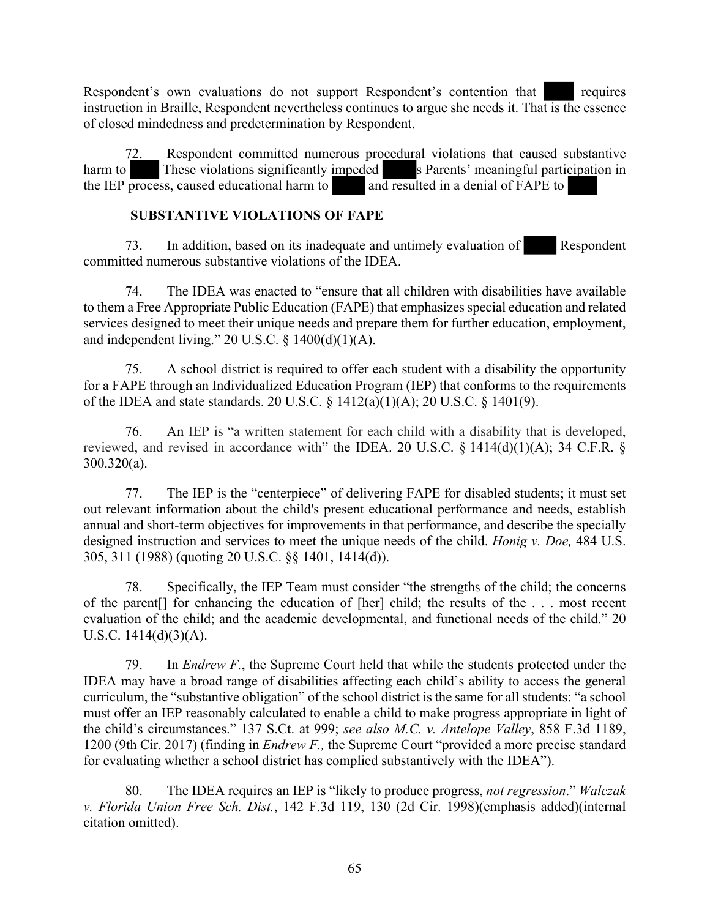Respondent's own evaluations do not support Respondent's contention that requires instruction in Braille, Respondent nevertheless continues to argue she needs it. That is the essence of closed mindedness and predetermination by Respondent.

72. Respondent committed numerous procedural violations that caused substantive harm to These violations significantly impeded s Parents' meaningful participation in the IEP process, caused educational harm to and resulted in a denial of FAPE to

## SUBSTANTIVE VIOLATIONS OF FAPE

73. In addition, based on its inadequate and untimely evaluation of Respondent committed numerous substantive violations of the IDEA.

74. The IDEA was enacted to "ensure that all children with disabilities have available to them a Free Appropriate Public Education (FAPE) that emphasizes special education and related services designed to meet their unique needs and prepare them for further education, employment, and independent living." 20 U.S.C. § 1400(d)(1)(A).

75. A school district is required to offer each student with a disability the opportunity for a FAPE through an Individualized Education Program (IEP) that conforms to the requirements of the IDEA and state standards. 20 U.S.C. § 1412(a)(1)(A); 20 U.S.C. § 1401(9).

76. An IEP is "a written statement for each child with a disability that is developed, reviewed, and revised in accordance with" the IDEA. 20 U.S.C. § 1414(d)(1)(A); 34 C.F.R. § 300.320(a).

77. The IEP is the "centerpiece" of delivering FAPE for disabled students; it must set out relevant information about the child's present educational performance and needs, establish annual and short-term objectives for improvements in that performance, and describe the specially designed instruction and services to meet the unique needs of the child. *Honig v. Doe,* 484 U.S. 305, 311 (1988) (quoting 20 U.S.C. §§ 1401, 1414(d)).

78. Specifically, the IEP Team must consider "the strengths of the child; the concerns of the parent[] for enhancing the education of [her] child; the results of the . . . most recent evaluation of the child; and the academic developmental, and functional needs of the child." 20 U.S.C. 1414(d)(3)(A).

79. In *Endrew F.*, the Supreme Court held that while the students protected under the IDEA may have a broad range of disabilities affecting each child's ability to access the general curriculum, the "substantive obligation" of the school district is the same for all students: "a school must offer an IEP reasonably calculated to enable a child to make progress appropriate in light of the child's circumstances." 137 S.Ct. at 999; *see also M.C. v. Antelope Valley*, 858 F.3d 1189, 1200 (9th Cir. 2017) (finding in *Endrew F.,* the Supreme Court "provided a more precise standard for evaluating whether a school district has complied substantively with the IDEA").

80. The IDEA requires an IEP is "likely to produce progress, *not regression*." *Walczak v. Florida Union Free Sch. Dist.*, 142 F.3d 119, 130 (2d Cir. 1998)(emphasis added)(internal citation omitted).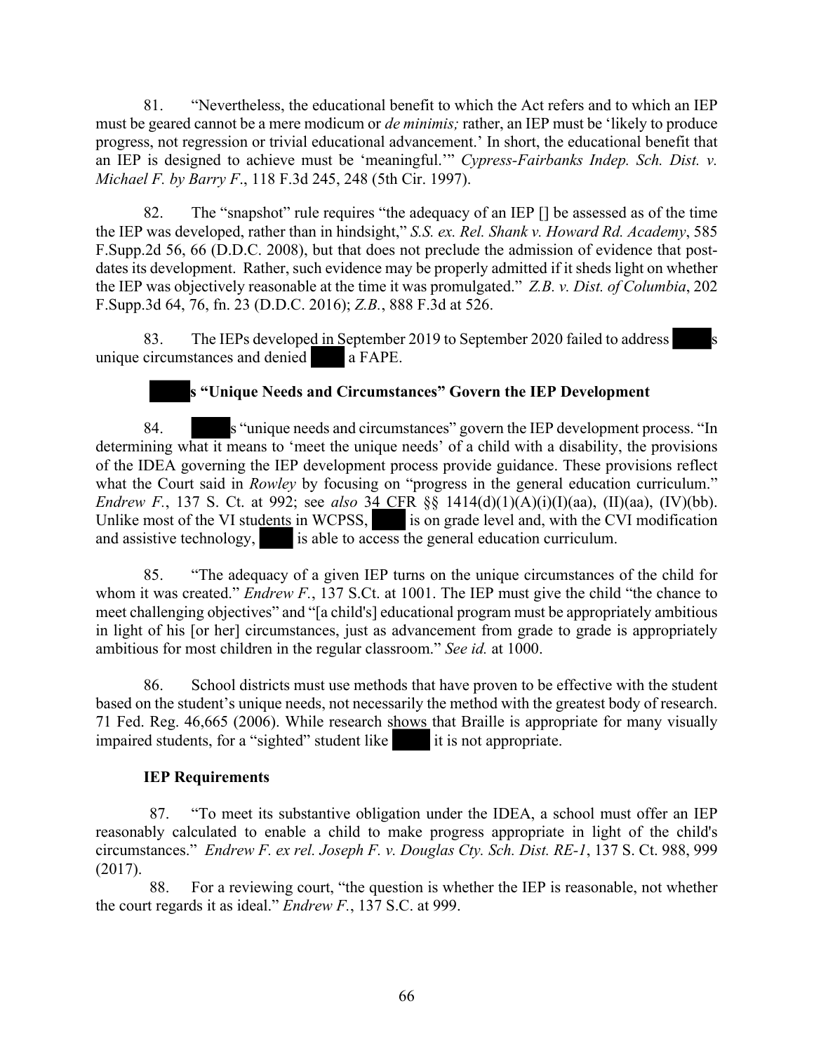81. "Nevertheless, the educational benefit to which the Act refers and to which an IEP must be geared cannot be a mere modicum or *de minimis;* rather, an IEP must be 'likely to produce progress, not regression or trivial educational advancement.' In short, the educational benefit that an IEP is designed to achieve must be 'meaningful.'" *Cypress-Fairbanks Indep. Sch. Dist. v. Michael F. by Barry F*., 118 F.3d 245, 248 (5th Cir. 1997).

82. The "snapshot" rule requires "the adequacy of an IEP [] be assessed as of the time the IEP was developed, rather than in hindsight," *S.S. ex. Rel. Shank v. Howard Rd. Academy*, 585 F.Supp.2d 56, 66 (D.D.C. 2008), but that does not preclude the admission of evidence that post-dates its development. Rather, such evidence may be properly admitted if it sheds light on whether the IEP was objectively reasonable at the time it was promulgated." *Z.B. v. Dist. of Columbia*, 202 F.Supp.3d 64, 76, fn. 23 (D.D.C. 2016); *Z.B.*, 888 F.3d at 526.

83. The IEPs developed in September 2019 to September 2020 failed to address ████s unique circumstances and denied ████ a FAPE.

### ████s "Unique Needs and Circumstances" Govern the IEP Development

84. ████s "unique needs and circumstances" govern the IEP development process. "In determining what it means to 'meet the unique needs' of a child with a disability, the provisions of the IDEA governing the IEP development process provide guidance. These provisions reflect what the Court said in *Rowley* by focusing on "progress in the general education curriculum." *Endrew F.*, 137 S. Ct. at 992; see *also* 34 CFR §§ 1414(d)(1)(A)(i)(I)(aa), (II)(aa), (IV)(bb). Unlike most of the VI students in WCPSS, ████ is on grade level and, with the CVI modification and assistive technology, ████ is able to access the general education curriculum.

85. "The adequacy of a given IEP turns on the unique circumstances of the child for whom it was created." *Endrew F.*, 137 S.Ct. at 1001. The IEP must give the child "the chance to meet challenging objectives" and "[a child's] educational program must be appropriately ambitious in light of his [or her] circumstances, just as advancement from grade to grade is appropriately ambitious for most children in the regular classroom." *See id.* at 1000.

86. School districts must use methods that have proven to be effective with the student based on the student's unique needs, not necessarily the method with the greatest body of research. 71 Fed. Reg. 46,665 (2006). While research shows that Braille is appropriate for many visually impaired students, for a "sighted" student like ████ it is not appropriate.

### IEP Requirements

87. "To meet its substantive obligation under the IDEA, a school must offer an IEP reasonably calculated to enable a child to make progress appropriate in light of the child's circumstances." *Endrew F. ex rel. Joseph F. v. Douglas Cty. Sch. Dist. RE-1*, 137 S. Ct. 988, 999 (2017).

88. For a reviewing court, "the question is whether the IEP is reasonable, not whether the court regards it as ideal." *Endrew F.*, 137 S.C. at 999.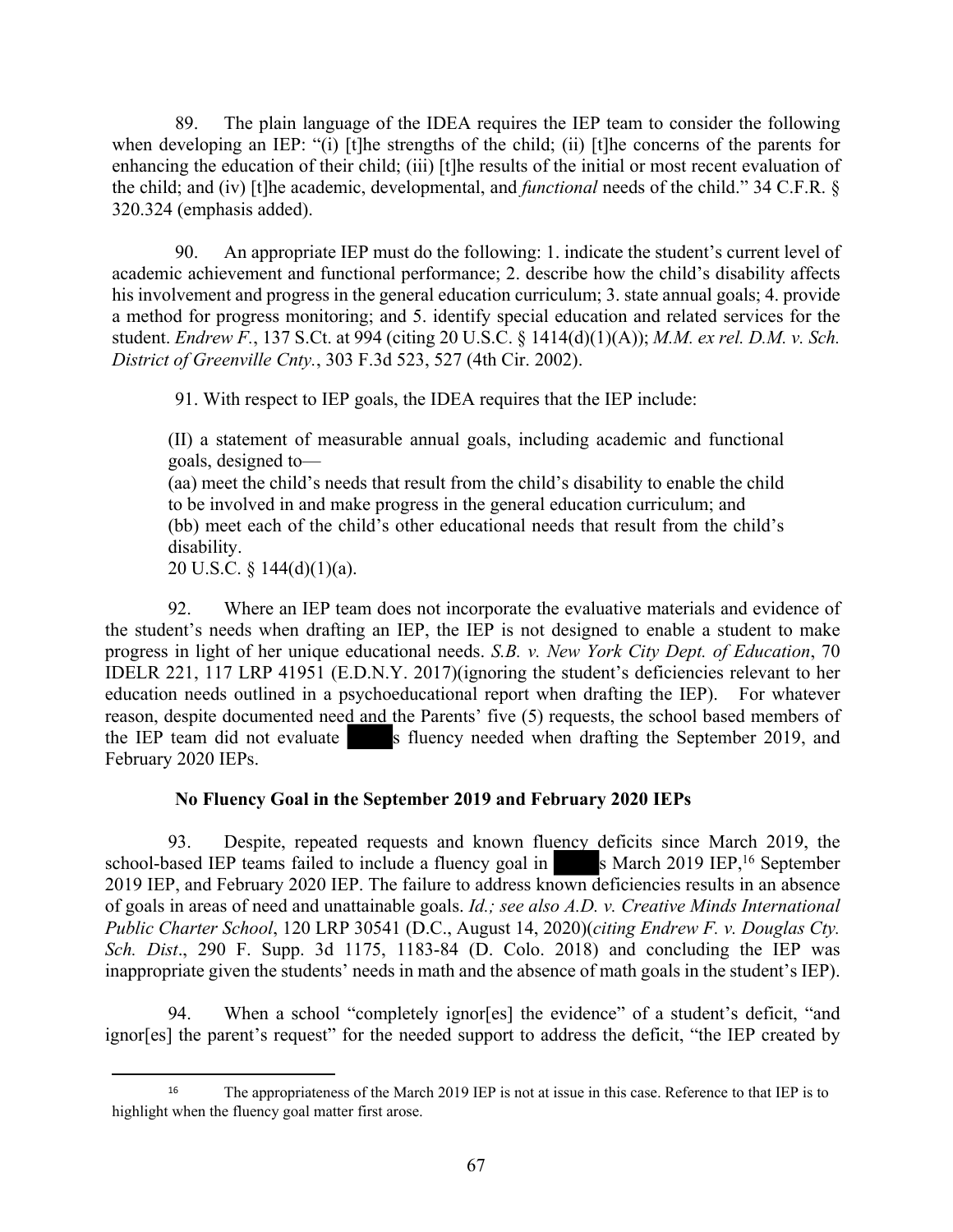89. The plain language of the IDEA requires the IEP team to consider the following when developing an IEP: "(i) [t]he strengths of the child; (ii) [t]he concerns of the parents for enhancing the education of their child; (iii) [t]he results of the initial or most recent evaluation of the child; and (iv) [t]he academic, developmental, and *functional* needs of the child." 34 C.F.R. § 320.324 (emphasis added).

90. An appropriate IEP must do the following: 1. indicate the student's current level of academic achievement and functional performance; 2. describe how the child's disability affects his involvement and progress in the general education curriculum; 3. state annual goals; 4. provide a method for progress monitoring; and 5. identify special education and related services for the student. *Endrew F.*, 137 S.Ct. at 994 (citing 20 U.S.C. § 1414(d)(1)(A)); *M.M. ex rel. D.M. v. Sch. District of Greenville Cnty.*, 303 F.3d 523, 527 (4th Cir. 2002).

91. With respect to IEP goals, the IDEA requires that the IEP include:

> (II) a statement of measurable annual goals, including academic and functional goals, designed to—
> (aa) meet the child's needs that result from the child's disability to enable the child to be involved in and make progress in the general education curriculum; and
> (bb) meet each of the child's other educational needs that result from the child's disability.
> 20 U.S.C. § 144(d)(1)(a).

92. Where an IEP team does not incorporate the evaluative materials and evidence of the student's needs when drafting an IEP, the IEP is not designed to enable a student to make progress in light of her unique educational needs. *S.B. v. New York City Dept. of Education*, 70 IDELR 221, 117 LRP 41951 (E.D.N.Y. 2017)(ignoring the student's deficiencies relevant to her education needs outlined in a psychoeducational report when drafting the IEP). For whatever reason, despite documented need and the Parents' five (5) requests, the school based members of the IEP team did not evaluate ████s fluency needed when drafting the September 2019, and February 2020 IEPs.

**No Fluency Goal in the September 2019 and February 2020 IEPs**

93. Despite, repeated requests and known fluency deficits since March 2019, the school-based IEP teams failed to include a fluency goal in ████s March 2019 IEP,[16] September 2019 IEP, and February 2020 IEP. The failure to address known deficiencies results in an absence of goals in areas of need and unattainable goals. *Id.; see also A.D. v. Creative Minds International Public Charter School*, 120 LRP 30541 (D.C., August 14, 2020)(*citing Endrew F. v. Douglas Cty. Sch. Dist*., 290 F. Supp. 3d 1175, 1183-84 (D. Colo. 2018) and concluding the IEP was inappropriate given the students' needs in math and the absence of math goals in the student's IEP).

94. When a school "completely ignor[es] the evidence" of a student's deficit, "and ignor[es] the parent's request" for the needed support to address the deficit, "the IEP created by

[16] The appropriateness of the March 2019 IEP is not at issue in this case. Reference to that IEP is to highlight when the fluency goal matter first arose.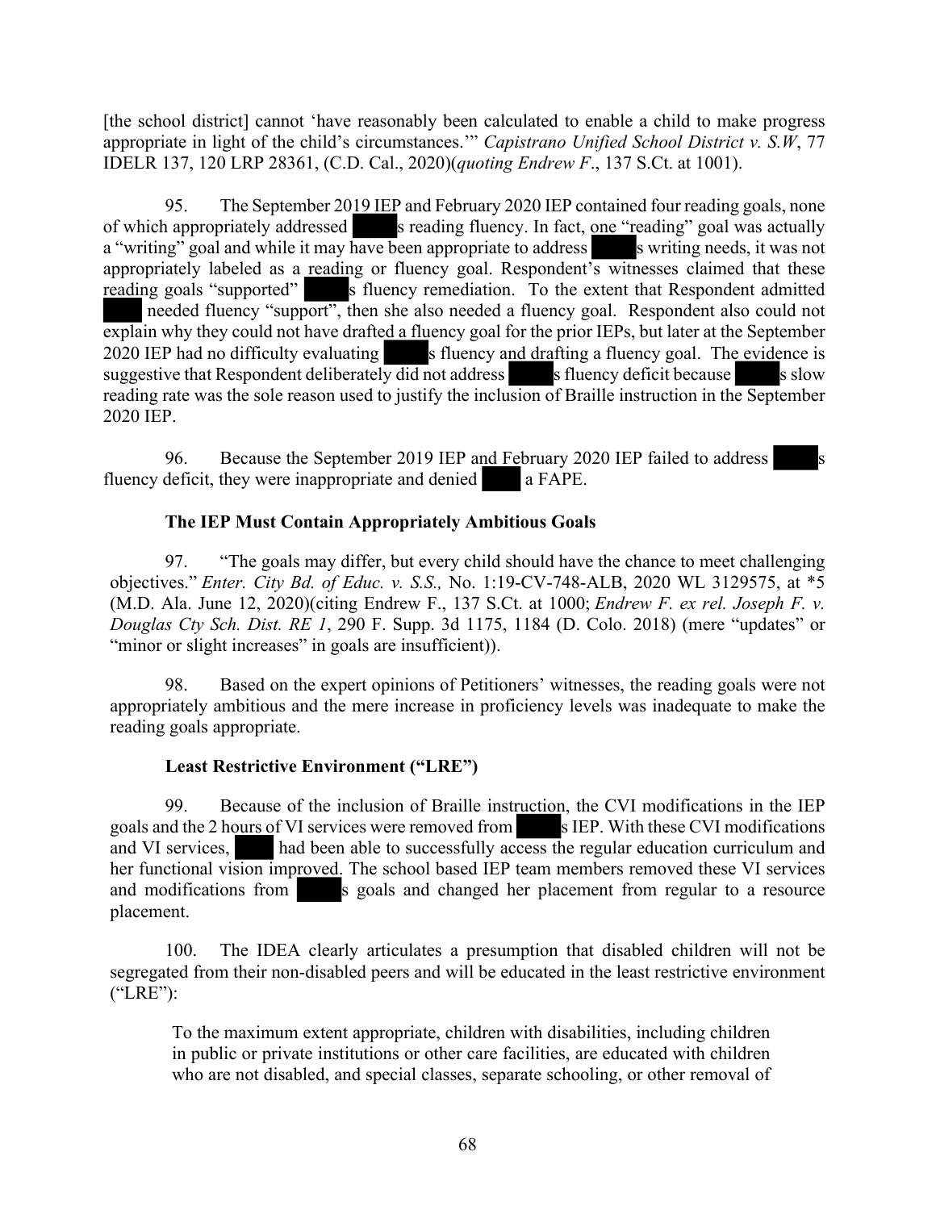[the school district] cannot 'have reasonably been calculated to enable a child to make progress appropriate in light of the child's circumstances.'" *Capistrano Unified School District v. S.W*, 77 IDELR 137, 120 LRP 28361, (C.D. Cal., 2020)(*quoting Endrew F.*, 137 S.Ct. at 1001).

95. The September 2019 IEP and February 2020 IEP contained four reading goals, none of which appropriately addressed ████s reading fluency. In fact, one "reading" goal was actually a "writing" goal and while it may have been appropriate to address ████s writing needs, it was not appropriately labeled as a reading or fluency goal. Respondent's witnesses claimed that these reading goals "supported" ████s fluency remediation. To the extent that Respondent admitted ████ needed fluency "support", then she also needed a fluency goal. Respondent also could not explain why they could not have drafted a fluency goal for the prior IEPs, but later at the September 2020 IEP had no difficulty evaluating ████s fluency and drafting a fluency goal. The evidence is suggestive that Respondent deliberately did not address ████s fluency deficit because ████s slow reading rate was the sole reason used to justify the inclusion of Braille instruction in the September 2020 IEP.

96. Because the September 2019 IEP and February 2020 IEP failed to address ████s fluency deficit, they were inappropriate and denied ████ a FAPE.

**The IEP Must Contain Appropriately Ambitious Goals**

97. "The goals may differ, but every child should have the chance to meet challenging objectives." *Enter. City Bd. of Educ. v. S.S.,* No. 1:19-CV-748-ALB, 2020 WL 3129575, at *5 (M.D. Ala. June 12, 2020)(citing Endrew F., 137 S.Ct. at 1000; *Endrew F. ex rel. Joseph F. v. Douglas Cty Sch. Dist. RE 1*, 290 F. Supp. 3d 1175, 1184 (D. Colo. 2018) (mere "updates" or "minor or slight increases" in goals are insufficient)).

98. Based on the expert opinions of Petitioners' witnesses, the reading goals were not appropriately ambitious and the mere increase in proficiency levels was inadequate to make the reading goals appropriate.

**Least Restrictive Environment ("LRE")**

99. Because of the inclusion of Braille instruction, the CVI modifications in the IEP goals and the 2 hours of VI services were removed from ████s IEP. With these CVI modifications and VI services, ████ had been able to successfully access the regular education curriculum and her functional vision improved. The school based IEP team members removed these VI services and modifications from ████s goals and changed her placement from regular to a resource placement.

100. The IDEA clearly articulates a presumption that disabled children will not be segregated from their non-disabled peers and will be educated in the least restrictive environment ("LRE"):

> To the maximum extent appropriate, children with disabilities, including children in public or private institutions or other care facilities, are educated with children who are not disabled, and special classes, separate schooling, or other removal of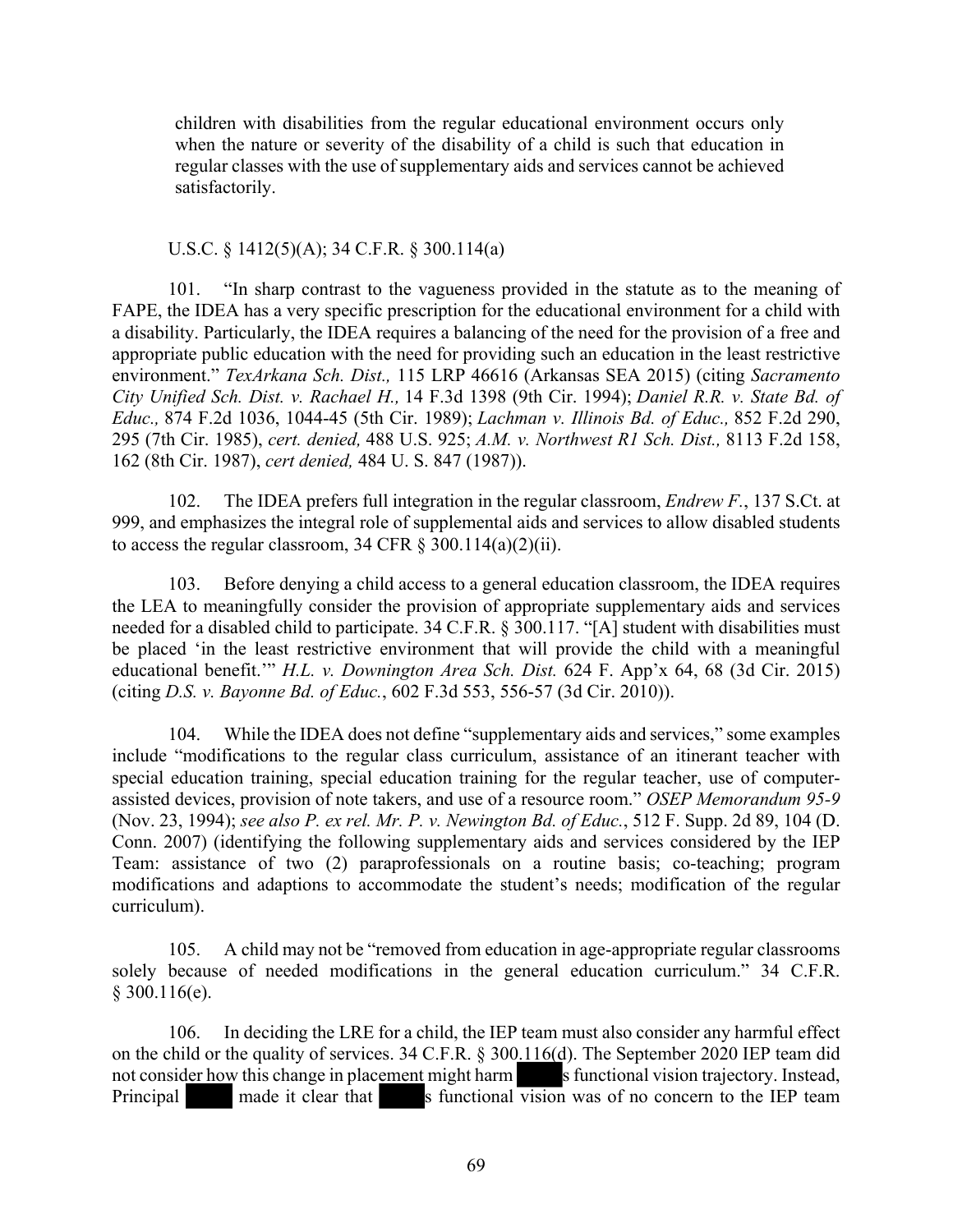> children with disabilities from the regular educational environment occurs only when the nature or severity of the disability of a child is such that education in regular classes with the use of supplementary aids and services cannot be achieved satisfactorily.

U.S.C. § 1412(5)(A); 34 C.F.R. § 300.114(a)

101. "In sharp contrast to the vagueness provided in the statute as to the meaning of FAPE, the IDEA has a very specific prescription for the educational environment for a child with a disability. Particularly, the IDEA requires a balancing of the need for the provision of a free and appropriate public education with the need for providing such an education in the least restrictive environment." *TexArkana Sch. Dist.,* 115 LRP 46616 (Arkansas SEA 2015) (citing *Sacramento City Unified Sch. Dist. v. Rachael H.,* 14 F.3d 1398 (9th Cir. 1994); *Daniel R.R. v. State Bd. of Educ.,* 874 F.2d 1036, 1044-45 (5th Cir. 1989); *Lachman v. Illinois Bd. of Educ.,* 852 F.2d 290, 295 (7th Cir. 1985), *cert. denied,* 488 U.S. 925; *A.M. v. Northwest R1 Sch. Dist.,* 8113 F.2d 158, 162 (8th Cir. 1987), *cert denied,* 484 U. S. 847 (1987)).

102. The IDEA prefers full integration in the regular classroom, *Endrew F.*, 137 S.Ct. at 999, and emphasizes the integral role of supplemental aids and services to allow disabled students to access the regular classroom, 34 CFR § 300.114(a)(2)(ii).

103. Before denying a child access to a general education classroom, the IDEA requires the LEA to meaningfully consider the provision of appropriate supplementary aids and services needed for a disabled child to participate. 34 C.F.R. § 300.117. "[A] student with disabilities must be placed 'in the least restrictive environment that will provide the child with a meaningful educational benefit.'" *H.L. v. Downington Area Sch. Dist.* 624 F. App'x 64, 68 (3d Cir. 2015) (citing *D.S. v. Bayonne Bd. of Educ.*, 602 F.3d 553, 556-57 (3d Cir. 2010)).

104. While the IDEA does not define "supplementary aids and services," some examples include "modifications to the regular class curriculum, assistance of an itinerant teacher with special education training, special education training for the regular teacher, use of computer-assisted devices, provision of note takers, and use of a resource room." *OSEP Memorandum 95-9* (Nov. 23, 1994); *see also P. ex rel. Mr. P. v. Newington Bd. of Educ.*, 512 F. Supp. 2d 89, 104 (D. Conn. 2007) (identifying the following supplementary aids and services considered by the IEP Team: assistance of two (2) paraprofessionals on a routine basis; co-teaching; program modifications and adaptions to accommodate the student's needs; modification of the regular curriculum).

105. A child may not be "removed from education in age-appropriate regular classrooms solely because of needed modifications in the general education curriculum." 34 C.F.R. § 300.116(e).

106. In deciding the LRE for a child, the IEP team must also consider any harmful effect on the child or the quality of services. 34 C.F.R. § 300.116(d). The September 2020 IEP team did not consider how this change in placement might harm ████s functional vision trajectory. Instead, Principal ████ made it clear that ████s functional vision was of no concern to the IEP team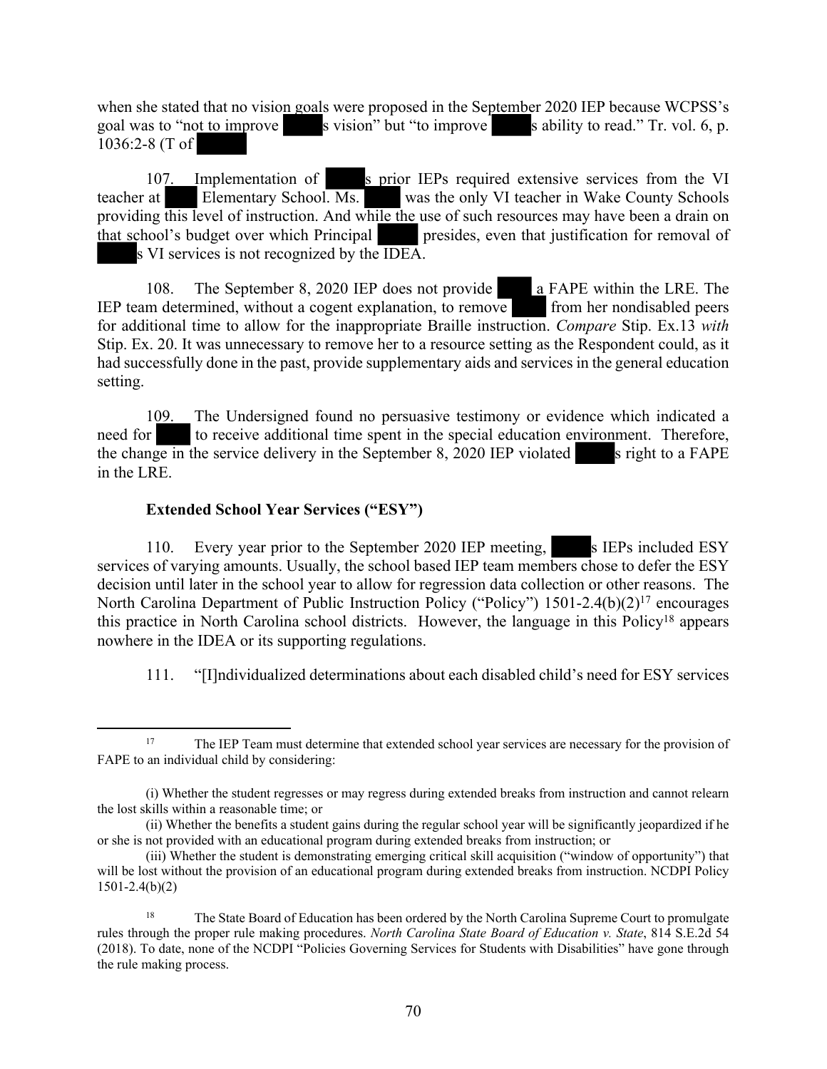when she stated that no vision goals were proposed in the September 2020 IEP because WCPSS's goal was to "not to improve ██s vision" but "to improve ██s ability to read." Tr. vol. 6, p. 1036:2-8 (T of ██

107. Implementation of ██s prior IEPs required extensive services from the VI teacher at ██ Elementary School. Ms. ██ was the only VI teacher in Wake County Schools providing this level of instruction. And while the use of such resources may have been a drain on that school's budget over which Principal ██ presides, even that justification for removal of ██s VI services is not recognized by the IDEA.

108. The September 8, 2020 IEP does not provide ██ a FAPE within the LRE. The IEP team determined, without a cogent explanation, to remove ██ from her nondisabled peers for additional time to allow for the inappropriate Braille instruction. *Compare* Stip. Ex.13 *with* Stip. Ex. 20. It was unnecessary to remove her to a resource setting as the Respondent could, as it had successfully done in the past, provide supplementary aids and services in the general education setting.

109. The Undersigned found no persuasive testimony or evidence which indicated a need for ██ to receive additional time spent in the special education environment. Therefore, the change in the service delivery in the September 8, 2020 IEP violated ██s right to a FAPE in the LRE.

**Extended School Year Services ("ESY")**

110. Every year prior to the September 2020 IEP meeting, ██s IEPs included ESY services of varying amounts. Usually, the school based IEP team members chose to defer the ESY decision until later in the school year to allow for regression data collection or other reasons. The North Carolina Department of Public Instruction Policy ("Policy") 1501-2.4(b)(2)[17] encourages this practice in North Carolina school districts. However, the language in this Policy[18] appears nowhere in the IDEA or its supporting regulations.

111. "[I]ndividualized determinations about each disabled child's need for ESY services

---

[17] The IEP Team must determine that extended school year services are necessary for the provision of FAPE to an individual child by considering:

(i) Whether the student regresses or may regress during extended breaks from instruction and cannot relearn the lost skills within a reasonable time; or

(ii) Whether the benefits a student gains during the regular school year will be significantly jeopardized if he or she is not provided with an educational program during extended breaks from instruction; or

(iii) Whether the student is demonstrating emerging critical skill acquisition ("window of opportunity") that will be lost without the provision of an educational program during extended breaks from instruction. NCDPI Policy 1501-2.4(b)(2)

[18] The State Board of Education has been ordered by the North Carolina Supreme Court to promulgate rules through the proper rule making procedures. *North Carolina State Board of Education v. State*, 814 S.E.2d 54 (2018). To date, none of the NCDPI "Policies Governing Services for Students with Disabilities" have gone through the rule making process.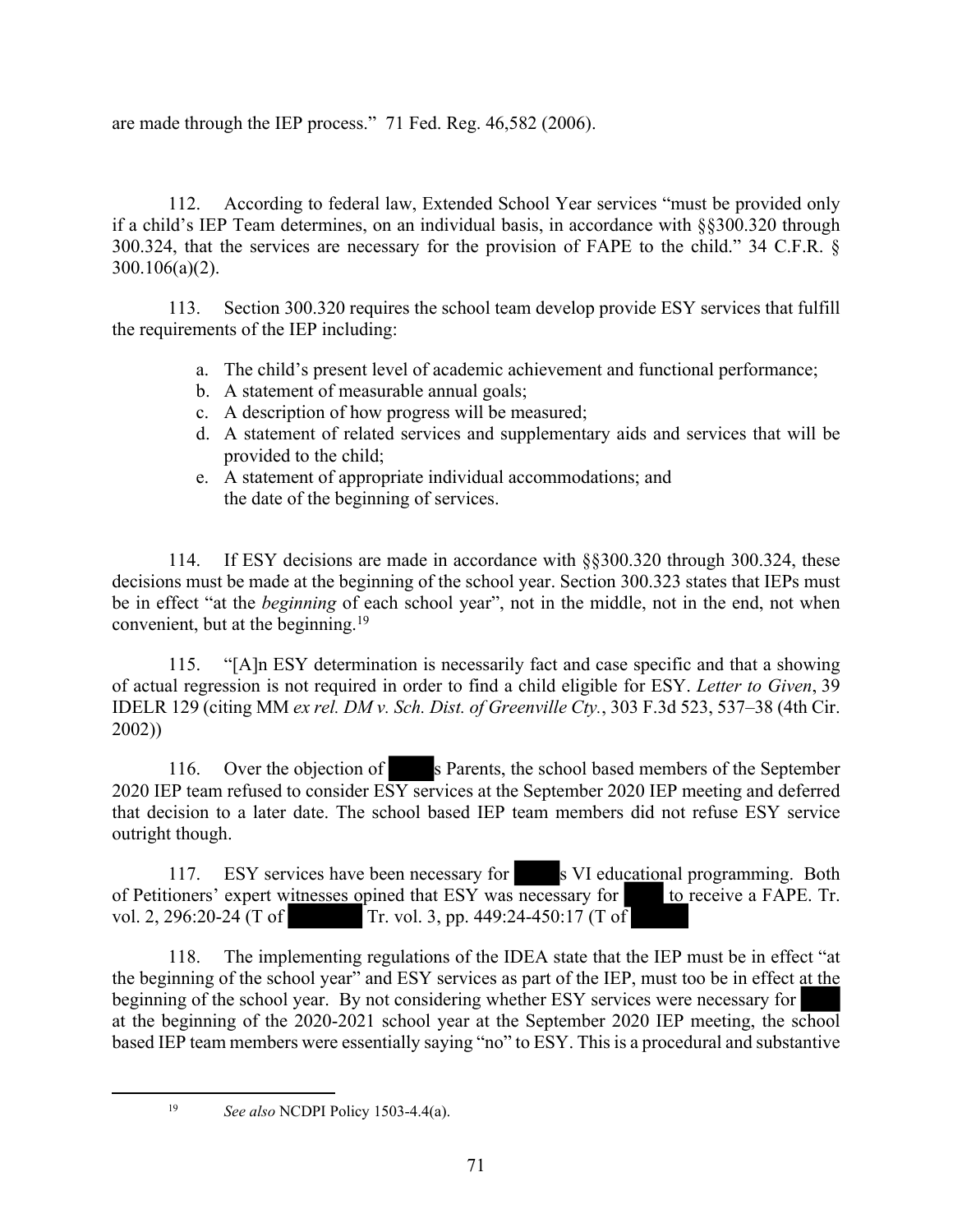are made through the IEP process." 71 Fed. Reg. 46,582 (2006).

112. According to federal law, Extended School Year services "must be provided only if a child's IEP Team determines, on an individual basis, in accordance with §§300.320 through 300.324, that the services are necessary for the provision of FAPE to the child." 34 C.F.R. § 300.106(a)(2).

113. Section 300.320 requires the school team develop provide ESY services that fulfill the requirements of the IEP including:

a. The child's present level of academic achievement and functional performance;
b. A statement of measurable annual goals;
c. A description of how progress will be measured;
d. A statement of related services and supplementary aids and services that will be provided to the child;
e. A statement of appropriate individual accommodations; and
the date of the beginning of services.

114. If ESY decisions are made in accordance with §§300.320 through 300.324, these decisions must be made at the beginning of the school year. Section 300.323 states that IEPs must be in effect "at the *beginning* of each school year", not in the middle, not in the end, not when convenient, but at the beginning.[19]

115. "[A]n ESY determination is necessarily fact and case specific and that a showing of actual regression is not required in order to find a child eligible for ESY. *Letter to Given*, 39 IDELR 129 (citing MM *ex rel. DM v. Sch. Dist. of Greenville Cty.*, 303 F.3d 523, 537–38 (4th Cir. 2002))

116. Over the objection of ███s Parents, the school based members of the September 2020 IEP team refused to consider ESY services at the September 2020 IEP meeting and deferred that decision to a later date. The school based IEP team members did not refuse ESY service outright though.

117. ESY services have been necessary for ███s VI educational programming. Both of Petitioners' expert witnesses opined that ESY was necessary for ███ to receive a FAPE. Tr. vol. 2, 296:20-24 (T of ███ Tr. vol. 3, pp. 449:24-450:17 (T of ███

118. The implementing regulations of the IDEA state that the IEP must be in effect "at the beginning of the school year" and ESY services as part of the IEP, must too be in effect at the beginning of the school year. By not considering whether ESY services were necessary for ███ at the beginning of the 2020-2021 school year at the September 2020 IEP meeting, the school based IEP team members were essentially saying "no" to ESY. This is a procedural and substantive

[19] *See also* NCDPI Policy 1503-4.4(a).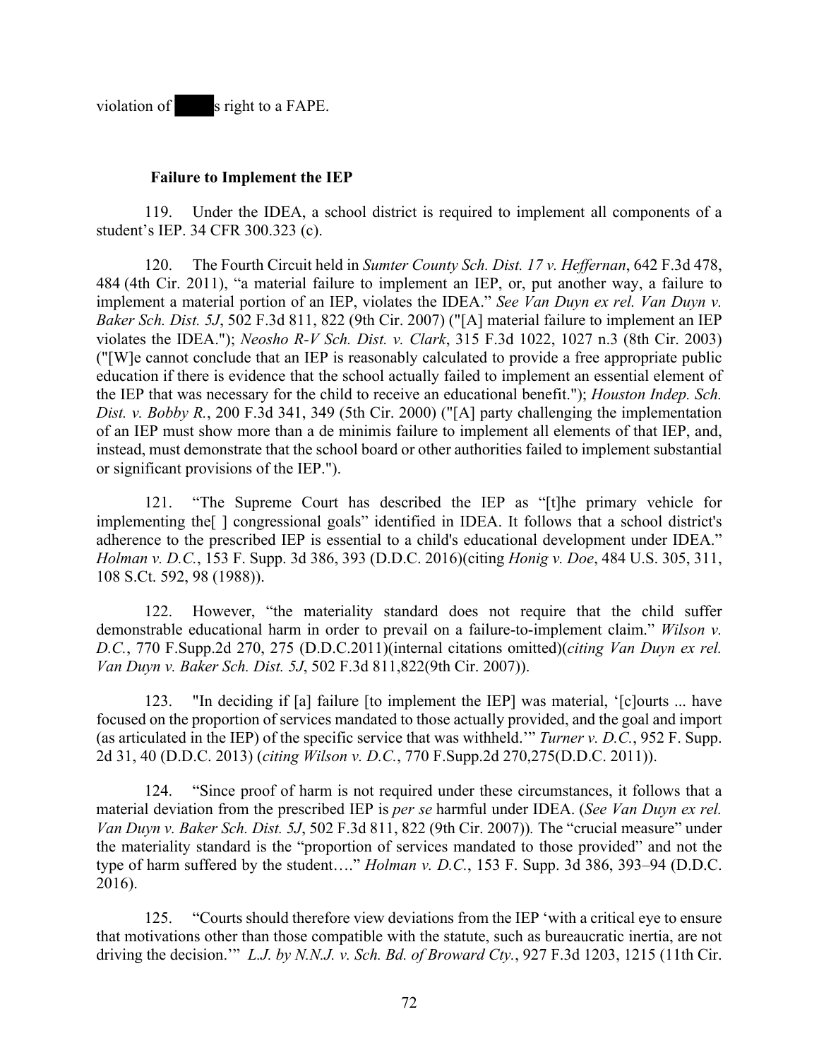violation of ████s right to a FAPE.

**Failure to Implement the IEP**

119. Under the IDEA, a school district is required to implement all components of a student's IEP. 34 CFR 300.323 (c).

120. The Fourth Circuit held in *Sumter County Sch. Dist. 17 v. Heffernan*, 642 F.3d 478, 484 (4th Cir. 2011), "a material failure to implement an IEP, or, put another way, a failure to implement a material portion of an IEP, violates the IDEA." *See Van Duyn ex rel. Van Duyn v. Baker Sch. Dist. 5J*, 502 F.3d 811, 822 (9th Cir. 2007) ("[A] material failure to implement an IEP violates the IDEA."); *Neosho R-V Sch. Dist. v. Clark*, 315 F.3d 1022, 1027 n.3 (8th Cir. 2003) ("[W]e cannot conclude that an IEP is reasonably calculated to provide a free appropriate public education if there is evidence that the school actually failed to implement an essential element of the IEP that was necessary for the child to receive an educational benefit."); *Houston Indep. Sch. Dist. v. Bobby R.*, 200 F.3d 341, 349 (5th Cir. 2000) ("[A] party challenging the implementation of an IEP must show more than a de minimis failure to implement all elements of that IEP, and, instead, must demonstrate that the school board or other authorities failed to implement substantial or significant provisions of the IEP.").

121. "The Supreme Court has described the IEP as "[t]he primary vehicle for implementing the[ ] congressional goals" identified in IDEA. It follows that a school district's adherence to the prescribed IEP is essential to a child's educational development under IDEA." *Holman v. D.C.*, 153 F. Supp. 3d 386, 393 (D.D.C. 2016)(citing *Honig v. Doe*, 484 U.S. 305, 311, 108 S.Ct. 592, 98 (1988)).

122. However, "the materiality standard does not require that the child suffer demonstrable educational harm in order to prevail on a failure-to-implement claim." *Wilson v. D.C.*, 770 F.Supp.2d 270, 275 (D.D.C.2011)(internal citations omitted)(*citing Van Duyn ex rel. Van Duyn v. Baker Sch. Dist. 5J*, 502 F.3d 811,822(9th Cir. 2007)).

123. "In deciding if [a] failure [to implement the IEP] was material, '[c]ourts ... have focused on the proportion of services mandated to those actually provided, and the goal and import (as articulated in the IEP) of the specific service that was withheld.'" *Turner v. D.C.*, 952 F. Supp. 2d 31, 40 (D.D.C. 2013) (*citing Wilson v. D.C.*, 770 F.Supp.2d 270,275(D.D.C. 2011)).

124. "Since proof of harm is not required under these circumstances, it follows that a material deviation from the prescribed IEP is *per se* harmful under IDEA. (*See Van Duyn ex rel. Van Duyn v. Baker Sch. Dist. 5J*, 502 F.3d 811, 822 (9th Cir. 2007)). The "crucial measure" under the materiality standard is the "proportion of services mandated to those provided" and not the type of harm suffered by the student…." *Holman v. D.C.*, 153 F. Supp. 3d 386, 393–94 (D.D.C. 2016).

125. "Courts should therefore view deviations from the IEP 'with a critical eye to ensure that motivations other than those compatible with the statute, such as bureaucratic inertia, are not driving the decision.'" *L.J. by N.N.J. v. Sch. Bd. of Broward Cty.*, 927 F.3d 1203, 1215 (11th Cir.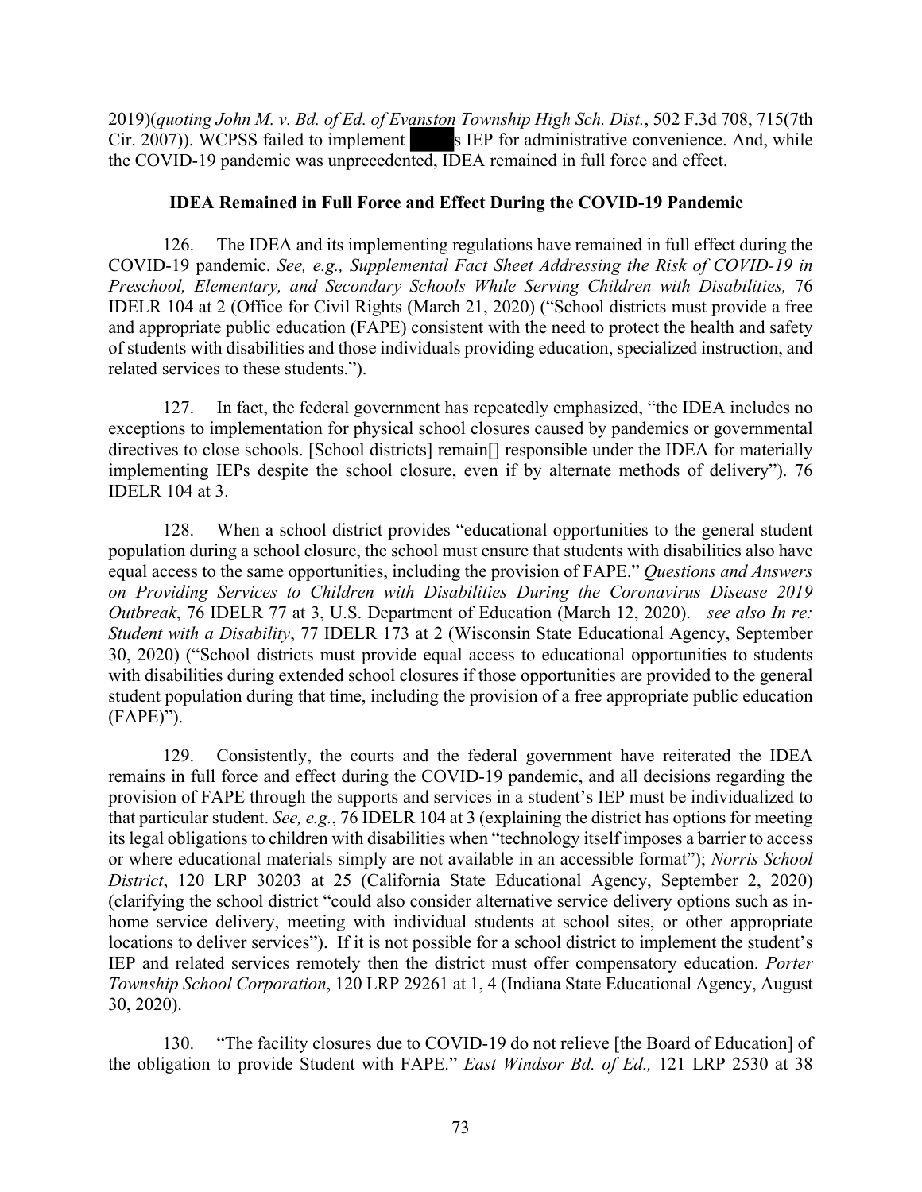2019)(*quoting John M. v. Bd. of Ed. of Evanston Township High Sch. Dist.*, 502 F.3d 708, 715(7th Cir. 2007)). WCPSS failed to implement ███s IEP for administrative convenience. And, while the COVID-19 pandemic was unprecedented, IDEA remained in full force and effect.

**IDEA Remained in Full Force and Effect During the COVID-19 Pandemic**

126. The IDEA and its implementing regulations have remained in full effect during the COVID-19 pandemic. *See, e.g., Supplemental Fact Sheet Addressing the Risk of COVID-19 in Preschool, Elementary, and Secondary Schools While Serving Children with Disabilities,* 76 IDELR 104 at 2 (Office for Civil Rights (March 21, 2020) ("School districts must provide a free and appropriate public education (FAPE) consistent with the need to protect the health and safety of students with disabilities and those individuals providing education, specialized instruction, and related services to these students.").

127. In fact, the federal government has repeatedly emphasized, "the IDEA includes no exceptions to implementation for physical school closures caused by pandemics or governmental directives to close schools. [School districts] remain[] responsible under the IDEA for materially implementing IEPs despite the school closure, even if by alternate methods of delivery"). 76 IDELR 104 at 3.

128. When a school district provides "educational opportunities to the general student population during a school closure, the school must ensure that students with disabilities also have equal access to the same opportunities, including the provision of FAPE." *Questions and Answers on Providing Services to Children with Disabilities During the Coronavirus Disease 2019 Outbreak*, 76 IDELR 77 at 3, U.S. Department of Education (March 12, 2020). *see also In re: Student with a Disability*, 77 IDELR 173 at 2 (Wisconsin State Educational Agency, September 30, 2020) ("School districts must provide equal access to educational opportunities to students with disabilities during extended school closures if those opportunities are provided to the general student population during that time, including the provision of a free appropriate public education (FAPE)").

129. Consistently, the courts and the federal government have reiterated the IDEA remains in full force and effect during the COVID-19 pandemic, and all decisions regarding the provision of FAPE through the supports and services in a student's IEP must be individualized to that particular student. *See, e.g.*, 76 IDELR 104 at 3 (explaining the district has options for meeting its legal obligations to children with disabilities when "technology itself imposes a barrier to access or where educational materials simply are not available in an accessible format"); *Norris School District*, 120 LRP 30203 at 25 (California State Educational Agency, September 2, 2020) (clarifying the school district "could also consider alternative service delivery options such as in-home service delivery, meeting with individual students at school sites, or other appropriate locations to deliver services"). If it is not possible for a school district to implement the student's IEP and related services remotely then the district must offer compensatory education. *Porter Township School Corporation*, 120 LRP 29261 at 1, 4 (Indiana State Educational Agency, August 30, 2020).

130. "The facility closures due to COVID-19 do not relieve [the Board of Education] of the obligation to provide Student with FAPE." *East Windsor Bd. of Ed.,* 121 LRP 2530 at 38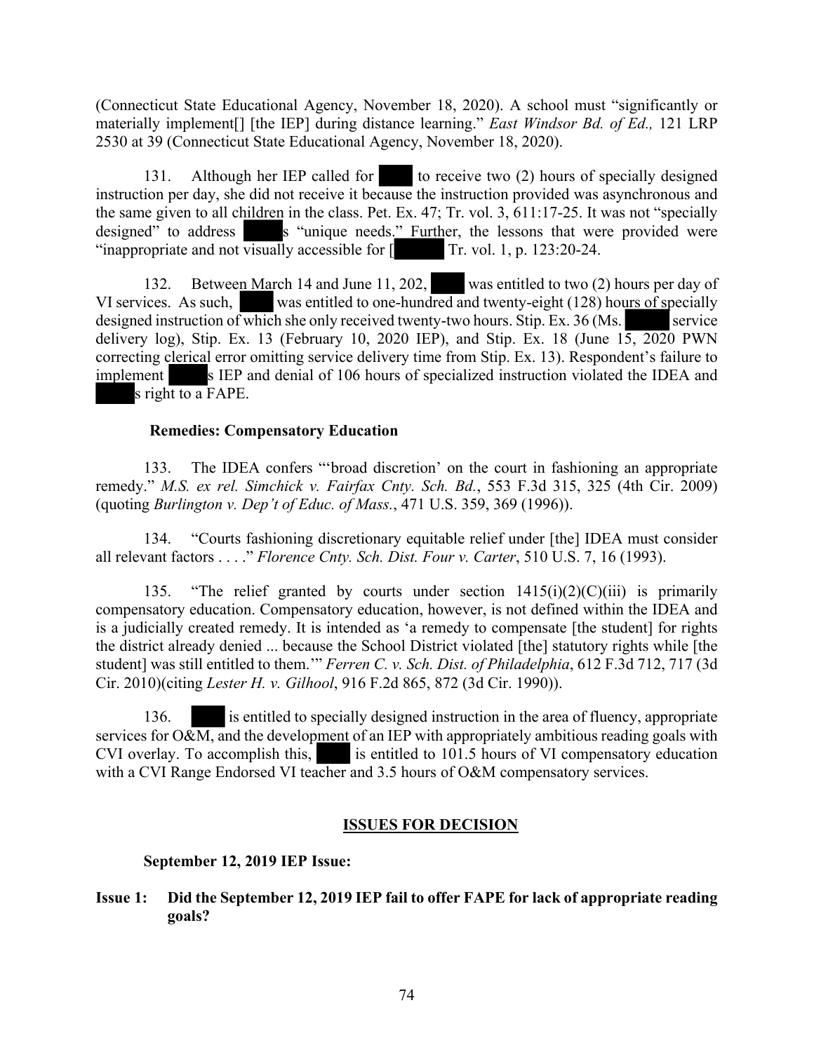(Connecticut State Educational Agency, November 18, 2020). A school must "significantly or materially implement[] [the IEP] during distance learning." *East Windsor Bd. of Ed.,* 121 LRP 2530 at 39 (Connecticut State Educational Agency, November 18, 2020).

131. Although her IEP called for [REDACTED] to receive two (2) hours of specially designed instruction per day, she did not receive it because the instruction provided was asynchronous and the same given to all children in the class. Pet. Ex. 47; Tr. vol. 3, 611:17-25. It was not "specially designed" to address [REDACTED]s "unique needs." Further, the lessons that were provided were "inappropriate and not visually accessible for [[REDACTED] Tr. vol. 1, p. 123:20-24.

132. Between March 14 and June 11, 202, [REDACTED] was entitled to two (2) hours per day of VI services. As such, [REDACTED] was entitled to one-hundred and twenty-eight (128) hours of specially designed instruction of which she only received twenty-two hours. Stip. Ex. 36 (Ms. [REDACTED] service delivery log), Stip. Ex. 13 (February 10, 2020 IEP), and Stip. Ex. 18 (June 15, 2020 PWN correcting clerical error omitting service delivery time from Stip. Ex. 13). Respondent's failure to implement [REDACTED]s IEP and denial of 106 hours of specialized instruction violated the IDEA and [REDACTED]s right to a FAPE.

**Remedies: Compensatory Education**

133. The IDEA confers "'broad discretion' on the court in fashioning an appropriate remedy." *M.S. ex rel. Simchick v. Fairfax Cnty. Sch. Bd.*, 553 F.3d 315, 325 (4th Cir. 2009) (quoting *Burlington v. Dep't of Educ. of Mass.*, 471 U.S. 359, 369 (1996)).

134. "Courts fashioning discretionary equitable relief under [the] IDEA must consider all relevant factors . . . ." *Florence Cnty. Sch. Dist. Four v. Carter*, 510 U.S. 7, 16 (1993).

135. "The relief granted by courts under section 1415(i)(2)(C)(iii) is primarily compensatory education. Compensatory education, however, is not defined within the IDEA and is a judicially created remedy. It is intended as 'a remedy to compensate [the student] for rights the district already denied ... because the School District violated [the] statutory rights while [the student] was still entitled to them.'" *Ferren C. v. Sch. Dist. of Philadelphia*, 612 F.3d 712, 717 (3d Cir. 2010)(citing *Lester H. v. Gilhool*, 916 F.2d 865, 872 (3d Cir. 1990)).

136. [REDACTED] is entitled to specially designed instruction in the area of fluency, appropriate services for O&M, and the development of an IEP with appropriately ambitious reading goals with CVI overlay. To accomplish this, [REDACTED] is entitled to 101.5 hours of VI compensatory education with a CVI Range Endorsed VI teacher and 3.5 hours of O&M compensatory services.

## ISSUES FOR DECISION

**September 12, 2019 IEP Issue:**

**Issue 1: Did the September 12, 2019 IEP fail to offer FAPE for lack of appropriate reading goals?**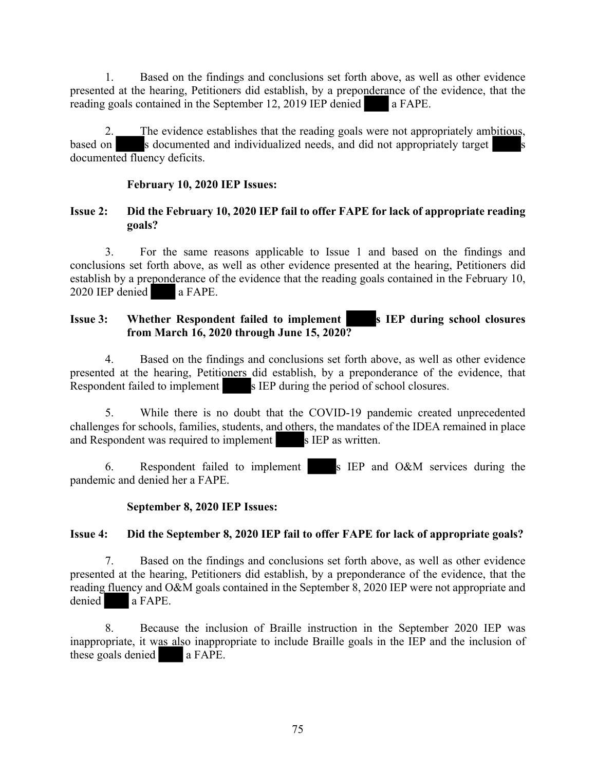1. Based on the findings and conclusions set forth above, as well as other evidence presented at the hearing, Petitioners did establish, by a preponderance of the evidence, that the reading goals contained in the September 12, 2019 IEP denied ████ a FAPE.

2. The evidence establishes that the reading goals were not appropriately ambitious, based on █████s documented and individualized needs, and did not appropriately target █████s documented fluency deficits.

**February 10, 2020 IEP Issues:**

**Issue 2: Did the February 10, 2020 IEP fail to offer FAPE for lack of appropriate reading goals?**

3. For the same reasons applicable to Issue 1 and based on the findings and conclusions set forth above, as well as other evidence presented at the hearing, Petitioners did establish by a preponderance of the evidence that the reading goals contained in the February 10, 2020 IEP denied ████ a FAPE.

**Issue 3: Whether Respondent failed to implement █████s IEP during school closures from March 16, 2020 through June 15, 2020?**

4. Based on the findings and conclusions set forth above, as well as other evidence presented at the hearing, Petitioners did establish, by a preponderance of the evidence, that Respondent failed to implement █████s IEP during the period of school closures.

5. While there is no doubt that the COVID-19 pandemic created unprecedented challenges for schools, families, students, and others, the mandates of the IDEA remained in place and Respondent was required to implement █████s IEP as written.

6. Respondent failed to implement █████s IEP and O&M services during the pandemic and denied her a FAPE.

**September 8, 2020 IEP Issues:**

**Issue 4: Did the September 8, 2020 IEP fail to offer FAPE for lack of appropriate goals?**

7. Based on the findings and conclusions set forth above, as well as other evidence presented at the hearing, Petitioners did establish, by a preponderance of the evidence, that the reading fluency and O&M goals contained in the September 8, 2020 IEP were not appropriate and denied ████ a FAPE.

8. Because the inclusion of Braille instruction in the September 2020 IEP was inappropriate, it was also inappropriate to include Braille goals in the IEP and the inclusion of these goals denied ████ a FAPE.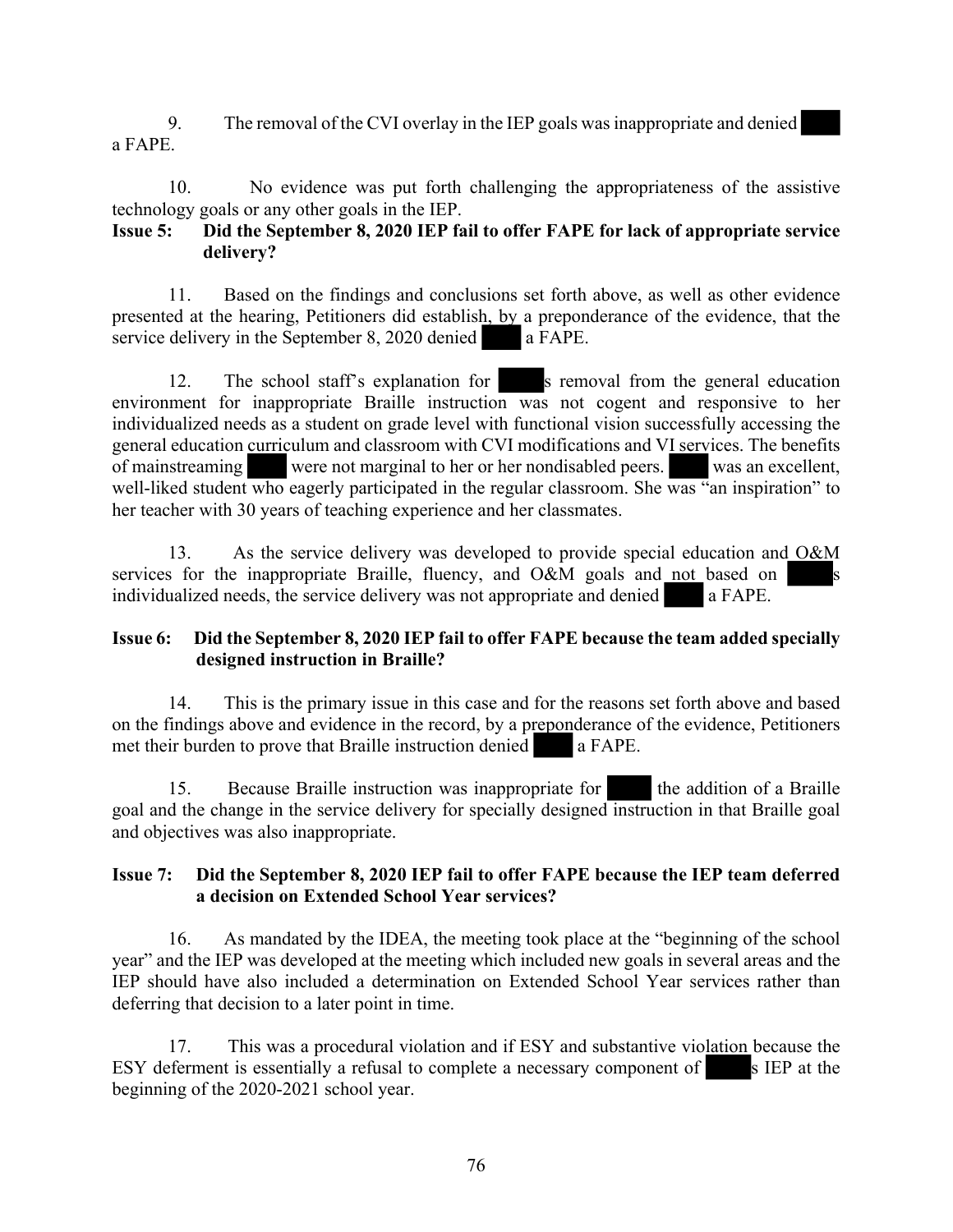9. The removal of the CVI overlay in the IEP goals was inappropriate and denied ████ a FAPE.

10. No evidence was put forth challenging the appropriateness of the assistive technology goals or any other goals in the IEP.

**Issue 5: Did the September 8, 2020 IEP fail to offer FAPE for lack of appropriate service delivery?**

11. Based on the findings and conclusions set forth above, as well as other evidence presented at the hearing, Petitioners did establish, by a preponderance of the evidence, that the service delivery in the September 8, 2020 denied ████ a FAPE.

12. The school staff's explanation for ████s removal from the general education environment for inappropriate Braille instruction was not cogent and responsive to her individualized needs as a student on grade level with functional vision successfully accessing the general education curriculum and classroom with CVI modifications and VI services. The benefits of mainstreaming ████ were not marginal to her or her nondisabled peers. ████ was an excellent, well-liked student who eagerly participated in the regular classroom. She was "an inspiration" to her teacher with 30 years of teaching experience and her classmates.

13. As the service delivery was developed to provide special education and O&M services for the inappropriate Braille, fluency, and O&M goals and not based on ████s individualized needs, the service delivery was not appropriate and denied ████ a FAPE.

**Issue 6: Did the September 8, 2020 IEP fail to offer FAPE because the team added specially designed instruction in Braille?**

14. This is the primary issue in this case and for the reasons set forth above and based on the findings above and evidence in the record, by a preponderance of the evidence, Petitioners met their burden to prove that Braille instruction denied ████ a FAPE.

15. Because Braille instruction was inappropriate for ████ the addition of a Braille goal and the change in the service delivery for specially designed instruction in that Braille goal and objectives was also inappropriate.

**Issue 7: Did the September 8, 2020 IEP fail to offer FAPE because the IEP team deferred a decision on Extended School Year services?**

16. As mandated by the IDEA, the meeting took place at the "beginning of the school year" and the IEP was developed at the meeting which included new goals in several areas and the IEP should have also included a determination on Extended School Year services rather than deferring that decision to a later point in time.

17. This was a procedural violation and if ESY and substantive violation because the ESY deferment is essentially a refusal to complete a necessary component of ████s IEP at the beginning of the 2020-2021 school year.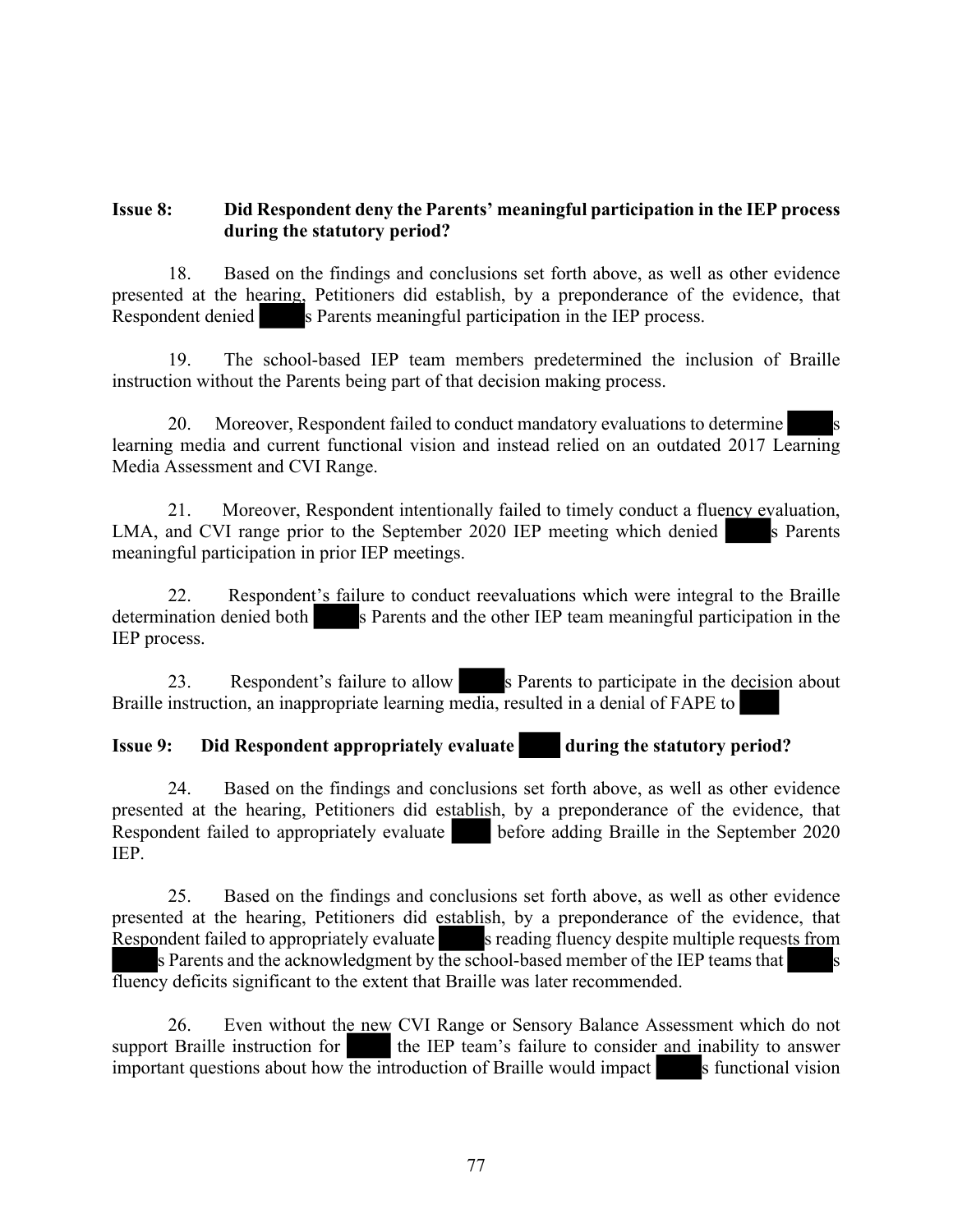**Issue 8: Did Respondent deny the Parents' meaningful participation in the IEP process during the statutory period?**

18. Based on the findings and conclusions set forth above, as well as other evidence presented at the hearing, Petitioners did establish, by a preponderance of the evidence, that Respondent denied ████s Parents meaningful participation in the IEP process.

19. The school-based IEP team members predetermined the inclusion of Braille instruction without the Parents being part of that decision making process.

20. Moreover, Respondent failed to conduct mandatory evaluations to determine ████s learning media and current functional vision and instead relied on an outdated 2017 Learning Media Assessment and CVI Range.

21. Moreover, Respondent intentionally failed to timely conduct a fluency evaluation, LMA, and CVI range prior to the September 2020 IEP meeting which denied ████s Parents meaningful participation in prior IEP meetings.

22. Respondent's failure to conduct reevaluations which were integral to the Braille determination denied both ████s Parents and the other IEP team meaningful participation in the IEP process.

23. Respondent's failure to allow ████s Parents to participate in the decision about Braille instruction, an inappropriate learning media, resulted in a denial of FAPE to ████

**Issue 9: Did Respondent appropriately evaluate ████ during the statutory period?**

24. Based on the findings and conclusions set forth above, as well as other evidence presented at the hearing, Petitioners did establish, by a preponderance of the evidence, that Respondent failed to appropriately evaluate ████ before adding Braille in the September 2020 IEP.

25. Based on the findings and conclusions set forth above, as well as other evidence presented at the hearing, Petitioners did establish, by a preponderance of the evidence, that Respondent failed to appropriately evaluate ████s reading fluency despite multiple requests from ████s Parents and the acknowledgment by the school-based member of the IEP teams that ████s fluency deficits significant to the extent that Braille was later recommended.

26. Even without the new CVI Range or Sensory Balance Assessment which do not support Braille instruction for ████ the IEP team's failure to consider and inability to answer important questions about how the introduction of Braille would impact ████s functional vision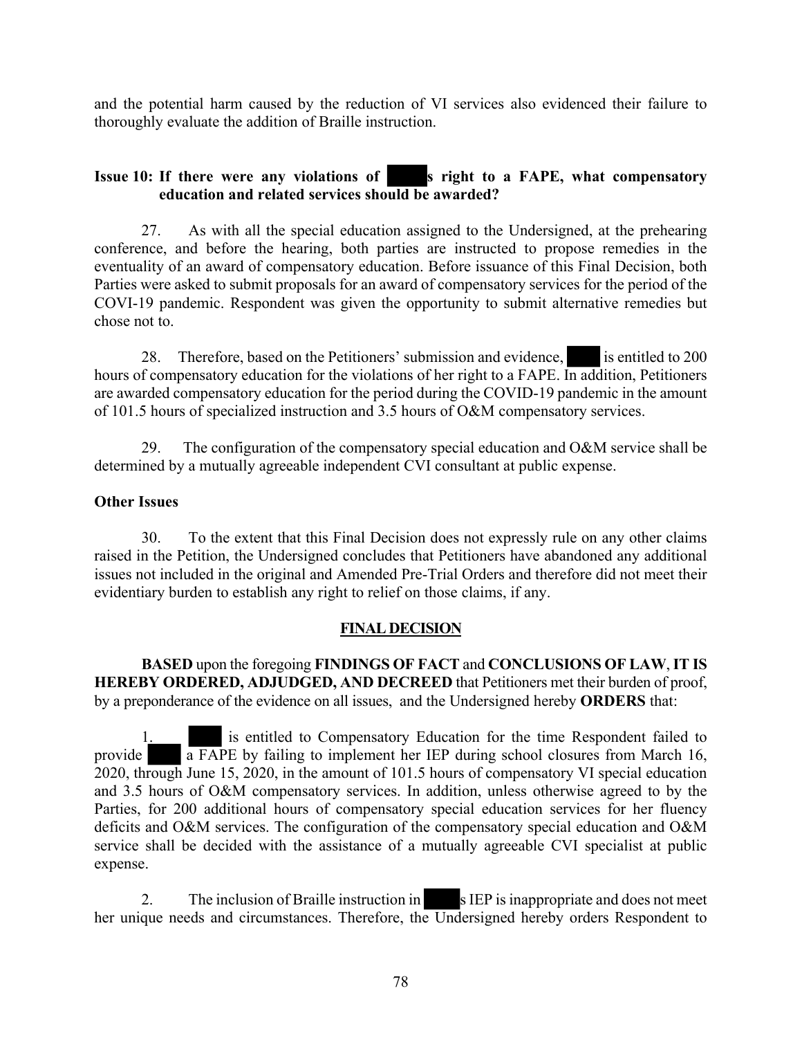and the potential harm caused by the reduction of VI services also evidenced their failure to thoroughly evaluate the addition of Braille instruction.

**Issue 10: If there were any violations of ████s right to a FAPE, what compensatory education and related services should be awarded?**

27. As with all the special education assigned to the Undersigned, at the prehearing conference, and before the hearing, both parties are instructed to propose remedies in the eventuality of an award of compensatory education. Before issuance of this Final Decision, both Parties were asked to submit proposals for an award of compensatory services for the period of the COVI-19 pandemic. Respondent was given the opportunity to submit alternative remedies but chose not to.

28. Therefore, based on the Petitioners' submission and evidence, ████ is entitled to 200 hours of compensatory education for the violations of her right to a FAPE. In addition, Petitioners are awarded compensatory education for the period during the COVID-19 pandemic in the amount of 101.5 hours of specialized instruction and 3.5 hours of O&M compensatory services.

29. The configuration of the compensatory special education and O&M service shall be determined by a mutually agreeable independent CVI consultant at public expense.

**Other Issues**

30. To the extent that this Final Decision does not expressly rule on any other claims raised in the Petition, the Undersigned concludes that Petitioners have abandoned any additional issues not included in the original and Amended Pre-Trial Orders and therefore did not meet their evidentiary burden to establish any right to relief on those claims, if any.

## FINAL DECISION

**BASED** upon the foregoing **FINDINGS OF FACT** and **CONCLUSIONS OF LAW**, **IT IS HEREBY ORDERED, ADJUDGED, AND DECREED** that Petitioners met their burden of proof, by a preponderance of the evidence on all issues, and the Undersigned hereby **ORDERS** that:

1. ████ is entitled to Compensatory Education for the time Respondent failed to provide ████ a FAPE by failing to implement her IEP during school closures from March 16, 2020, through June 15, 2020, in the amount of 101.5 hours of compensatory VI special education and 3.5 hours of O&M compensatory services. In addition, unless otherwise agreed to by the Parties, for 200 additional hours of compensatory special education services for her fluency deficits and O&M services. The configuration of the compensatory special education and O&M service shall be decided with the assistance of a mutually agreeable CVI specialist at public expense.

2. The inclusion of Braille instruction in ████s IEP is inappropriate and does not meet her unique needs and circumstances. Therefore, the Undersigned hereby orders Respondent to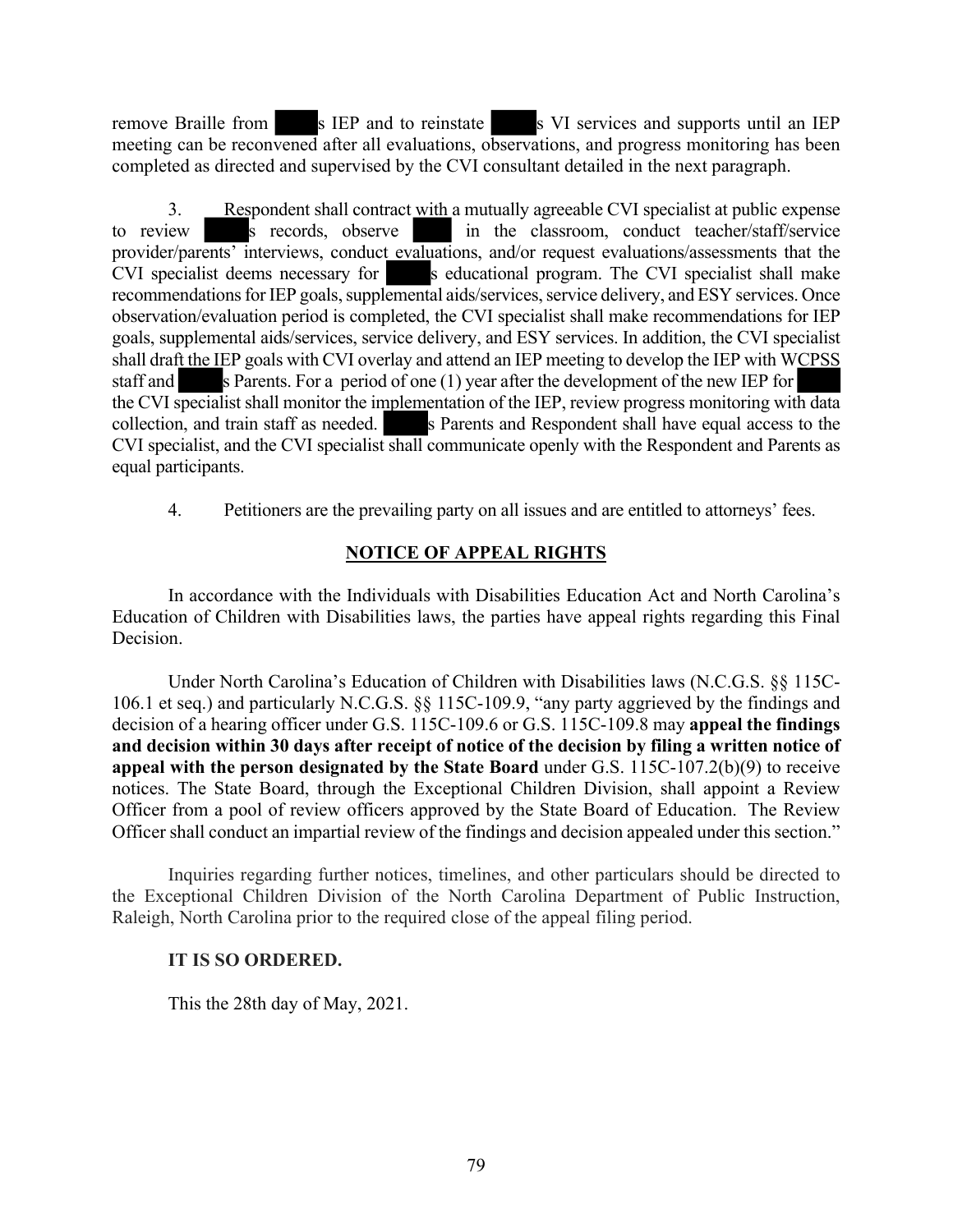remove Braille from ████s IEP and to reinstate ████s VI services and supports until an IEP meeting can be reconvened after all evaluations, observations, and progress monitoring has been completed as directed and supervised by the CVI consultant detailed in the next paragraph.

3. Respondent shall contract with a mutually agreeable CVI specialist at public expense to review ████s records, observe ████ in the classroom, conduct teacher/staff/service provider/parents' interviews, conduct evaluations, and/or request evaluations/assessments that the CVI specialist deems necessary for ████s educational program. The CVI specialist shall make recommendations for IEP goals, supplemental aids/services, service delivery, and ESY services. Once observation/evaluation period is completed, the CVI specialist shall make recommendations for IEP goals, supplemental aids/services, service delivery, and ESY services. In addition, the CVI specialist shall draft the IEP goals with CVI overlay and attend an IEP meeting to develop the IEP with WCPSS staff and ████s Parents. For a period of one (1) year after the development of the new IEP for ████ the CVI specialist shall monitor the implementation of the IEP, review progress monitoring with data collection, and train staff as needed. ████s Parents and Respondent shall have equal access to the CVI specialist, and the CVI specialist shall communicate openly with the Respondent and Parents as equal participants.

4. Petitioners are the prevailing party on all issues and are entitled to attorneys' fees.

## NOTICE OF APPEAL RIGHTS

In accordance with the Individuals with Disabilities Education Act and North Carolina's Education of Children with Disabilities laws, the parties have appeal rights regarding this Final Decision.

Under North Carolina's Education of Children with Disabilities laws (N.C.G.S. §§ 115C-106.1 et seq.) and particularly N.C.G.S. §§ 115C-109.9, "any party aggrieved by the findings and decision of a hearing officer under G.S. 115C-109.6 or G.S. 115C-109.8 may **appeal the findings and decision within 30 days after receipt of notice of the decision by filing a written notice of appeal with the person designated by the State Board** under G.S. 115C-107.2(b)(9) to receive notices. The State Board, through the Exceptional Children Division, shall appoint a Review Officer from a pool of review officers approved by the State Board of Education. The Review Officer shall conduct an impartial review of the findings and decision appealed under this section."

Inquiries regarding further notices, timelines, and other particulars should be directed to the Exceptional Children Division of the North Carolina Department of Public Instruction, Raleigh, North Carolina prior to the required close of the appeal filing period.

**IT IS SO ORDERED.**

This the 28th day of May, 2021.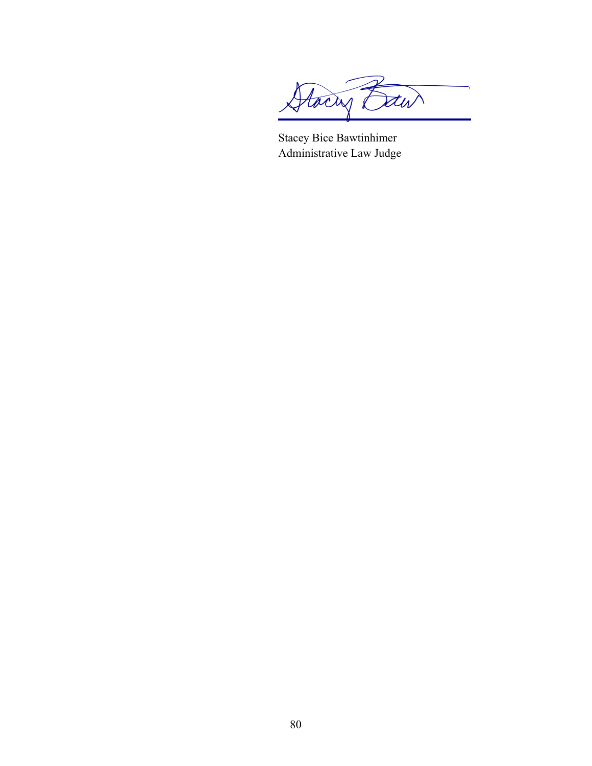Stacey Bice Bawtinhimer
Administrative Law Judge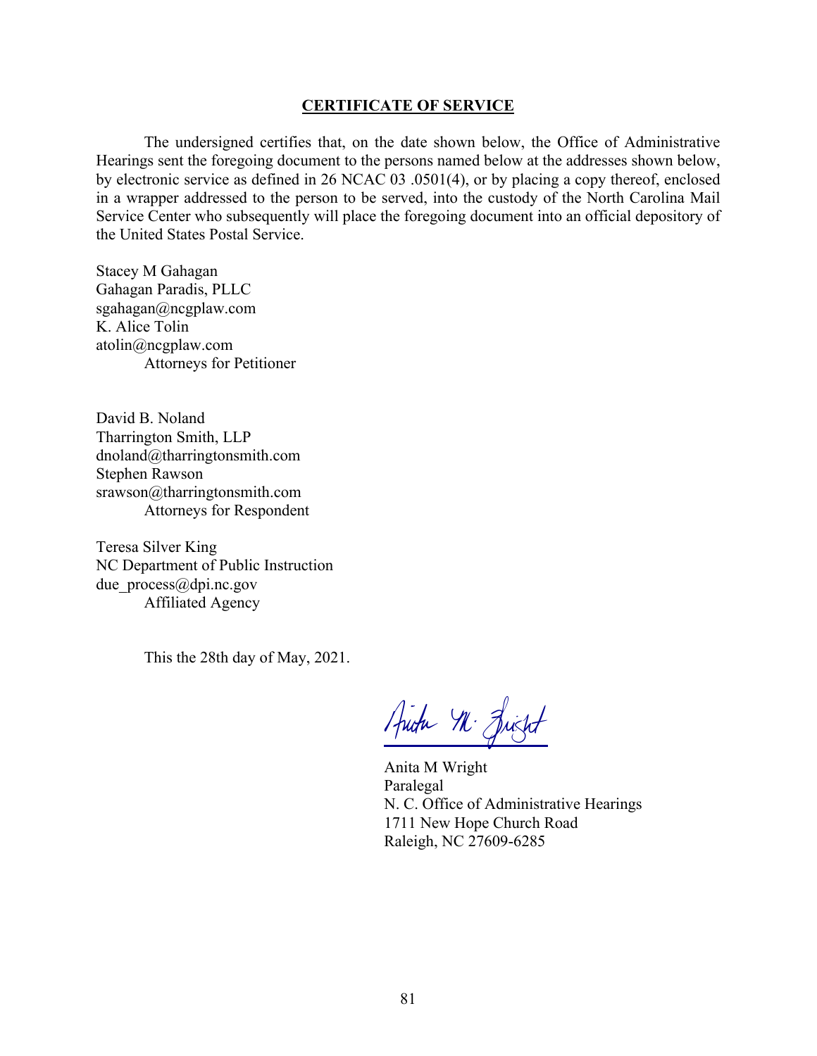**CERTIFICATE OF SERVICE**

The undersigned certifies that, on the date shown below, the Office of Administrative Hearings sent the foregoing document to the persons named below at the addresses shown below, by electronic service as defined in 26 NCAC 03 .0501(4), or by placing a copy thereof, enclosed in a wrapper addressed to the person to be served, into the custody of the North Carolina Mail Service Center who subsequently will place the foregoing document into an official depository of the United States Postal Service.

Stacey M Gahagan
Gahagan Paradis, PLLC
sgahagan@ncgplaw.com
K. Alice Tolin
atolin@ncgplaw.com
    Attorneys for Petitioner

David B. Noland
Tharrington Smith, LLP
dnoland@tharringtonsmith.com
Stephen Rawson
srawson@tharringtonsmith.com
    Attorneys for Respondent

Teresa Silver King
NC Department of Public Instruction
due_process@dpi.nc.gov
    Affiliated Agency

This the 28th day of May, 2021.

Anita M Wright
Paralegal
N. C. Office of Administrative Hearings
1711 New Hope Church Road
Raleigh, NC 27609-6285